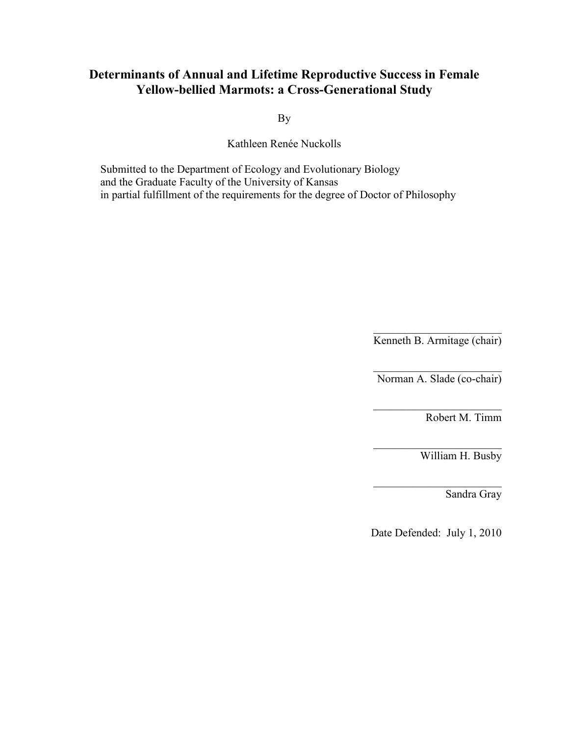# Determinants of Annual and Lifetime Reproductive Success in Female Yellow-bellied Marmots: a Cross-Generational Study

By

Kathleen Renée Nuckolls

Submitted to the Department of Ecology and Evolutionary Biology
and the Graduate Faculty of the University of Kansas
in partial fulfillment of the requirements for the degree of Doctor of Philosophy

\_\_\_\_\_\_\_\_\_\_\_\_\_\_\_\_\_\_\_\_\_\_\_\_
Kenneth B. Armitage (chair)

\_\_\_\_\_\_\_\_\_\_\_\_\_\_\_\_\_\_\_\_\_\_\_\_
Norman A. Slade (co-chair)

\_\_\_\_\_\_\_\_\_\_\_\_\_\_\_\_\_\_\_\_\_\_\_\_
Robert M. Timm

\_\_\_\_\_\_\_\_\_\_\_\_\_\_\_\_\_\_\_\_\_\_\_\_
William H. Busby

\_\_\_\_\_\_\_\_\_\_\_\_\_\_\_\_\_\_\_\_\_\_\_\_
Sandra Gray

Date Defended: July 1, 2010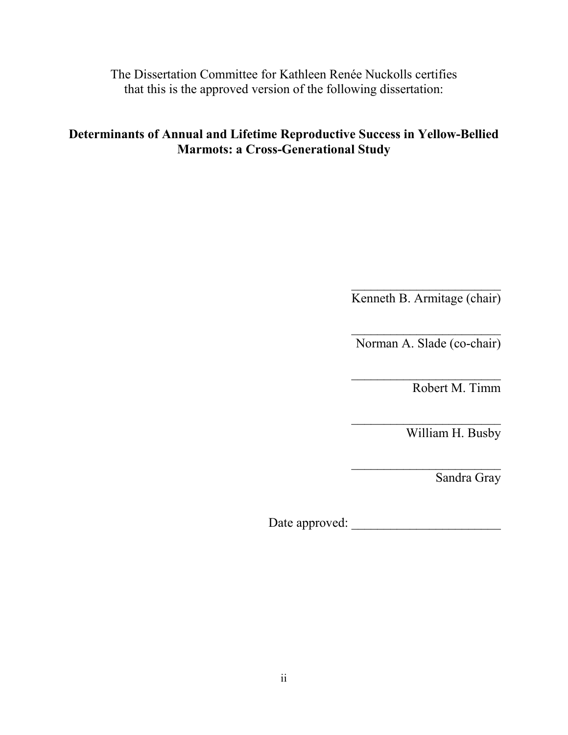The Dissertation Committee for Kathleen Renée Nuckolls certifies that this is the approved version of the following dissertation:

**Determinants of Annual and Lifetime Reproductive Success in Yellow-Bellied Marmots: a Cross-Generational Study**

________________________
Kenneth B. Armitage (chair)

________________________
Norman A. Slade (co-chair)

________________________
Robert M. Timm

________________________
William H. Busby

________________________
Sandra Gray

Date approved: ______________________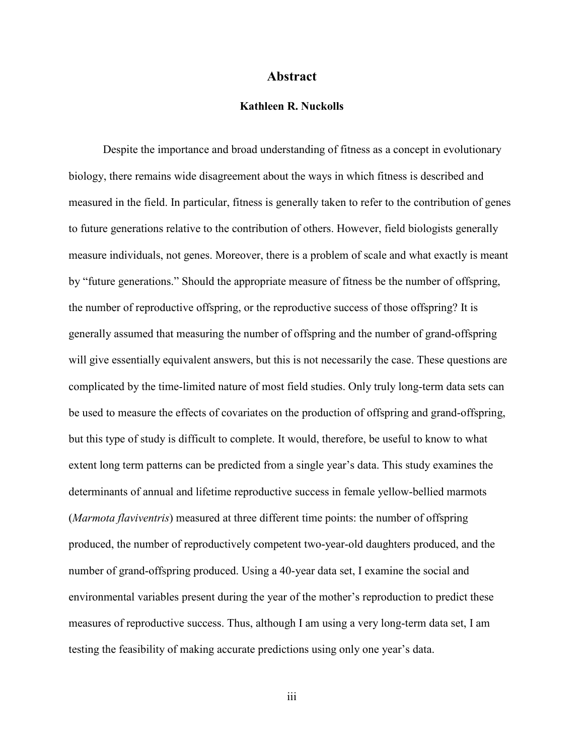# Abstract

**Kathleen R. Nuckolls**

Despite the importance and broad understanding of fitness as a concept in evolutionary biology, there remains wide disagreement about the ways in which fitness is described and measured in the field. In particular, fitness is generally taken to refer to the contribution of genes to future generations relative to the contribution of others. However, field biologists generally measure individuals, not genes. Moreover, there is a problem of scale and what exactly is meant by "future generations." Should the appropriate measure of fitness be the number of offspring, the number of reproductive offspring, or the reproductive success of those offspring? It is generally assumed that measuring the number of offspring and the number of grand-offspring will give essentially equivalent answers, but this is not necessarily the case. These questions are complicated by the time-limited nature of most field studies. Only truly long-term data sets can be used to measure the effects of covariates on the production of offspring and grand-offspring, but this type of study is difficult to complete. It would, therefore, be useful to know to what extent long term patterns can be predicted from a single year's data. This study examines the determinants of annual and lifetime reproductive success in female yellow-bellied marmots (*Marmota flaviventris*) measured at three different time points: the number of offspring produced, the number of reproductively competent two-year-old daughters produced, and the number of grand-offspring produced. Using a 40-year data set, I examine the social and environmental variables present during the year of the mother's reproduction to predict these measures of reproductive success. Thus, although I am using a very long-term data set, I am testing the feasibility of making accurate predictions using only one year's data.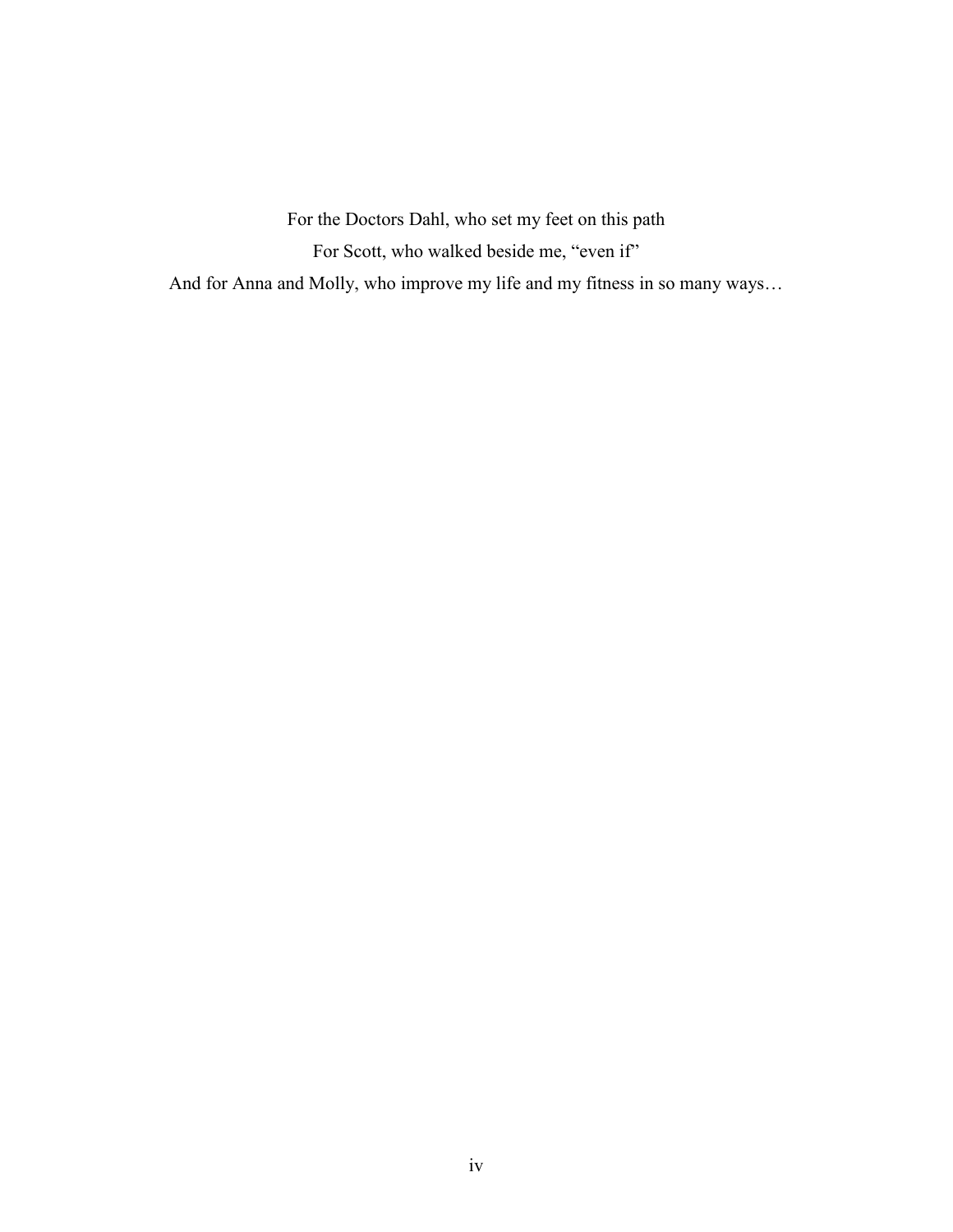For the Doctors Dahl, who set my feet on this path

For Scott, who walked beside me, “even if”

And for Anna and Molly, who improve my life and my fitness in so many ways…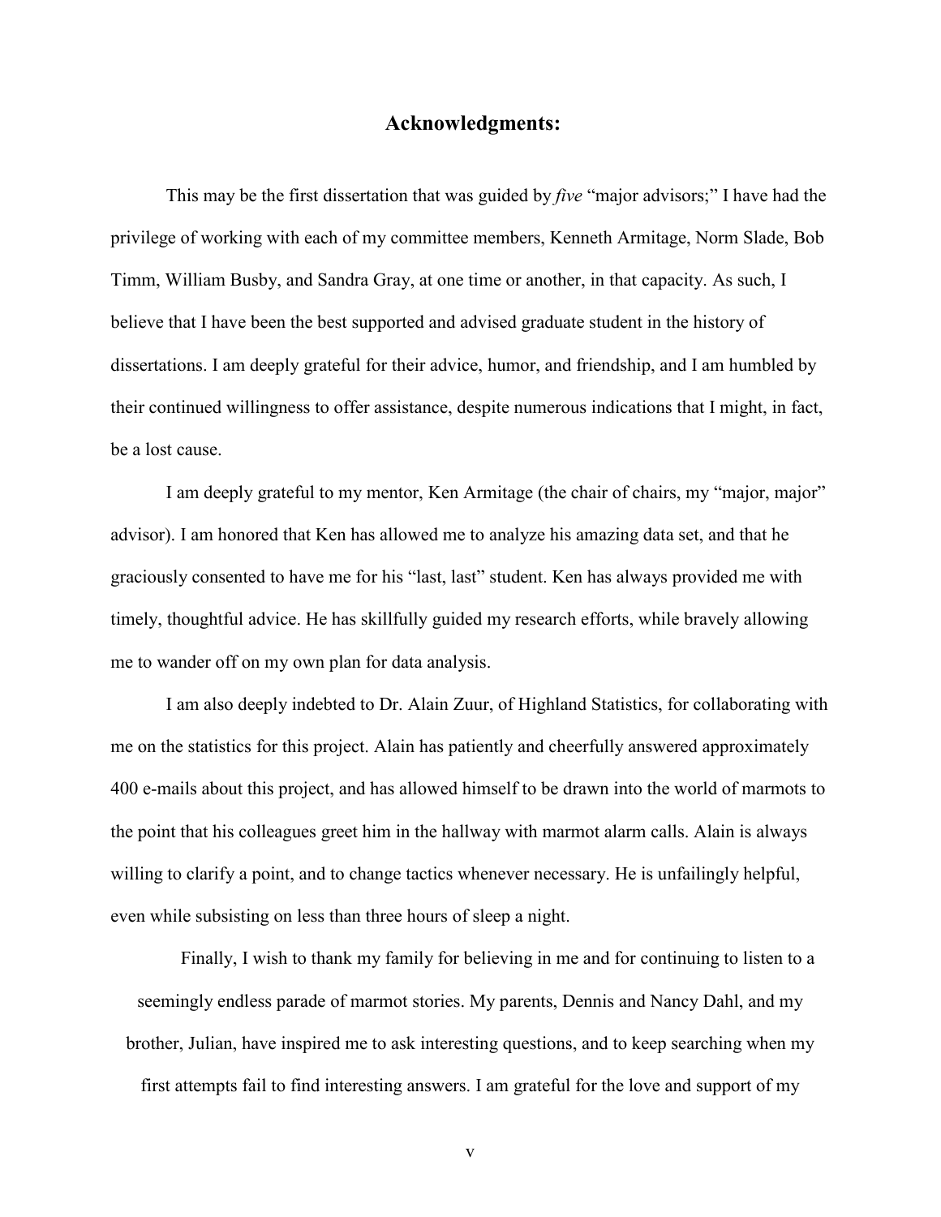## Acknowledgments:

This may be the first dissertation that was guided by *five* "major advisors;" I have had the privilege of working with each of my committee members, Kenneth Armitage, Norm Slade, Bob Timm, William Busby, and Sandra Gray, at one time or another, in that capacity. As such, I believe that I have been the best supported and advised graduate student in the history of dissertations. I am deeply grateful for their advice, humor, and friendship, and I am humbled by their continued willingness to offer assistance, despite numerous indications that I might, in fact, be a lost cause.

I am deeply grateful to my mentor, Ken Armitage (the chair of chairs, my "major, major" advisor). I am honored that Ken has allowed me to analyze his amazing data set, and that he graciously consented to have me for his "last, last" student. Ken has always provided me with timely, thoughtful advice. He has skillfully guided my research efforts, while bravely allowing me to wander off on my own plan for data analysis.

I am also deeply indebted to Dr. Alain Zuur, of Highland Statistics, for collaborating with me on the statistics for this project. Alain has patiently and cheerfully answered approximately 400 e-mails about this project, and has allowed himself to be drawn into the world of marmots to the point that his colleagues greet him in the hallway with marmot alarm calls. Alain is always willing to clarify a point, and to change tactics whenever necessary. He is unfailingly helpful, even while subsisting on less than three hours of sleep a night.

Finally, I wish to thank my family for believing in me and for continuing to listen to a seemingly endless parade of marmot stories. My parents, Dennis and Nancy Dahl, and my brother, Julian, have inspired me to ask interesting questions, and to keep searching when my first attempts fail to find interesting answers. I am grateful for the love and support of my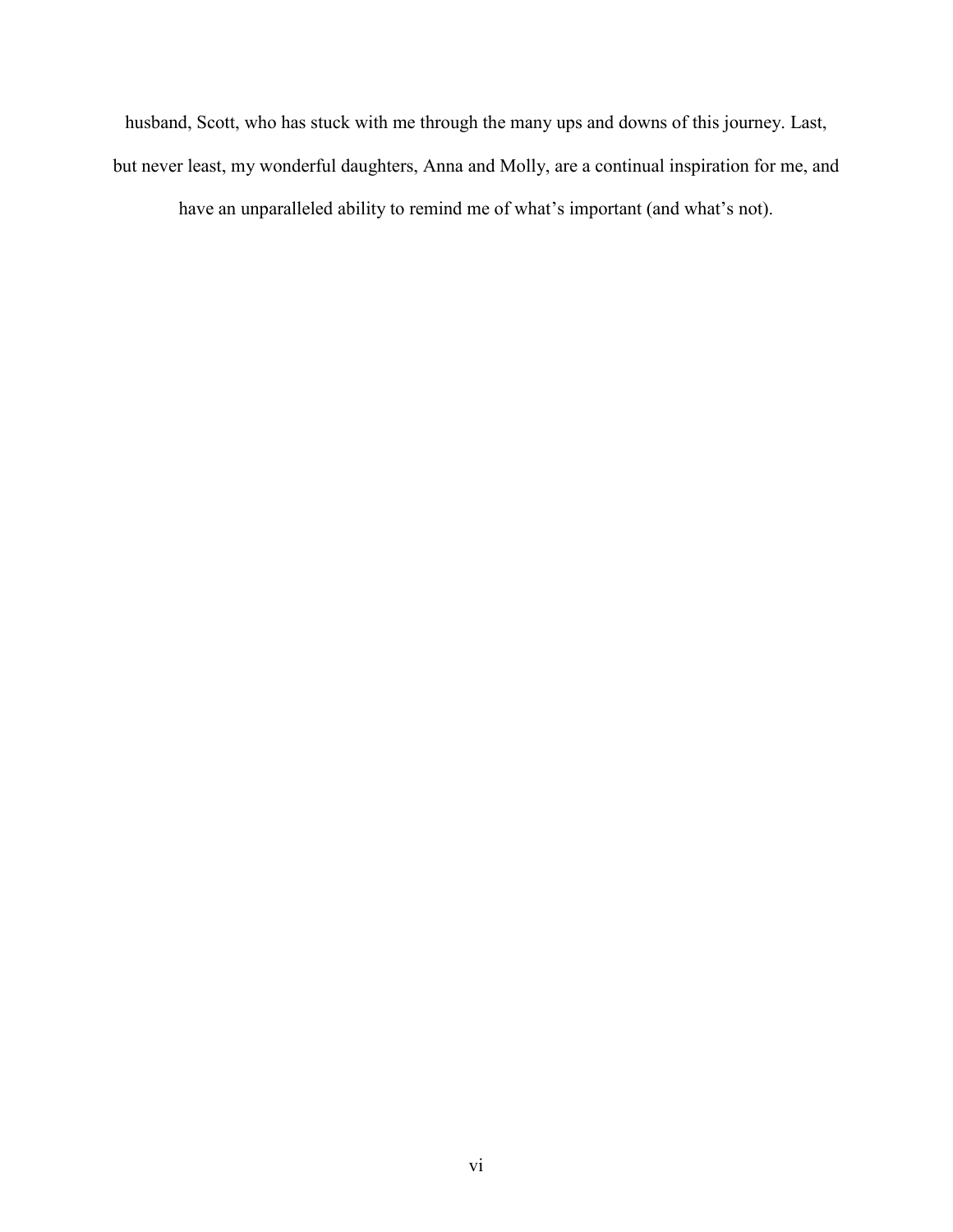husband, Scott, who has stuck with me through the many ups and downs of this journey. Last, but never least, my wonderful daughters, Anna and Molly, are a continual inspiration for me, and have an unparalleled ability to remind me of what's important (and what's not).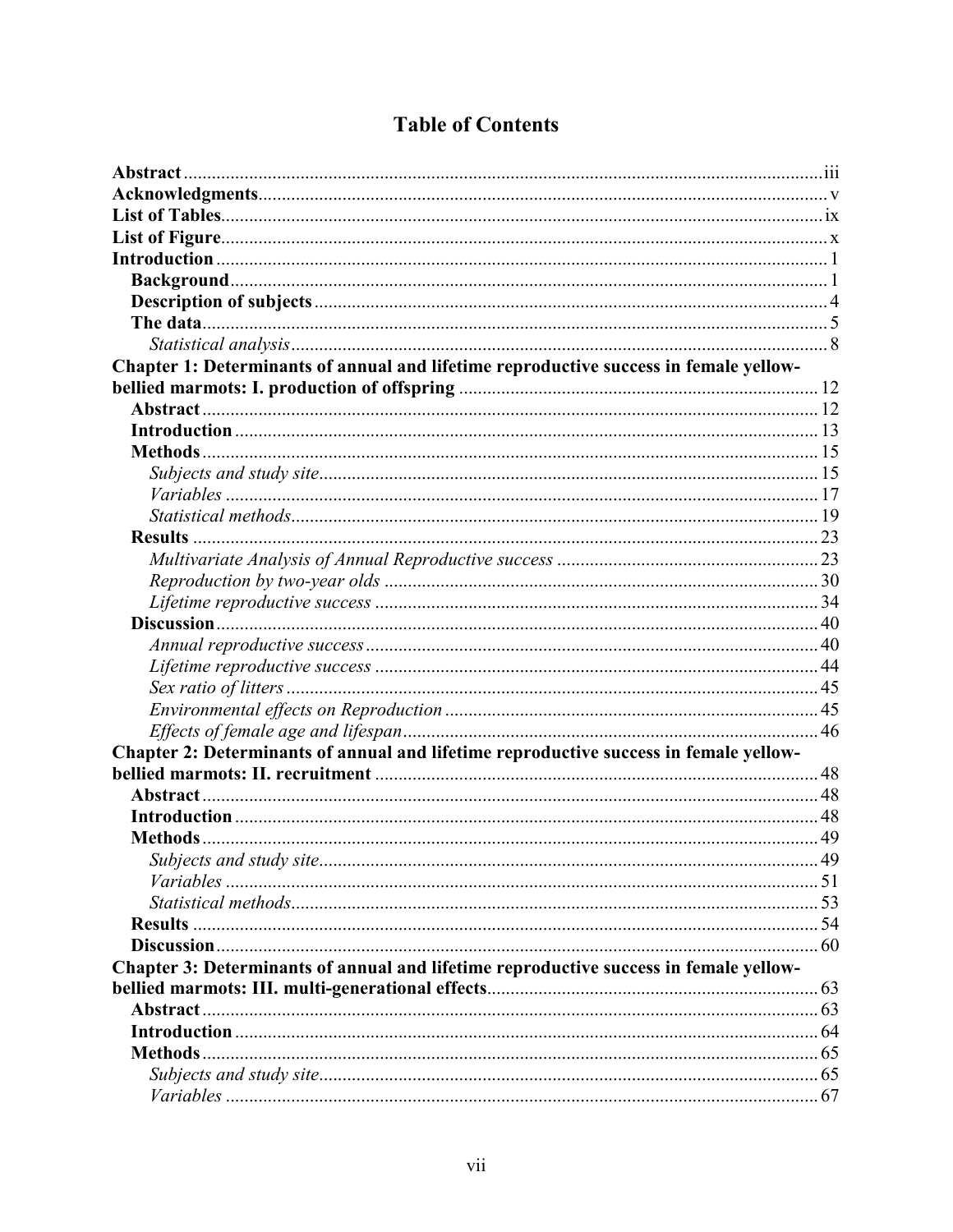# Table of Contents

**Abstract** .......... iii
**Acknowledgments** .......... v
**List of Tables** .......... ix
**List of Figure** .......... x
**Introduction** .......... 1
  **Background** .......... 1
  **Description of subjects** .......... 4
  **The data** .......... 5
    *Statistical analysis* .......... 8
**Chapter 1: Determinants of annual and lifetime reproductive success in female yellow-bellied marmots: I. production of offspring** .......... 12
  **Abstract** .......... 12
  **Introduction** .......... 13
  **Methods** .......... 15
    *Subjects and study site* .......... 15
    *Variables* .......... 17
    *Statistical methods* .......... 19
  **Results** .......... 23
    *Multivariate Analysis of Annual Reproductive success* .......... 23
    *Reproduction by two-year olds* .......... 30
    *Lifetime reproductive success* .......... 34
  **Discussion** .......... 40
    *Annual reproductive success* .......... 40
    *Lifetime reproductive success* .......... 44
    *Sex ratio of litters* .......... 45
    *Environmental effects on Reproduction* .......... 45
    *Effects of female age and lifespan* .......... 46
**Chapter 2: Determinants of annual and lifetime reproductive success in female yellow-bellied marmots: II. recruitment** .......... 48
  **Abstract** .......... 48
  **Introduction** .......... 48
  **Methods** .......... 49
    *Subjects and study site* .......... 49
    *Variables* .......... 51
    *Statistical methods* .......... 53
  **Results** .......... 54
  **Discussion** .......... 60
**Chapter 3: Determinants of annual and lifetime reproductive success in female yellow-bellied marmots: III. multi-generational effects** .......... 63
  **Abstract** .......... 63
  **Introduction** .......... 64
  **Methods** .......... 65
    *Subjects and study site* .......... 65
    *Variables* .......... 67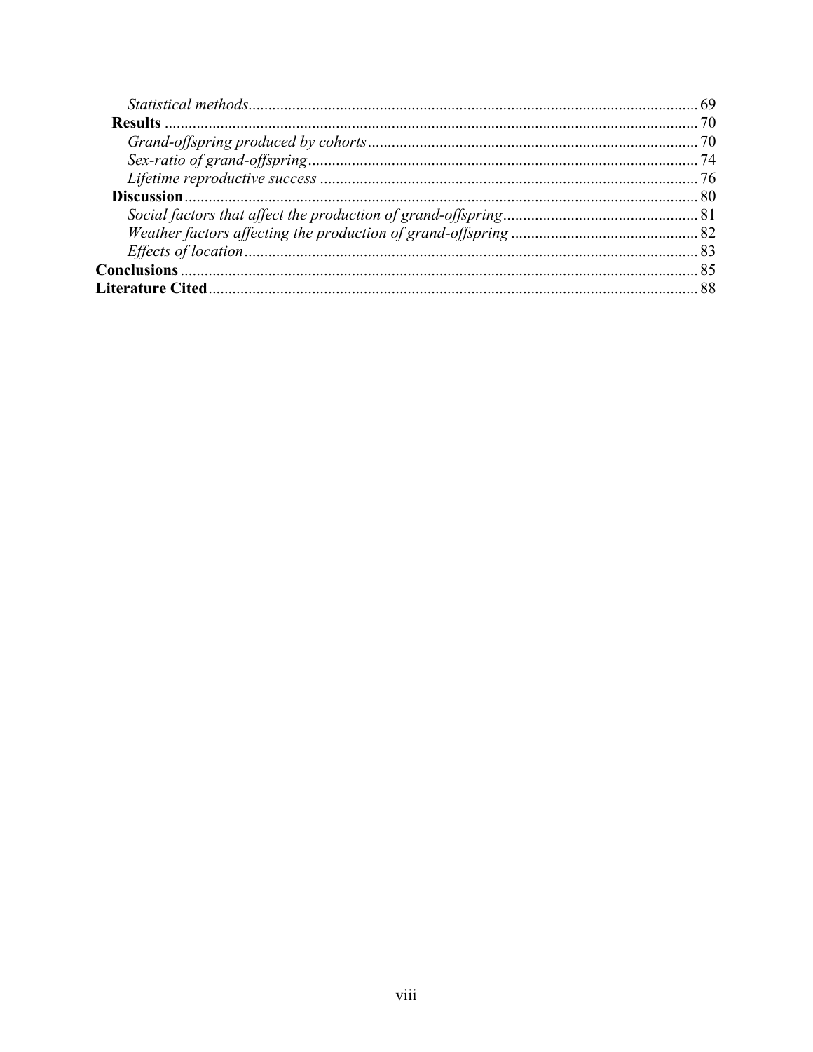*Statistical methods* ............................................................ 69

**Results** ............................................................ 70

*Grand-offspring produced by cohorts* ............................................................ 70

*Sex-ratio of grand-offspring* ............................................................ 74

*Lifetime reproductive success* ............................................................ 76

**Discussion** ............................................................ 80

*Social factors that affect the production of grand-offspring* ............................................................ 81

*Weather factors affecting the production of grand-offspring* ............................................................ 82

*Effects of location* ............................................................ 83

**Conclusions** ............................................................ 85

**Literature Cited** ............................................................ 88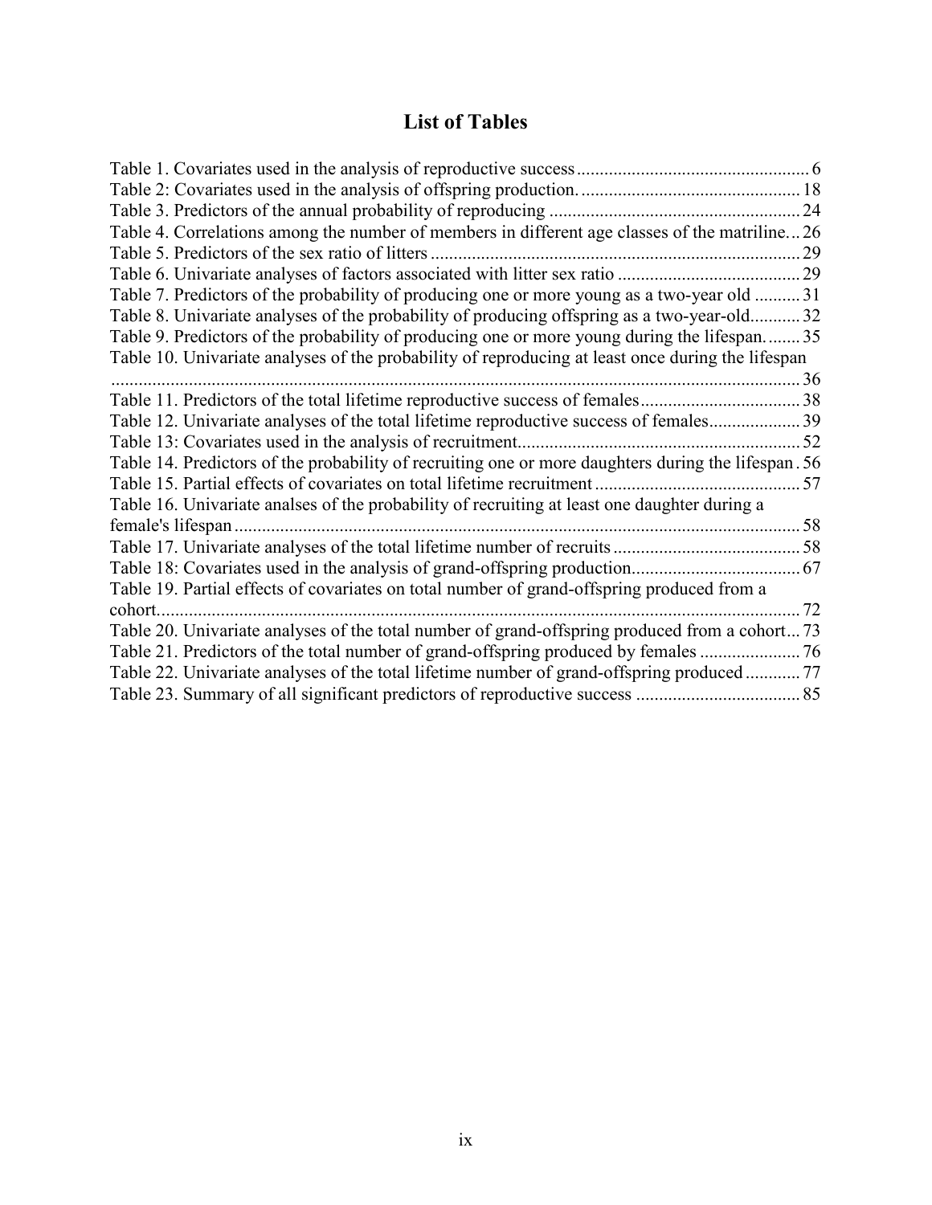# List of Tables

Table 1. Covariates used in the analysis of reproductive success .... 6
Table 2: Covariates used in the analysis of offspring production. .... 18
Table 3. Predictors of the annual probability of reproducing .... 24
Table 4. Correlations among the number of members in different age classes of the matriline... 26
Table 5. Predictors of the sex ratio of litters .... 29
Table 6. Univariate analyses of factors associated with litter sex ratio .... 29
Table 7. Predictors of the probability of producing one or more young as a two-year old .... 31
Table 8. Univariate analyses of the probability of producing offspring as a two-year-old.... 32
Table 9. Predictors of the probability of producing one or more young during the lifespan.... 35
Table 10. Univariate analyses of the probability of reproducing at least once during the lifespan .... 36
Table 11. Predictors of the total lifetime reproductive success of females.... 38
Table 12. Univariate analyses of the total lifetime reproductive success of females.... 39
Table 13: Covariates used in the analysis of recruitment.... 52
Table 14. Predictors of the probability of recruiting one or more daughters during the lifespan . 56
Table 15. Partial effects of covariates on total lifetime recruitment .... 57
Table 16. Univariate analses of the probability of recruiting at least one daughter during a female's lifespan .... 58
Table 17. Univariate analyses of the total lifetime number of recruits .... 58
Table 18: Covariates used in the analysis of grand-offspring production.... 67
Table 19. Partial effects of covariates on total number of grand-offspring produced from a cohort.... 72
Table 20. Univariate analyses of the total number of grand-offspring produced from a cohort... 73
Table 21. Predictors of the total number of grand-offspring produced by females .... 76
Table 22. Univariate analyses of the total lifetime number of grand-offspring produced .... 77
Table 23. Summary of all significant predictors of reproductive success .... 85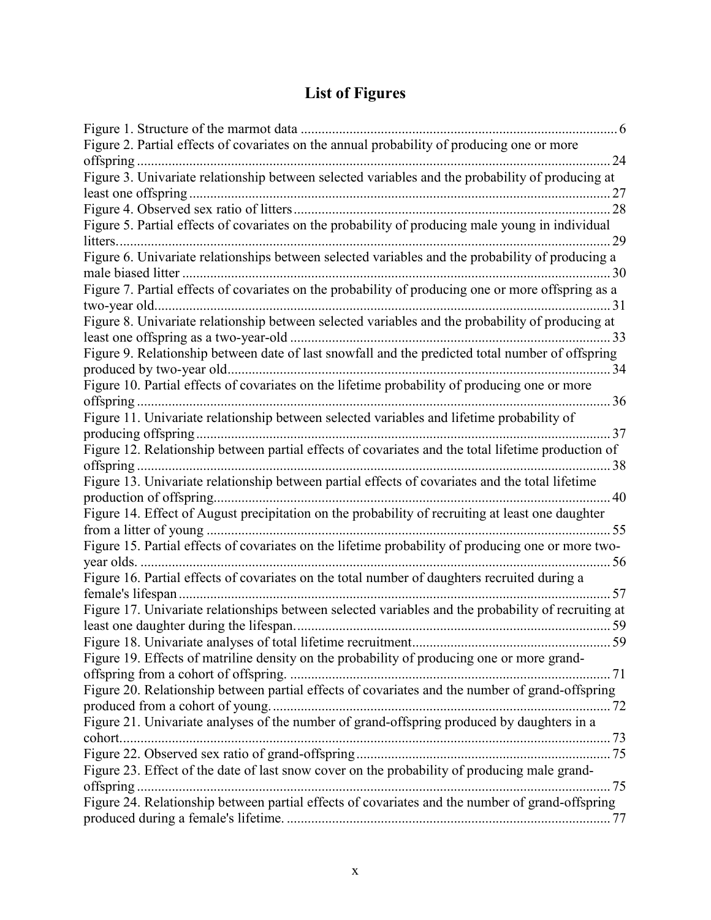# List of Figures

Figure 1. Structure of the marmot data ........................................................................................... 6
Figure 2. Partial effects of covariates on the annual probability of producing one or more offspring ......................................................................................................................................... 24
Figure 3. Univariate relationship between selected variables and the probability of producing at least one offspring ........................................................................................................................... 27
Figure 4. Observed sex ratio of litters ............................................................................................ 28
Figure 5. Partial effects of covariates on the probability of producing male young in individual litters. .............................................................................................................................................. 29
Figure 6. Univariate relationships between selected variables and the probability of producing a male biased litter ............................................................................................................................ 30
Figure 7. Partial effects of covariates on the probability of producing one or more offspring as a two-year old...................................................................................................................................... 31
Figure 8. Univariate relationship between selected variables and the probability of producing at least one offspring as a two-year-old ............................................................................................ 33
Figure 9. Relationship between date of last snowfall and the predicted total number of offspring produced by two-year old................................................................................................................ 34
Figure 10. Partial effects of covariates on the lifetime probability of producing one or more offspring ......................................................................................................................................... 36
Figure 11. Univariate relationship between selected variables and lifetime probability of producing offspring .......................................................................................................................... 37
Figure 12. Relationship between partial effects of covariates and the total lifetime production of offspring ......................................................................................................................................... 38
Figure 13. Univariate relationship between partial effects of covariates and the total lifetime production of offspring................................................................................................................... 40
Figure 14. Effect of August precipitation on the probability of recruiting at least one daughter from a litter of young ...................................................................................................................... 55
Figure 15. Partial effects of covariates on the lifetime probability of producing one or more two-year olds. ......................................................................................................................................... 56
Figure 16. Partial effects of covariates on the total number of daughters recruited during a female's lifespan ............................................................................................................................. 57
Figure 17. Univariate relationships between selected variables and the probability of recruiting at least one daughter during the lifespan. .......................................................................................... 59
Figure 18. Univariate analyses of total lifetime recruitment.......................................................... 59
Figure 19. Effects of matriline density on the probability of producing one or more grand-offspring from a cohort of offspring. ............................................................................................ 71
Figure 20. Relationship between partial effects of covariates and the number of grand-offspring produced from a cohort of young.................................................................................................... 72
Figure 21. Univariate analyses of the number of grand-offspring produced by daughters in a cohort.............................................................................................................................................. 73
Figure 22. Observed sex ratio of grand-offspring .......................................................................... 75
Figure 23. Effect of the date of last snow cover on the probability of producing male grand-offspring ......................................................................................................................................... 75
Figure 24. Relationship between partial effects of covariates and the number of grand-offspring produced during a female's lifetime. .............................................................................................. 77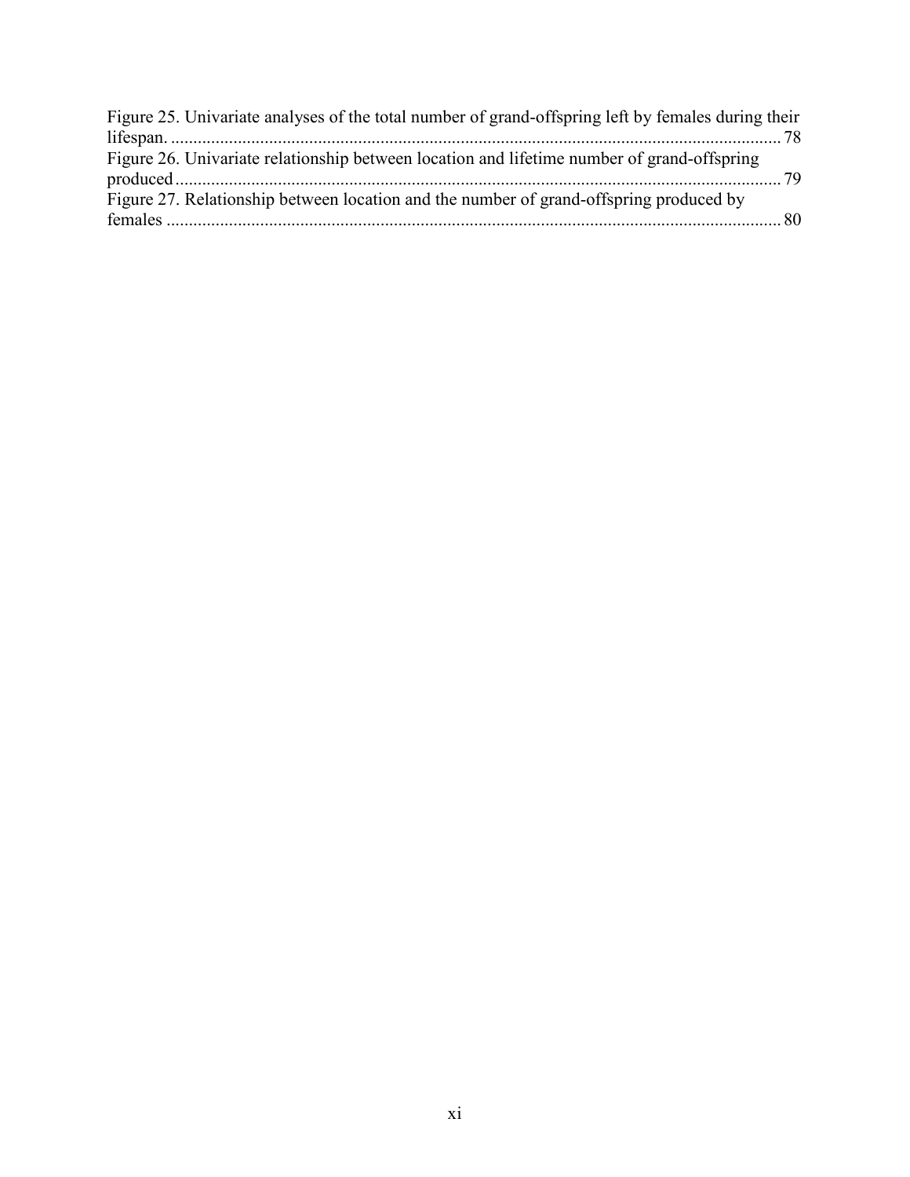Figure 25. Univariate analyses of the total number of grand-offspring left by females during their lifespan. .......... 78

Figure 26. Univariate relationship between location and lifetime number of grand-offspring produced .......... 79

Figure 27. Relationship between location and the number of grand-offspring produced by females .......... 80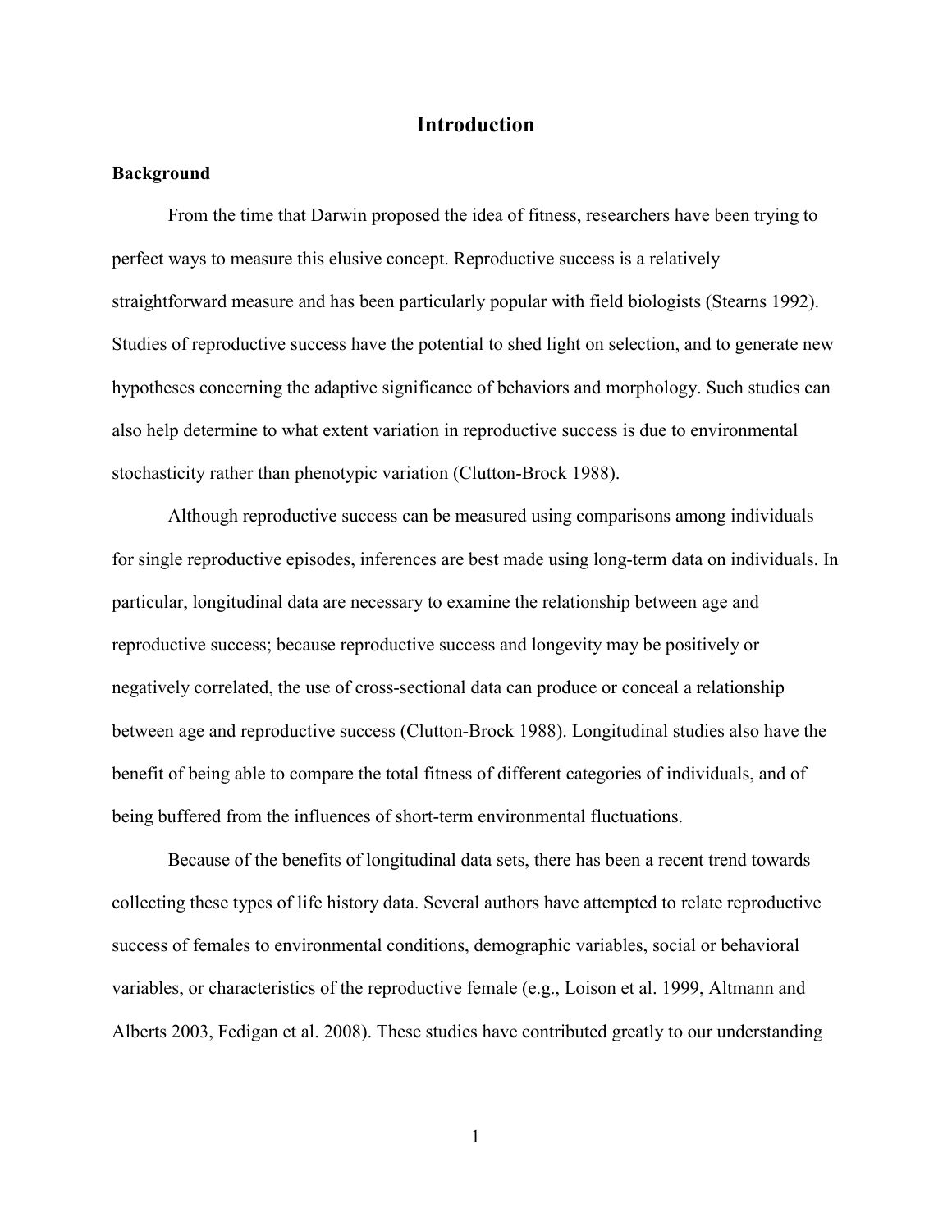# Introduction

## Background

From the time that Darwin proposed the idea of fitness, researchers have been trying to perfect ways to measure this elusive concept. Reproductive success is a relatively straightforward measure and has been particularly popular with field biologists (Stearns 1992). Studies of reproductive success have the potential to shed light on selection, and to generate new hypotheses concerning the adaptive significance of behaviors and morphology. Such studies can also help determine to what extent variation in reproductive success is due to environmental stochasticity rather than phenotypic variation (Clutton-Brock 1988).

Although reproductive success can be measured using comparisons among individuals for single reproductive episodes, inferences are best made using long-term data on individuals. In particular, longitudinal data are necessary to examine the relationship between age and reproductive success; because reproductive success and longevity may be positively or negatively correlated, the use of cross-sectional data can produce or conceal a relationship between age and reproductive success (Clutton-Brock 1988). Longitudinal studies also have the benefit of being able to compare the total fitness of different categories of individuals, and of being buffered from the influences of short-term environmental fluctuations.

Because of the benefits of longitudinal data sets, there has been a recent trend towards collecting these types of life history data. Several authors have attempted to relate reproductive success of females to environmental conditions, demographic variables, social or behavioral variables, or characteristics of the reproductive female (e.g., Loison et al. 1999, Altmann and Alberts 2003, Fedigan et al. 2008). These studies have contributed greatly to our understanding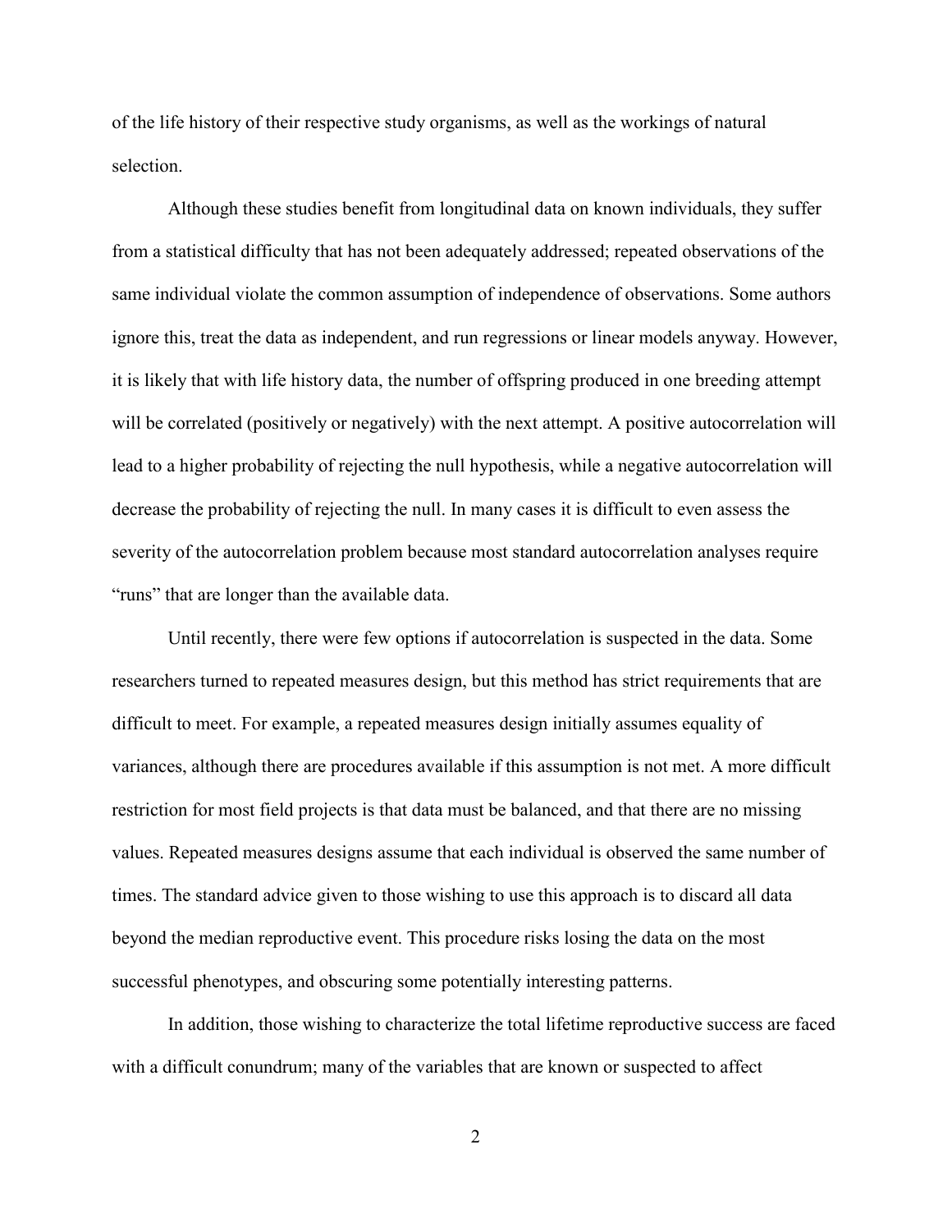of the life history of their respective study organisms, as well as the workings of natural selection.

Although these studies benefit from longitudinal data on known individuals, they suffer from a statistical difficulty that has not been adequately addressed; repeated observations of the same individual violate the common assumption of independence of observations. Some authors ignore this, treat the data as independent, and run regressions or linear models anyway. However, it is likely that with life history data, the number of offspring produced in one breeding attempt will be correlated (positively or negatively) with the next attempt. A positive autocorrelation will lead to a higher probability of rejecting the null hypothesis, while a negative autocorrelation will decrease the probability of rejecting the null. In many cases it is difficult to even assess the severity of the autocorrelation problem because most standard autocorrelation analyses require "runs" that are longer than the available data.

Until recently, there were few options if autocorrelation is suspected in the data. Some researchers turned to repeated measures design, but this method has strict requirements that are difficult to meet. For example, a repeated measures design initially assumes equality of variances, although there are procedures available if this assumption is not met. A more difficult restriction for most field projects is that data must be balanced, and that there are no missing values. Repeated measures designs assume that each individual is observed the same number of times. The standard advice given to those wishing to use this approach is to discard all data beyond the median reproductive event. This procedure risks losing the data on the most successful phenotypes, and obscuring some potentially interesting patterns.

In addition, those wishing to characterize the total lifetime reproductive success are faced with a difficult conundrum; many of the variables that are known or suspected to affect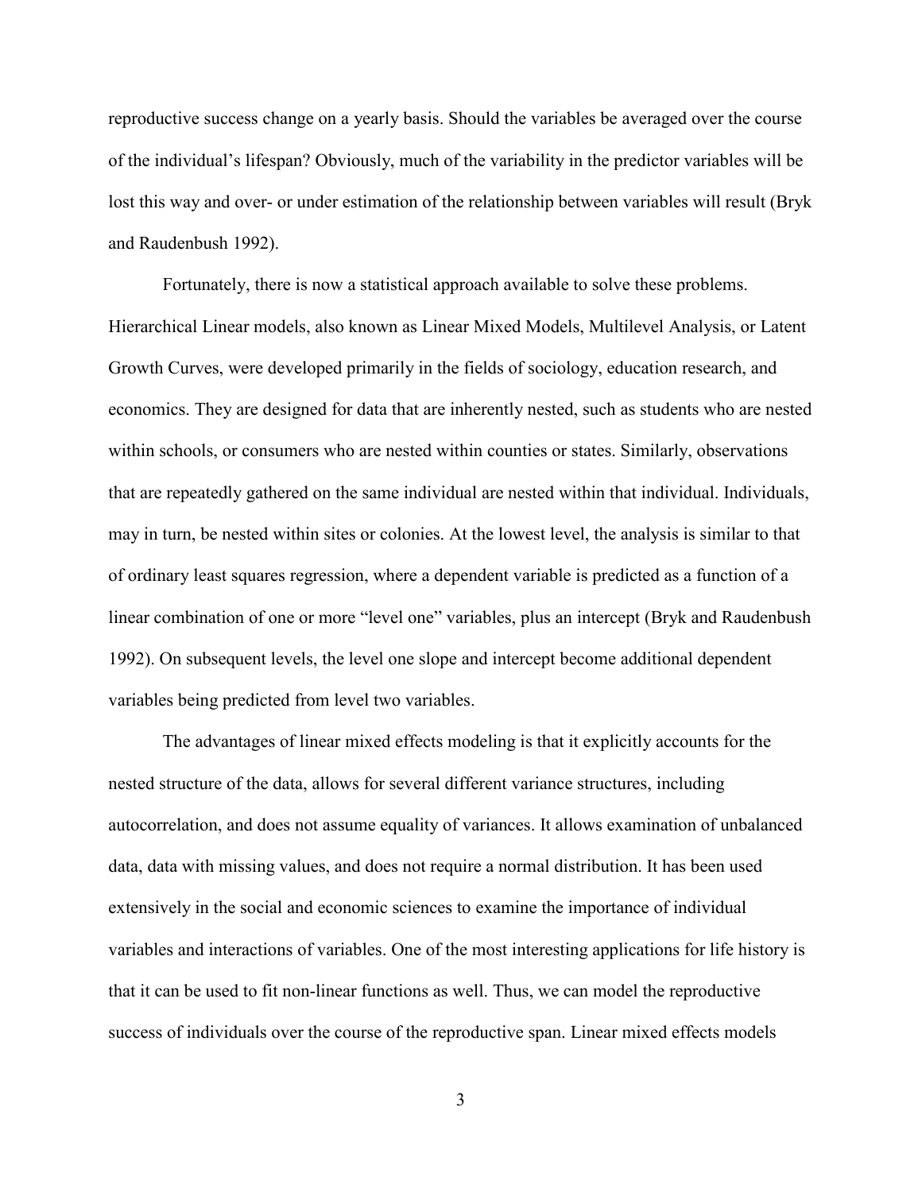reproductive success change on a yearly basis. Should the variables be averaged over the course of the individual's lifespan? Obviously, much of the variability in the predictor variables will be lost this way and over- or under estimation of the relationship between variables will result (Bryk and Raudenbush 1992).

Fortunately, there is now a statistical approach available to solve these problems. Hierarchical Linear models, also known as Linear Mixed Models, Multilevel Analysis, or Latent Growth Curves, were developed primarily in the fields of sociology, education research, and economics. They are designed for data that are inherently nested, such as students who are nested within schools, or consumers who are nested within counties or states. Similarly, observations that are repeatedly gathered on the same individual are nested within that individual. Individuals, may in turn, be nested within sites or colonies. At the lowest level, the analysis is similar to that of ordinary least squares regression, where a dependent variable is predicted as a function of a linear combination of one or more "level one" variables, plus an intercept (Bryk and Raudenbush 1992). On subsequent levels, the level one slope and intercept become additional dependent variables being predicted from level two variables.

The advantages of linear mixed effects modeling is that it explicitly accounts for the nested structure of the data, allows for several different variance structures, including autocorrelation, and does not assume equality of variances. It allows examination of unbalanced data, data with missing values, and does not require a normal distribution. It has been used extensively in the social and economic sciences to examine the importance of individual variables and interactions of variables. One of the most interesting applications for life history is that it can be used to fit non-linear functions as well. Thus, we can model the reproductive success of individuals over the course of the reproductive span. Linear mixed effects models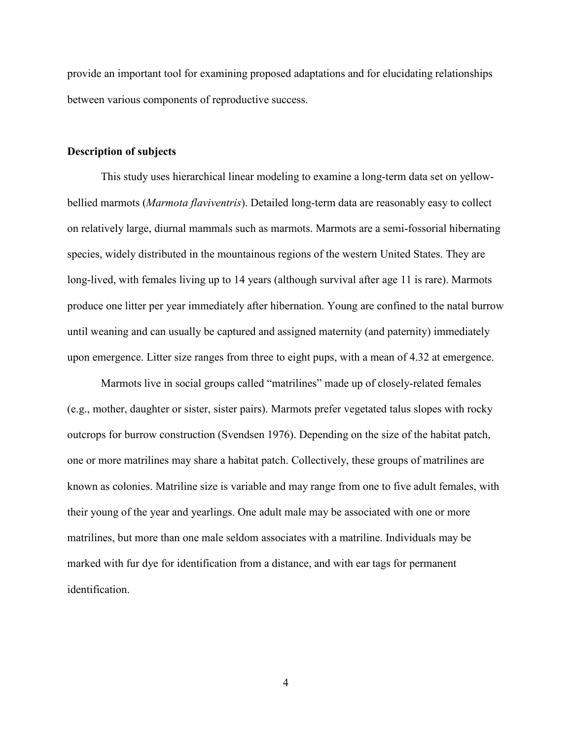provide an important tool for examining proposed adaptations and for elucidating relationships between various components of reproductive success.

**Description of subjects**

This study uses hierarchical linear modeling to examine a long-term data set on yellow-bellied marmots (*Marmota flaviventris*). Detailed long-term data are reasonably easy to collect on relatively large, diurnal mammals such as marmots. Marmots are a semi-fossorial hibernating species, widely distributed in the mountainous regions of the western United States. They are long-lived, with females living up to 14 years (although survival after age 11 is rare). Marmots produce one litter per year immediately after hibernation. Young are confined to the natal burrow until weaning and can usually be captured and assigned maternity (and paternity) immediately upon emergence. Litter size ranges from three to eight pups, with a mean of 4.32 at emergence.

Marmots live in social groups called "matrilines" made up of closely-related females (e.g., mother, daughter or sister, sister pairs). Marmots prefer vegetated talus slopes with rocky outcrops for burrow construction (Svendsen 1976). Depending on the size of the habitat patch, one or more matrilines may share a habitat patch. Collectively, these groups of matrilines are known as colonies. Matriline size is variable and may range from one to five adult females, with their young of the year and yearlings. One adult male may be associated with one or more matrilines, but more than one male seldom associates with a matriline. Individuals may be marked with fur dye for identification from a distance, and with ear tags for permanent identification.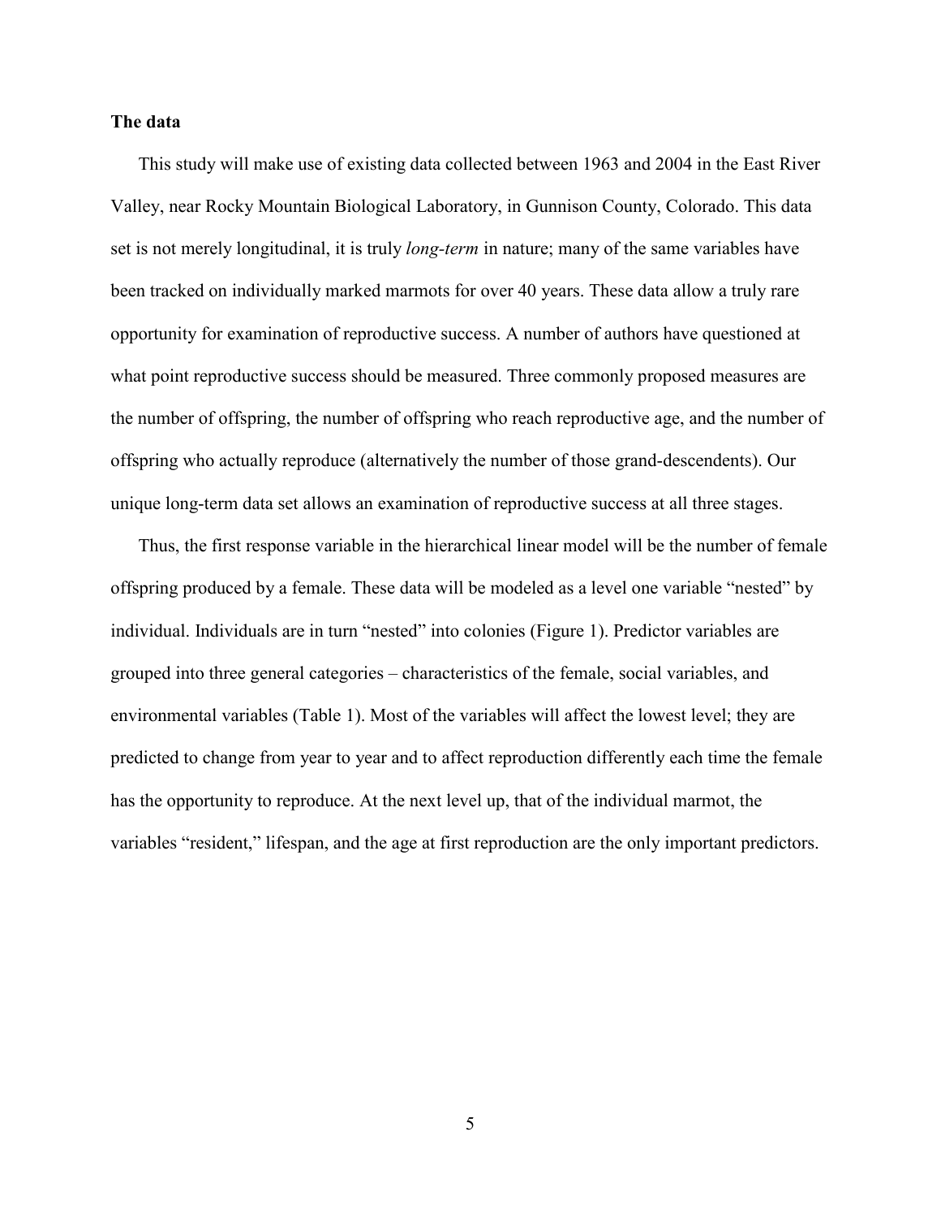**The data**

This study will make use of existing data collected between 1963 and 2004 in the East River Valley, near Rocky Mountain Biological Laboratory, in Gunnison County, Colorado. This data set is not merely longitudinal, it is truly *long-term* in nature; many of the same variables have been tracked on individually marked marmots for over 40 years. These data allow a truly rare opportunity for examination of reproductive success. A number of authors have questioned at what point reproductive success should be measured. Three commonly proposed measures are the number of offspring, the number of offspring who reach reproductive age, and the number of offspring who actually reproduce (alternatively the number of those grand-descendents). Our unique long-term data set allows an examination of reproductive success at all three stages.

Thus, the first response variable in the hierarchical linear model will be the number of female offspring produced by a female. These data will be modeled as a level one variable "nested" by individual. Individuals are in turn "nested" into colonies (Figure 1). Predictor variables are grouped into three general categories – characteristics of the female, social variables, and environmental variables (Table 1). Most of the variables will affect the lowest level; they are predicted to change from year to year and to affect reproduction differently each time the female has the opportunity to reproduce. At the next level up, that of the individual marmot, the variables "resident," lifespan, and the age at first reproduction are the only important predictors.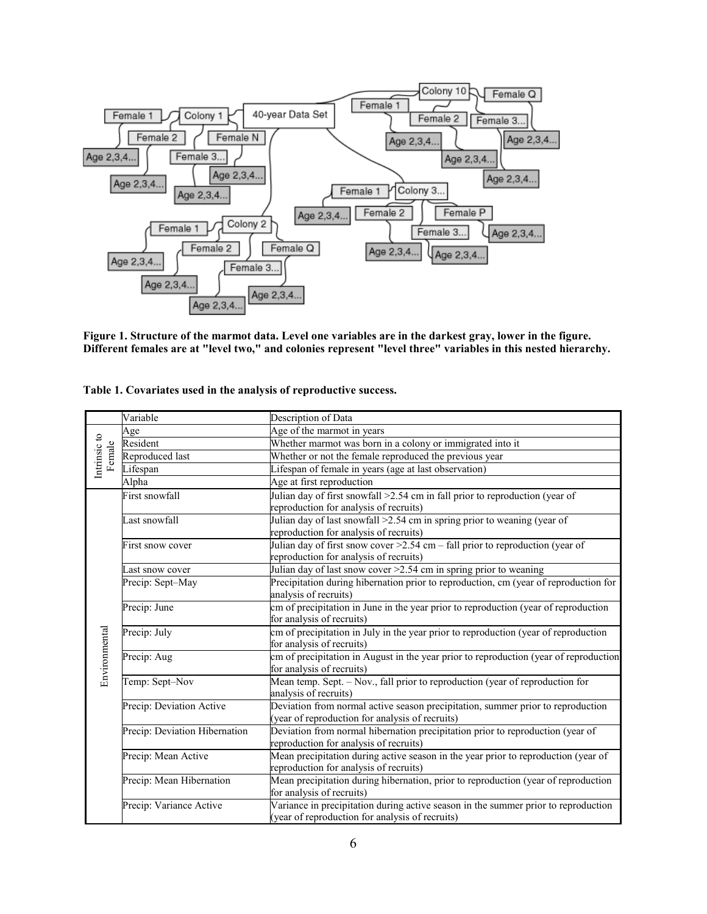**Figure 1. Structure of the marmot data. Level one variables are in the darkest gray, lower in the figure. Different females are at "level two," and colonies represent "level three" variables in this nested hierarchy.**

**Table 1. Covariates used in the analysis of reproductive success.**

| | Variable | Description of Data |
|---|---|---|
| Intrinsic to Female | Age | Age of the marmot in years |
| | Resident | Whether marmot was born in a colony or immigrated into it |
| | Reproduced last | Whether or not the female reproduced the previous year |
| | Lifespan | Lifespan of female in years (age at last observation) |
| | Alpha | Age at first reproduction |
| Environmental | First snowfall | Julian day of first snowfall >2.54 cm in fall prior to reproduction (year of reproduction for analysis of recruits) |
| | Last snowfall | Julian day of last snowfall >2.54 cm in spring prior to weaning (year of reproduction for analysis of recruits) |
| | First snow cover | Julian day of first snow cover >2.54 cm – fall prior to reproduction (year of reproduction for analysis of recruits) |
| | Last snow cover | Julian day of last snow cover >2.54 cm in spring prior to weaning |
| | Precip: Sept–May | Precipitation during hibernation prior to reproduction, cm (year of reproduction for analysis of recruits) |
| | Precip: June | cm of precipitation in June in the year prior to reproduction (year of reproduction for analysis of recruits) |
| | Precip: July | cm of precipitation in July in the year prior to reproduction (year of reproduction for analysis of recruits) |
| | Precip: Aug | cm of precipitation in August in the year prior to reproduction (year of reproduction for analysis of recruits) |
| | Temp: Sept–Nov | Mean temp. Sept. – Nov., fall prior to reproduction (year of reproduction for analysis of recruits) |
| | Precip: Deviation Active | Deviation from normal active season precipitation, summer prior to reproduction (year of reproduction for analysis of recruits) |
| | Precip: Deviation Hibernation | Deviation from normal hibernation precipitation prior to reproduction (year of reproduction for analysis of recruits) |
| | Precip: Mean Active | Mean precipitation during active season in the year prior to reproduction (year of reproduction for analysis of recruits) |
| | Precip: Mean Hibernation | Mean precipitation during hibernation, prior to reproduction (year of reproduction for analysis of recruits) |
| | Precip: Variance Active | Variance in precipitation during active season in the summer prior to reproduction (year of reproduction for analysis of recruits) |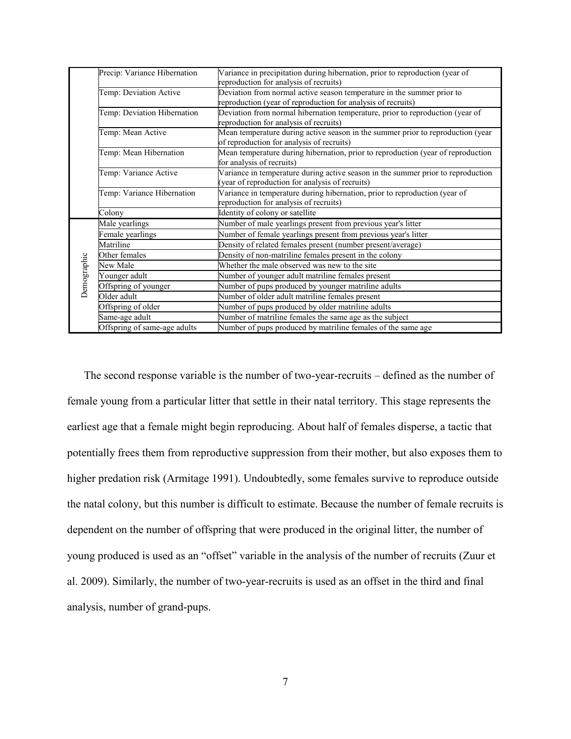| | | |
|---|---|---|
| | Precip: Variance Hibernation | Variance in precipitation during hibernation, prior to reproduction (year of reproduction for analysis of recruits) |
| | Temp: Deviation Active | Deviation from normal active season temperature in the summer prior to reproduction (year of reproduction for analysis of recruits) |
| | Temp: Deviation Hibernation | Deviation from normal hibernation temperature, prior to reproduction (year of reproduction for analysis of recruits) |
| | Temp: Mean Active | Mean temperature during active season in the summer prior to reproduction (year of reproduction for analysis of recruits) |
| | Temp: Mean Hibernation | Mean temperature during hibernation, prior to reproduction (year of reproduction for analysis of recruits) |
| | Temp: Variance Active | Variance in temperature during active season in the summer prior to reproduction (year of reproduction for analysis of recruits) |
| | Temp: Variance Hibernation | Variance in temperature during hibernation, prior to reproduction (year of reproduction for analysis of recruits) |
| | Colony | Identity of colony or satellite |
| Demographic | Male yearlings | Number of male yearlings present from previous year's litter |
| | Female yearlings | Number of female yearlings present from previous year's litter |
| | Matriline | Density of related females present (number present/average) |
| | Other females | Density of non-matriline females present in the colony |
| | New Male | Whether the male observed was new to the site |
| | Younger adult | Number of younger adult matriline females present |
| | Offspring of younger | Number of pups produced by younger matriline adults |
| | Older adult | Number of older adult matriline females present |
| | Offspring of older | Number of pups produced by older matriline adults |
| | Same-age adult | Number of matriline females the same age as the subject |
| | Offspring of same-age adults | Number of pups produced by matriline females of the same age |

The second response variable is the number of two-year-recruits – defined as the number of female young from a particular litter that settle in their natal territory. This stage represents the earliest age that a female might begin reproducing. About half of females disperse, a tactic that potentially frees them from reproductive suppression from their mother, but also exposes them to higher predation risk (Armitage 1991). Undoubtedly, some females survive to reproduce outside the natal colony, but this number is difficult to estimate. Because the number of female recruits is dependent on the number of offspring that were produced in the original litter, the number of young produced is used as an "offset" variable in the analysis of the number of recruits (Zuur et al. 2009). Similarly, the number of two-year-recruits is used as an offset in the third and final analysis, number of grand-pups.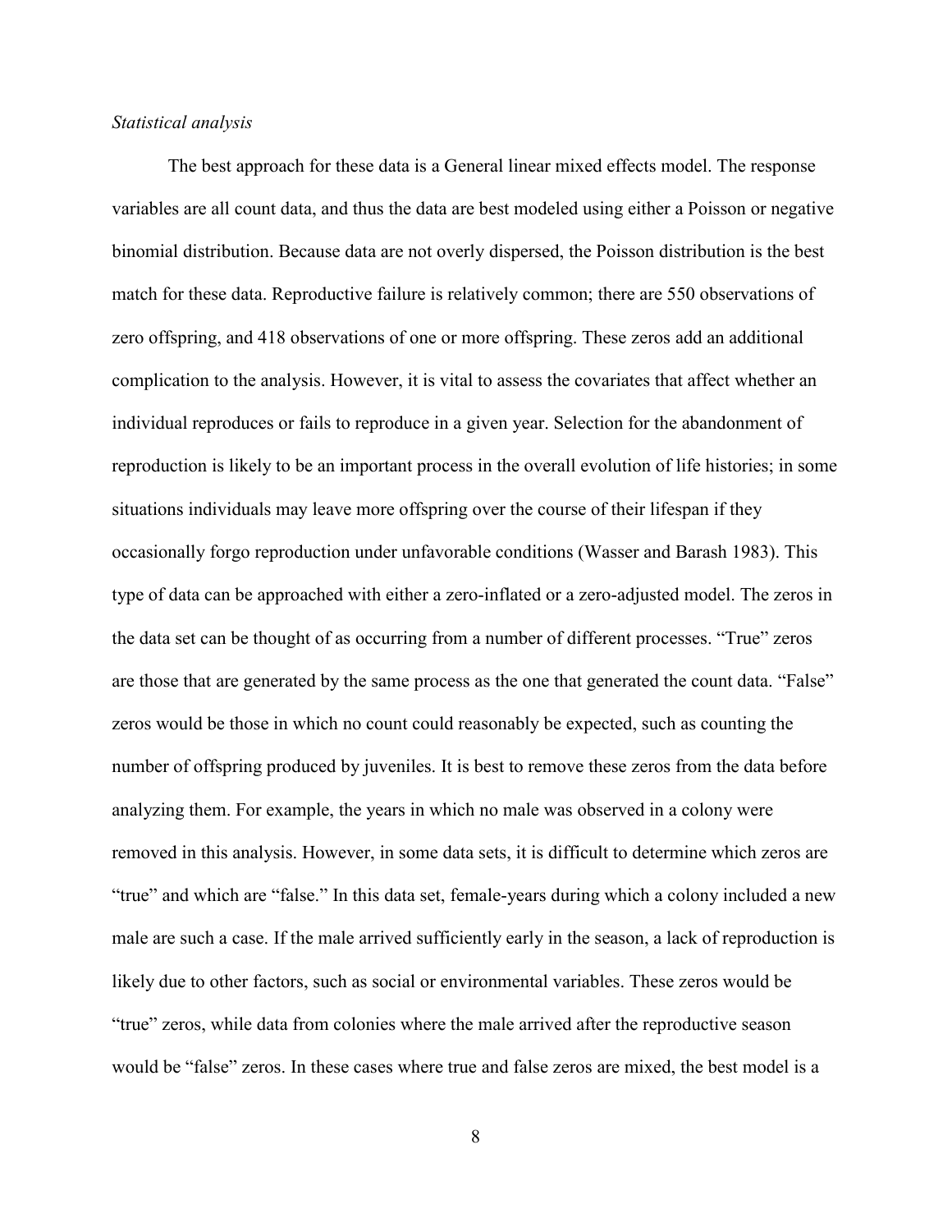*Statistical analysis*

The best approach for these data is a General linear mixed effects model. The response variables are all count data, and thus the data are best modeled using either a Poisson or negative binomial distribution. Because data are not overly dispersed, the Poisson distribution is the best match for these data. Reproductive failure is relatively common; there are 550 observations of zero offspring, and 418 observations of one or more offspring. These zeros add an additional complication to the analysis. However, it is vital to assess the covariates that affect whether an individual reproduces or fails to reproduce in a given year. Selection for the abandonment of reproduction is likely to be an important process in the overall evolution of life histories; in some situations individuals may leave more offspring over the course of their lifespan if they occasionally forgo reproduction under unfavorable conditions (Wasser and Barash 1983). This type of data can be approached with either a zero-inflated or a zero-adjusted model. The zeros in the data set can be thought of as occurring from a number of different processes. "True" zeros are those that are generated by the same process as the one that generated the count data. "False" zeros would be those in which no count could reasonably be expected, such as counting the number of offspring produced by juveniles. It is best to remove these zeros from the data before analyzing them. For example, the years in which no male was observed in a colony were removed in this analysis. However, in some data sets, it is difficult to determine which zeros are "true" and which are "false." In this data set, female-years during which a colony included a new male are such a case. If the male arrived sufficiently early in the season, a lack of reproduction is likely due to other factors, such as social or environmental variables. These zeros would be "true" zeros, while data from colonies where the male arrived after the reproductive season would be "false" zeros. In these cases where true and false zeros are mixed, the best model is a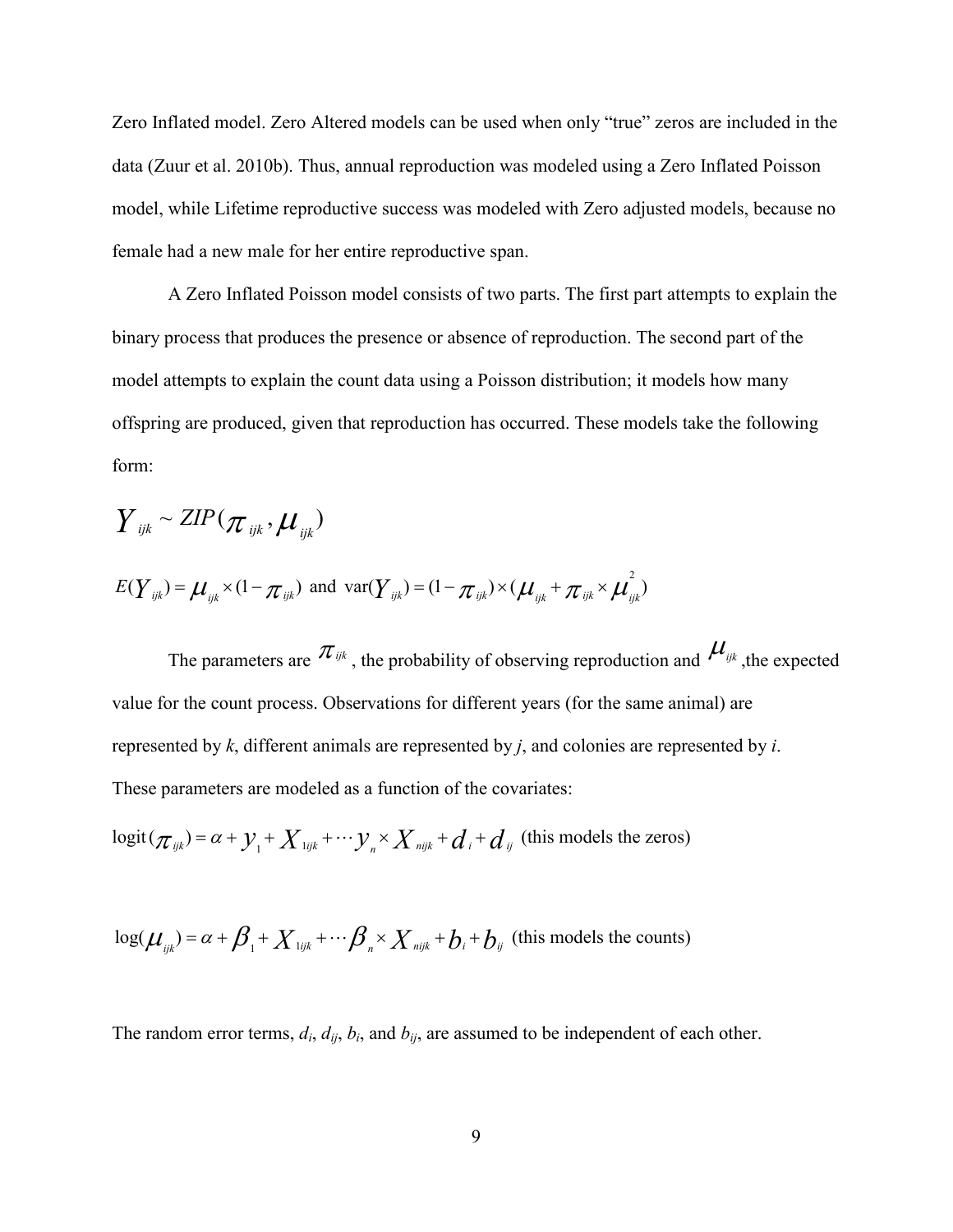Zero Inflated model. Zero Altered models can be used when only "true" zeros are included in the data (Zuur et al. 2010b). Thus, annual reproduction was modeled using a Zero Inflated Poisson model, while Lifetime reproductive success was modeled with Zero adjusted models, because no female had a new male for her entire reproductive span.

A Zero Inflated Poisson model consists of two parts. The first part attempts to explain the binary process that produces the presence or absence of reproduction. The second part of the model attempts to explain the count data using a Poisson distribution; it models how many offspring are produced, given that reproduction has occurred. These models take the following form:

$$Y_{ijk} \sim ZIP(\pi_{ijk}, \mu_{ijk})$$

$$E(Y_{ijk}) = \mu_{ijk} \times (1 - \pi_{ijk}) \text{ and } \mathrm{var}(Y_{ijk}) = (1 - \pi_{ijk}) \times (\mu_{ijk} + \pi_{ijk} \times \mu_{ijk}^{2})$$

The parameters are $\pi_{ijk}$, the probability of observing reproduction and $\mu_{ijk}$, the expected value for the count process. Observations for different years (for the same animal) are represented by *k*, different animals are represented by *j*, and colonies are represented by *i*. These parameters are modeled as a function of the covariates:

$$\mathrm{logit}(\pi_{ijk}) = \alpha + y_1 + X_{1ijk} + \cdots y_n \times X_{nijk} + d_i + d_{ij} \text{ (this models the zeros)}$$

$$\log(\mu_{ijk}) = \alpha + \beta_1 + X_{1ijk} + \cdots \beta_n \times X_{nijk} + b_i + b_{ij} \text{ (this models the counts)}$$

The random error terms, $d_i$, $d_{ij}$, $b_i$, and $b_{ij}$, are assumed to be independent of each other.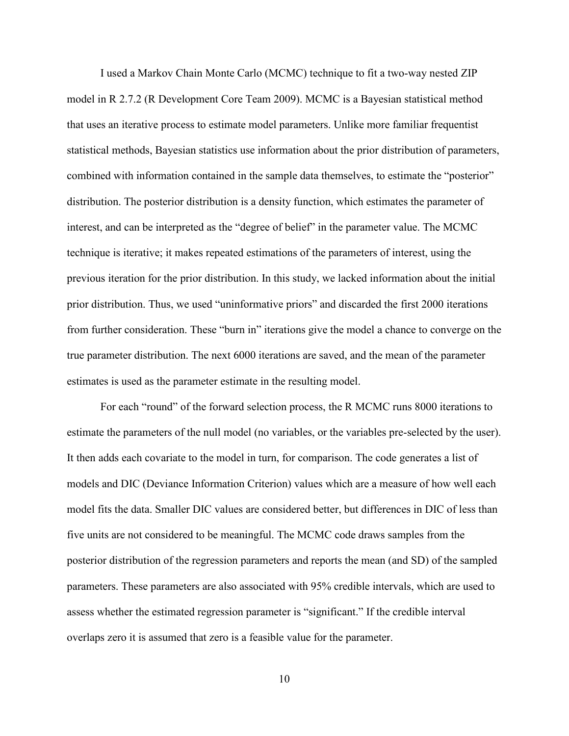I used a Markov Chain Monte Carlo (MCMC) technique to fit a two-way nested ZIP model in R 2.7.2 (R Development Core Team 2009). MCMC is a Bayesian statistical method that uses an iterative process to estimate model parameters. Unlike more familiar frequentist statistical methods, Bayesian statistics use information about the prior distribution of parameters, combined with information contained in the sample data themselves, to estimate the "posterior" distribution. The posterior distribution is a density function, which estimates the parameter of interest, and can be interpreted as the "degree of belief" in the parameter value. The MCMC technique is iterative; it makes repeated estimations of the parameters of interest, using the previous iteration for the prior distribution. In this study, we lacked information about the initial prior distribution. Thus, we used "uninformative priors" and discarded the first 2000 iterations from further consideration. These "burn in" iterations give the model a chance to converge on the true parameter distribution. The next 6000 iterations are saved, and the mean of the parameter estimates is used as the parameter estimate in the resulting model.

For each "round" of the forward selection process, the R MCMC runs 8000 iterations to estimate the parameters of the null model (no variables, or the variables pre-selected by the user). It then adds each covariate to the model in turn, for comparison. The code generates a list of models and DIC (Deviance Information Criterion) values which are a measure of how well each model fits the data. Smaller DIC values are considered better, but differences in DIC of less than five units are not considered to be meaningful. The MCMC code draws samples from the posterior distribution of the regression parameters and reports the mean (and SD) of the sampled parameters. These parameters are also associated with 95% credible intervals, which are used to assess whether the estimated regression parameter is "significant." If the credible interval overlaps zero it is assumed that zero is a feasible value for the parameter.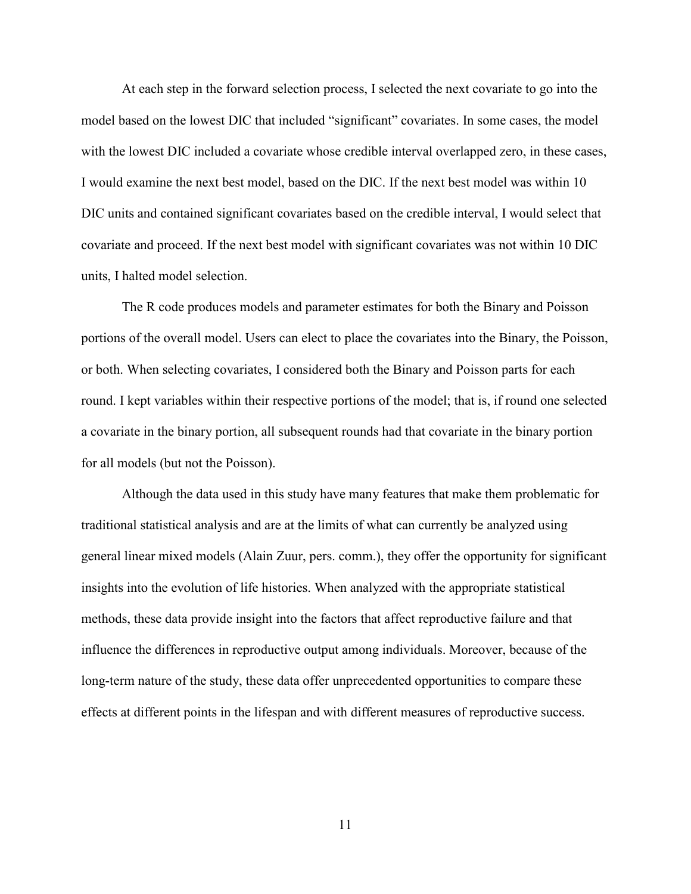At each step in the forward selection process, I selected the next covariate to go into the model based on the lowest DIC that included "significant" covariates. In some cases, the model with the lowest DIC included a covariate whose credible interval overlapped zero, in these cases, I would examine the next best model, based on the DIC. If the next best model was within 10 DIC units and contained significant covariates based on the credible interval, I would select that covariate and proceed. If the next best model with significant covariates was not within 10 DIC units, I halted model selection.

The R code produces models and parameter estimates for both the Binary and Poisson portions of the overall model. Users can elect to place the covariates into the Binary, the Poisson, or both. When selecting covariates, I considered both the Binary and Poisson parts for each round. I kept variables within their respective portions of the model; that is, if round one selected a covariate in the binary portion, all subsequent rounds had that covariate in the binary portion for all models (but not the Poisson).

Although the data used in this study have many features that make them problematic for traditional statistical analysis and are at the limits of what can currently be analyzed using general linear mixed models (Alain Zuur, pers. comm.), they offer the opportunity for significant insights into the evolution of life histories. When analyzed with the appropriate statistical methods, these data provide insight into the factors that affect reproductive failure and that influence the differences in reproductive output among individuals. Moreover, because of the long-term nature of the study, these data offer unprecedented opportunities to compare these effects at different points in the lifespan and with different measures of reproductive success.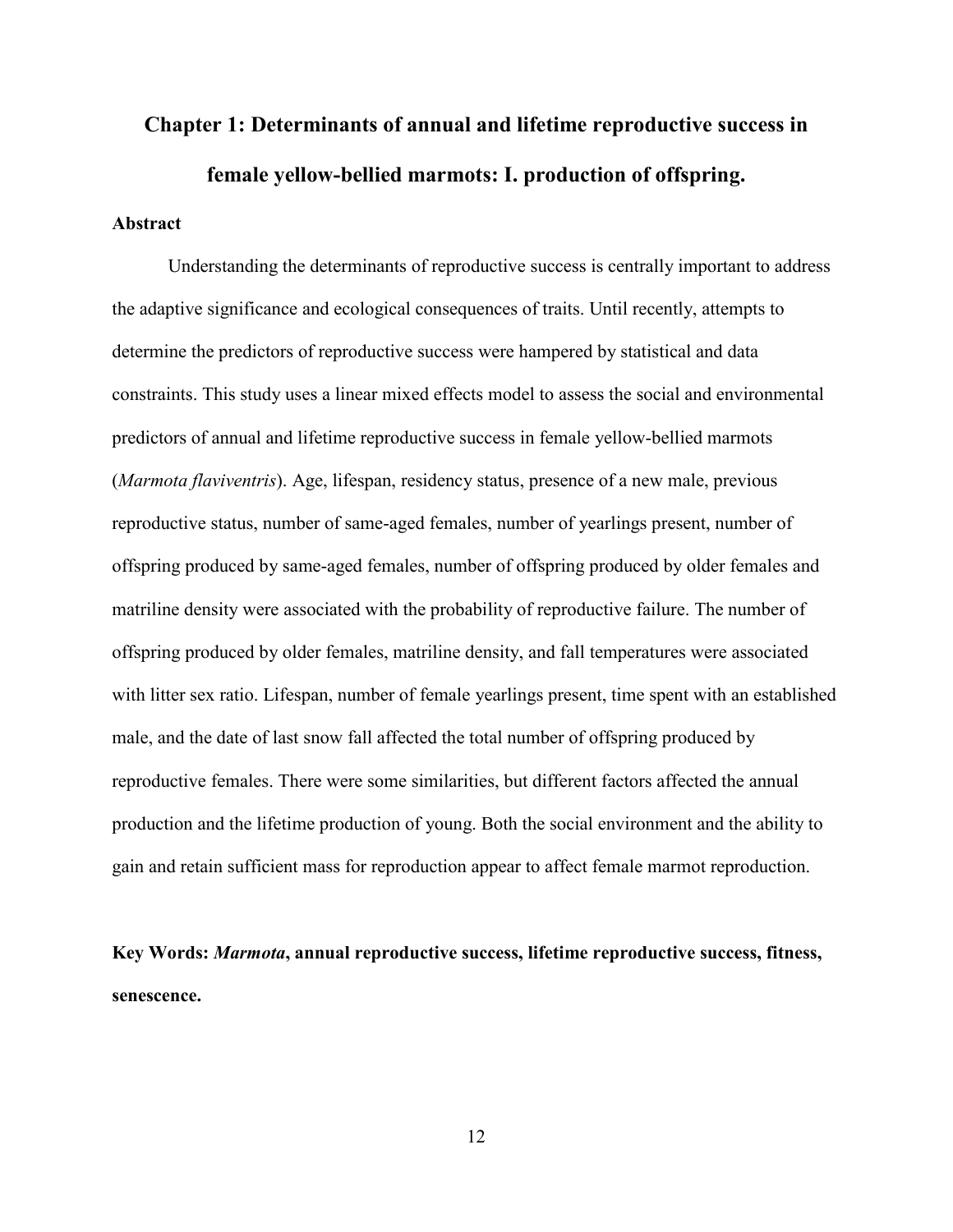# Chapter 1: Determinants of annual and lifetime reproductive success in female yellow-bellied marmots: I. production of offspring.

### Abstract

Understanding the determinants of reproductive success is centrally important to address the adaptive significance and ecological consequences of traits. Until recently, attempts to determine the predictors of reproductive success were hampered by statistical and data constraints. This study uses a linear mixed effects model to assess the social and environmental predictors of annual and lifetime reproductive success in female yellow-bellied marmots (*Marmota flaviventris*). Age, lifespan, residency status, presence of a new male, previous reproductive status, number of same-aged females, number of yearlings present, number of offspring produced by same-aged females, number of offspring produced by older females and matriline density were associated with the probability of reproductive failure. The number of offspring produced by older females, matriline density, and fall temperatures were associated with litter sex ratio. Lifespan, number of female yearlings present, time spent with an established male, and the date of last snow fall affected the total number of offspring produced by reproductive females. There were some similarities, but different factors affected the annual production and the lifetime production of young. Both the social environment and the ability to gain and retain sufficient mass for reproduction appear to affect female marmot reproduction.

**Key Words:** ***Marmota*, annual reproductive success, lifetime reproductive success, fitness, senescence.**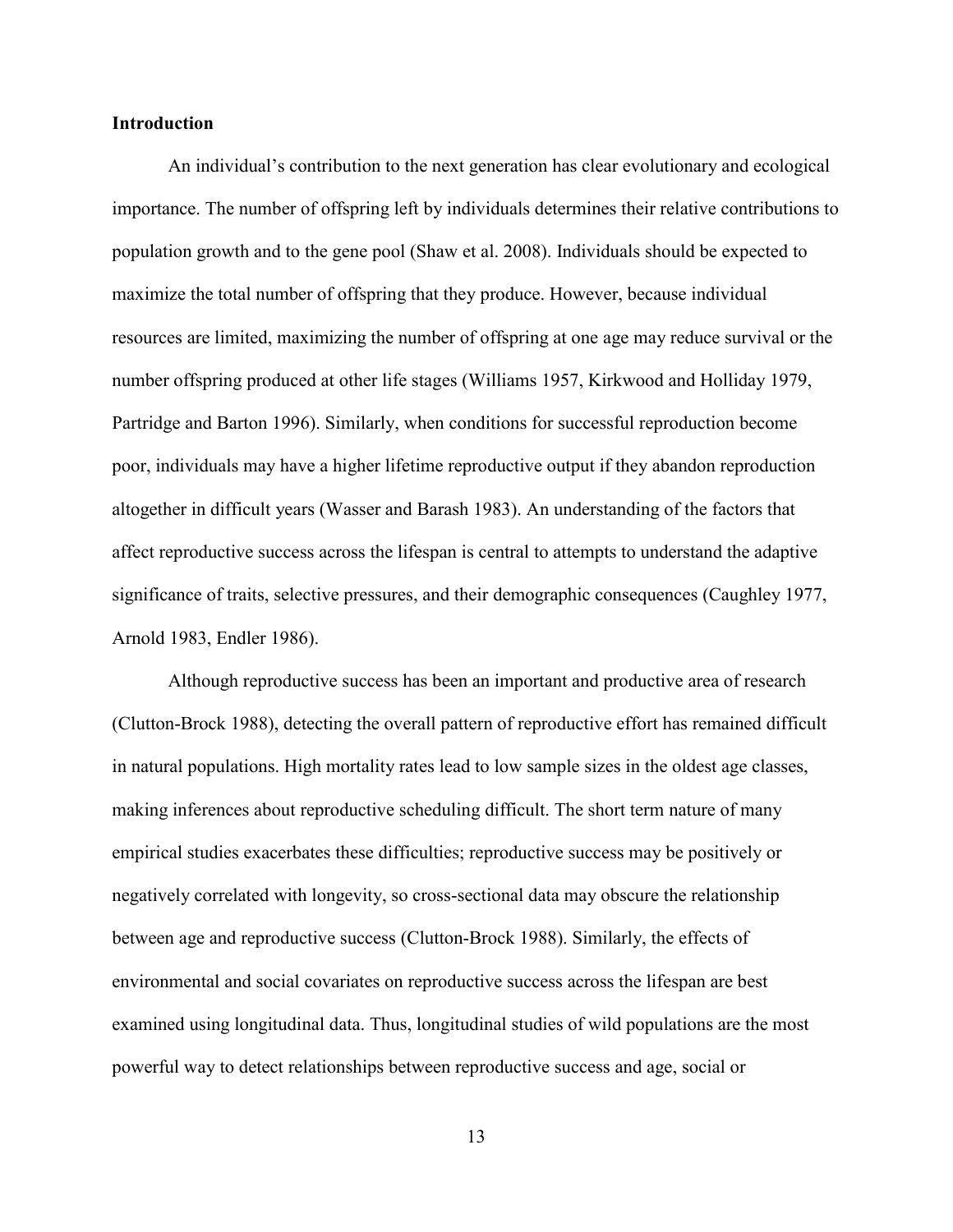**Introduction**

An individual's contribution to the next generation has clear evolutionary and ecological importance. The number of offspring left by individuals determines their relative contributions to population growth and to the gene pool (Shaw et al. 2008). Individuals should be expected to maximize the total number of offspring that they produce. However, because individual resources are limited, maximizing the number of offspring at one age may reduce survival or the number offspring produced at other life stages (Williams 1957, Kirkwood and Holliday 1979, Partridge and Barton 1996). Similarly, when conditions for successful reproduction become poor, individuals may have a higher lifetime reproductive output if they abandon reproduction altogether in difficult years (Wasser and Barash 1983). An understanding of the factors that affect reproductive success across the lifespan is central to attempts to understand the adaptive significance of traits, selective pressures, and their demographic consequences (Caughley 1977, Arnold 1983, Endler 1986).

Although reproductive success has been an important and productive area of research (Clutton-Brock 1988), detecting the overall pattern of reproductive effort has remained difficult in natural populations. High mortality rates lead to low sample sizes in the oldest age classes, making inferences about reproductive scheduling difficult. The short term nature of many empirical studies exacerbates these difficulties; reproductive success may be positively or negatively correlated with longevity, so cross-sectional data may obscure the relationship between age and reproductive success (Clutton-Brock 1988). Similarly, the effects of environmental and social covariates on reproductive success across the lifespan are best examined using longitudinal data. Thus, longitudinal studies of wild populations are the most powerful way to detect relationships between reproductive success and age, social or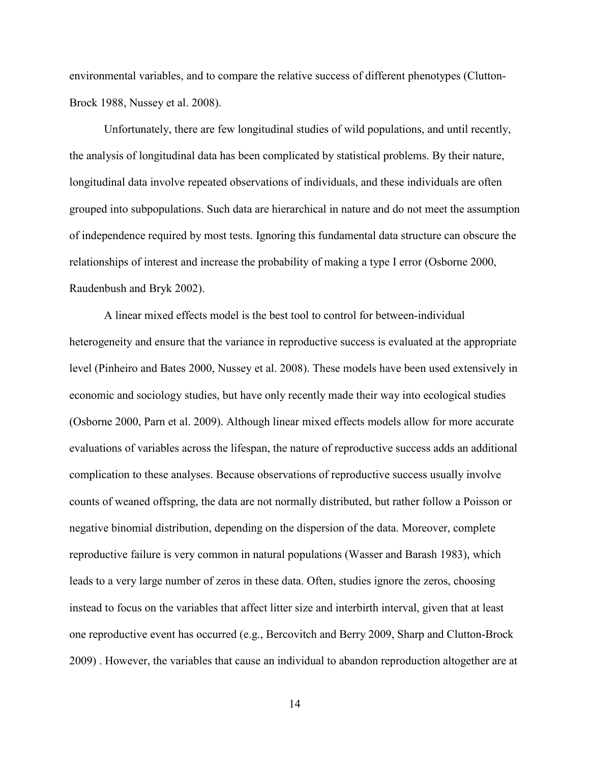environmental variables, and to compare the relative success of different phenotypes (Clutton-Brock 1988, Nussey et al. 2008).

Unfortunately, there are few longitudinal studies of wild populations, and until recently, the analysis of longitudinal data has been complicated by statistical problems. By their nature, longitudinal data involve repeated observations of individuals, and these individuals are often grouped into subpopulations. Such data are hierarchical in nature and do not meet the assumption of independence required by most tests. Ignoring this fundamental data structure can obscure the relationships of interest and increase the probability of making a type I error (Osborne 2000, Raudenbush and Bryk 2002).

A linear mixed effects model is the best tool to control for between-individual heterogeneity and ensure that the variance in reproductive success is evaluated at the appropriate level (Pinheiro and Bates 2000, Nussey et al. 2008). These models have been used extensively in economic and sociology studies, but have only recently made their way into ecological studies (Osborne 2000, Parn et al. 2009). Although linear mixed effects models allow for more accurate evaluations of variables across the lifespan, the nature of reproductive success adds an additional complication to these analyses. Because observations of reproductive success usually involve counts of weaned offspring, the data are not normally distributed, but rather follow a Poisson or negative binomial distribution, depending on the dispersion of the data. Moreover, complete reproductive failure is very common in natural populations (Wasser and Barash 1983), which leads to a very large number of zeros in these data. Often, studies ignore the zeros, choosing instead to focus on the variables that affect litter size and interbirth interval, given that at least one reproductive event has occurred (e.g., Bercovitch and Berry 2009, Sharp and Clutton-Brock 2009) . However, the variables that cause an individual to abandon reproduction altogether are at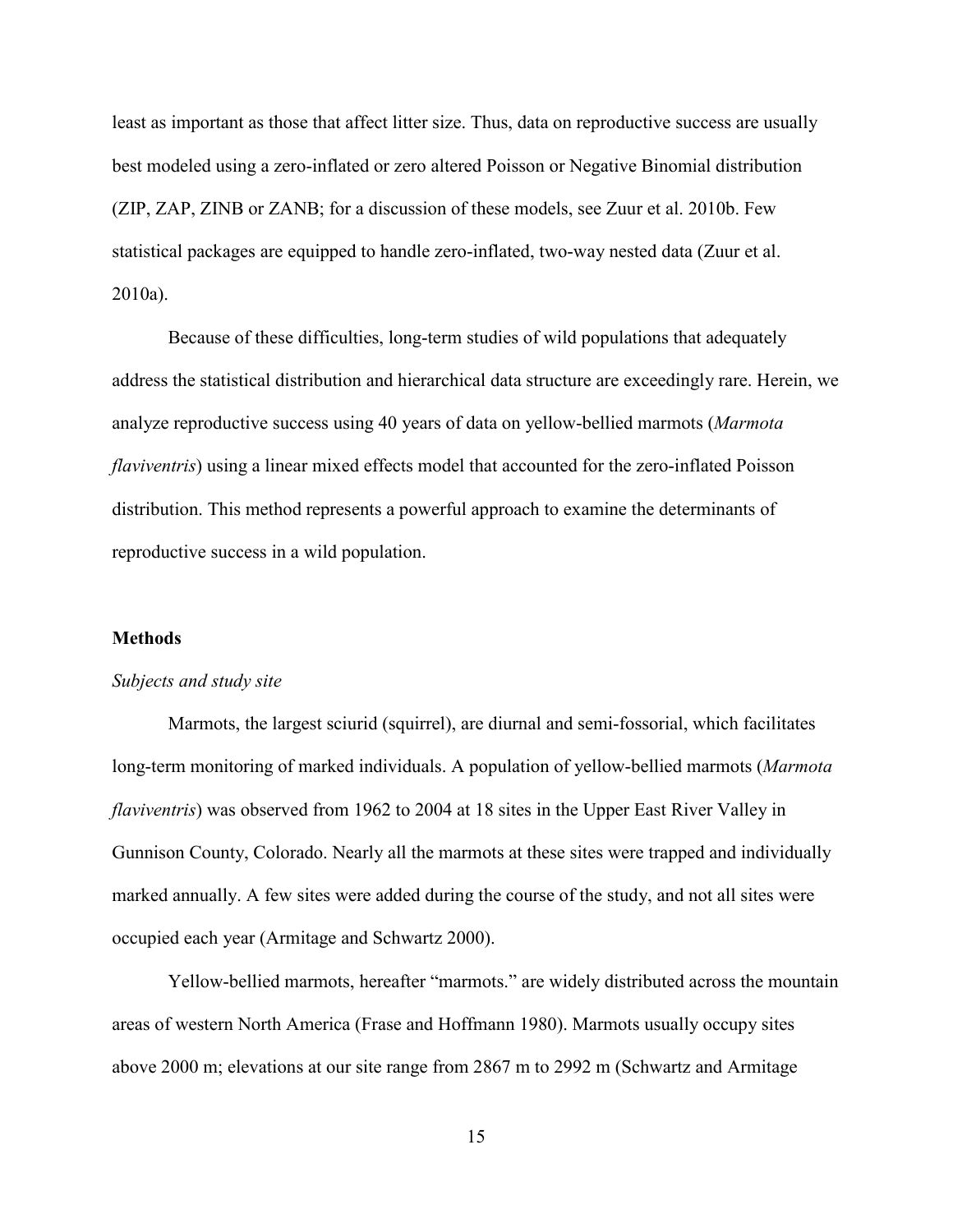least as important as those that affect litter size. Thus, data on reproductive success are usually best modeled using a zero-inflated or zero altered Poisson or Negative Binomial distribution (ZIP, ZAP, ZINB or ZANB; for a discussion of these models, see Zuur et al. 2010b. Few statistical packages are equipped to handle zero-inflated, two-way nested data (Zuur et al. 2010a).

Because of these difficulties, long-term studies of wild populations that adequately address the statistical distribution and hierarchical data structure are exceedingly rare. Herein, we analyze reproductive success using 40 years of data on yellow-bellied marmots (*Marmota flaviventris*) using a linear mixed effects model that accounted for the zero-inflated Poisson distribution. This method represents a powerful approach to examine the determinants of reproductive success in a wild population.

## Methods

### *Subjects and study site*

Marmots, the largest sciurid (squirrel), are diurnal and semi-fossorial, which facilitates long-term monitoring of marked individuals. A population of yellow-bellied marmots (*Marmota flaviventris*) was observed from 1962 to 2004 at 18 sites in the Upper East River Valley in Gunnison County, Colorado. Nearly all the marmots at these sites were trapped and individually marked annually. A few sites were added during the course of the study, and not all sites were occupied each year (Armitage and Schwartz 2000).

Yellow-bellied marmots, hereafter "marmots." are widely distributed across the mountain areas of western North America (Frase and Hoffmann 1980). Marmots usually occupy sites above 2000 m; elevations at our site range from 2867 m to 2992 m (Schwartz and Armitage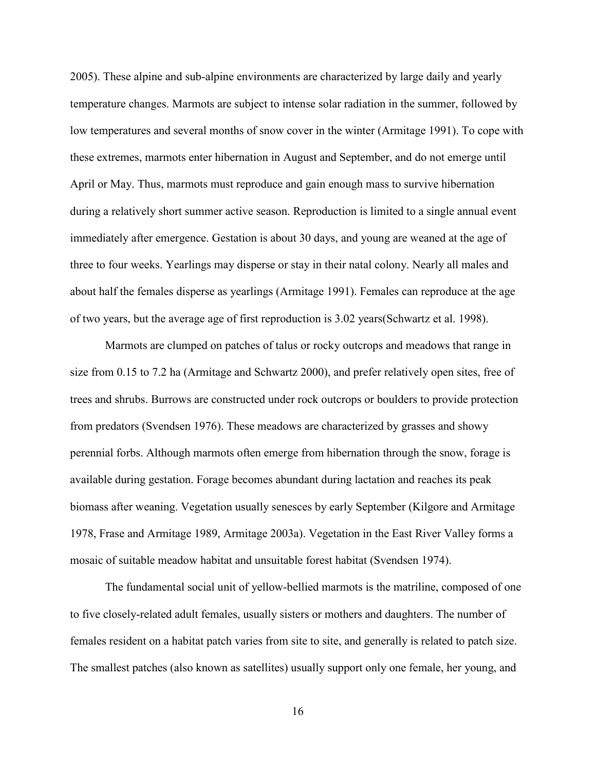2005). These alpine and sub-alpine environments are characterized by large daily and yearly temperature changes. Marmots are subject to intense solar radiation in the summer, followed by low temperatures and several months of snow cover in the winter (Armitage 1991). To cope with these extremes, marmots enter hibernation in August and September, and do not emerge until April or May. Thus, marmots must reproduce and gain enough mass to survive hibernation during a relatively short summer active season. Reproduction is limited to a single annual event immediately after emergence. Gestation is about 30 days, and young are weaned at the age of three to four weeks. Yearlings may disperse or stay in their natal colony. Nearly all males and about half the females disperse as yearlings (Armitage 1991). Females can reproduce at the age of two years, but the average age of first reproduction is 3.02 years(Schwartz et al. 1998).

Marmots are clumped on patches of talus or rocky outcrops and meadows that range in size from 0.15 to 7.2 ha (Armitage and Schwartz 2000), and prefer relatively open sites, free of trees and shrubs. Burrows are constructed under rock outcrops or boulders to provide protection from predators (Svendsen 1976). These meadows are characterized by grasses and showy perennial forbs. Although marmots often emerge from hibernation through the snow, forage is available during gestation. Forage becomes abundant during lactation and reaches its peak biomass after weaning. Vegetation usually senesces by early September (Kilgore and Armitage 1978, Frase and Armitage 1989, Armitage 2003a). Vegetation in the East River Valley forms a mosaic of suitable meadow habitat and unsuitable forest habitat (Svendsen 1974).

The fundamental social unit of yellow-bellied marmots is the matriline, composed of one to five closely-related adult females, usually sisters or mothers and daughters. The number of females resident on a habitat patch varies from site to site, and generally is related to patch size. The smallest patches (also known as satellites) usually support only one female, her young, and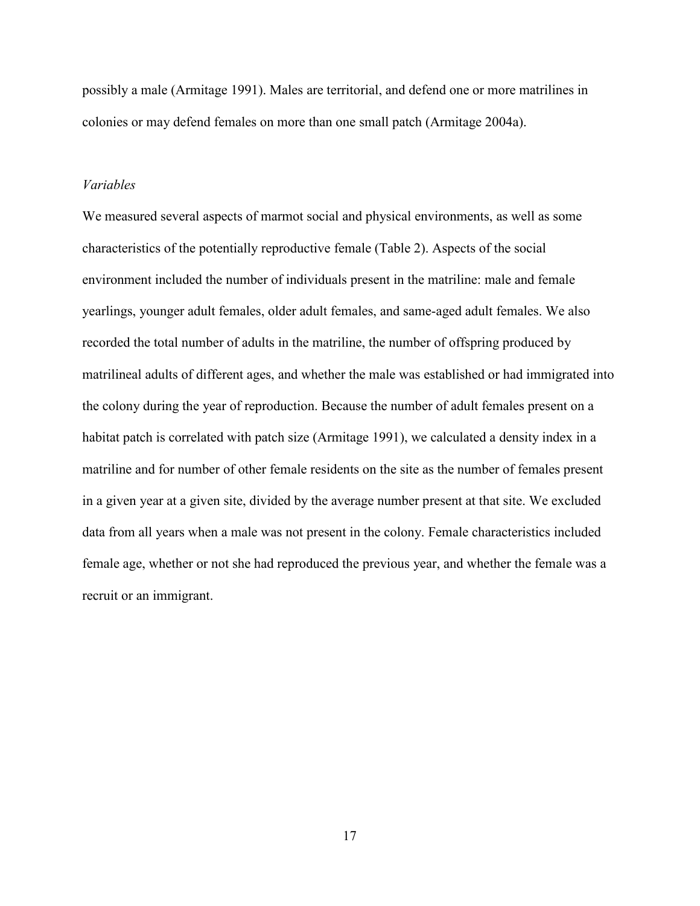possibly a male (Armitage 1991). Males are territorial, and defend one or more matrilines in colonies or may defend females on more than one small patch (Armitage 2004a).

*Variables*

We measured several aspects of marmot social and physical environments, as well as some characteristics of the potentially reproductive female (Table 2). Aspects of the social environment included the number of individuals present in the matriline: male and female yearlings, younger adult females, older adult females, and same-aged adult females. We also recorded the total number of adults in the matriline, the number of offspring produced by matrilineal adults of different ages, and whether the male was established or had immigrated into the colony during the year of reproduction. Because the number of adult females present on a habitat patch is correlated with patch size (Armitage 1991), we calculated a density index in a matriline and for number of other female residents on the site as the number of females present in a given year at a given site, divided by the average number present at that site. We excluded data from all years when a male was not present in the colony. Female characteristics included female age, whether or not she had reproduced the previous year, and whether the female was a recruit or an immigrant.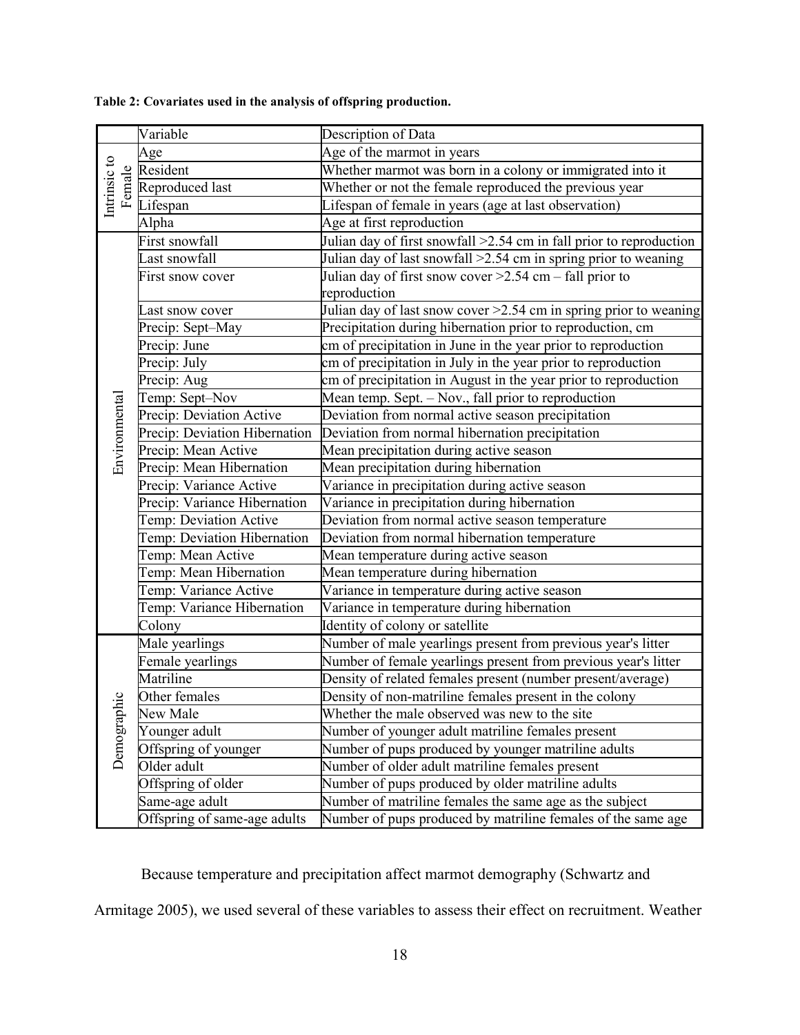**Table 2: Covariates used in the analysis of offspring production.**

| | Variable | Description of Data |
|---|---|---|
| Intrinsic to Female | Age | Age of the marmot in years |
| | Resident | Whether marmot was born in a colony or immigrated into it |
| | Reproduced last | Whether or not the female reproduced the previous year |
| | Lifespan | Lifespan of female in years (age at last observation) |
| | Alpha | Age at first reproduction |
| Environmental | First snowfall | Julian day of first snowfall >2.54 cm in fall prior to reproduction |
| | Last snowfall | Julian day of last snowfall >2.54 cm in spring prior to weaning |
| | First snow cover | Julian day of first snow cover >2.54 cm – fall prior to reproduction |
| | Last snow cover | Julian day of last snow cover >2.54 cm in spring prior to weaning |
| | Precip: Sept–May | Precipitation during hibernation prior to reproduction, cm |
| | Precip: June | cm of precipitation in June in the year prior to reproduction |
| | Precip: July | cm of precipitation in July in the year prior to reproduction |
| | Precip: Aug | cm of precipitation in August in the year prior to reproduction |
| | Temp: Sept–Nov | Mean temp. Sept. – Nov., fall prior to reproduction |
| | Precip: Deviation Active | Deviation from normal active season precipitation |
| | Precip: Deviation Hibernation | Deviation from normal hibernation precipitation |
| | Precip: Mean Active | Mean precipitation during active season |
| | Precip: Mean Hibernation | Mean precipitation during hibernation |
| | Precip: Variance Active | Variance in precipitation during active season |
| | Precip: Variance Hibernation | Variance in precipitation during hibernation |
| | Temp: Deviation Active | Deviation from normal active season temperature |
| | Temp: Deviation Hibernation | Deviation from normal hibernation temperature |
| | Temp: Mean Active | Mean temperature during active season |
| | Temp: Mean Hibernation | Mean temperature during hibernation |
| | Temp: Variance Active | Variance in temperature during active season |
| | Temp: Variance Hibernation | Variance in temperature during hibernation |
| | Colony | Identity of colony or satellite |
| Demographic | Male yearlings | Number of male yearlings present from previous year's litter |
| | Female yearlings | Number of female yearlings present from previous year's litter |
| | Matriline | Density of related females present (number present/average) |
| | Other females | Density of non-matriline females present in the colony |
| | New Male | Whether the male observed was new to the site |
| | Younger adult | Number of younger adult matriline females present |
| | Offspring of younger | Number of pups produced by younger matriline adults |
| | Older adult | Number of older adult matriline females present |
| | Offspring of older | Number of pups produced by older matriline adults |
| | Same-age adult | Number of matriline females the same age as the subject |
| | Offspring of same-age adults | Number of pups produced by matriline females of the same age |

Because temperature and precipitation affect marmot demography (Schwartz and Armitage 2005), we used several of these variables to assess their effect on recruitment. Weather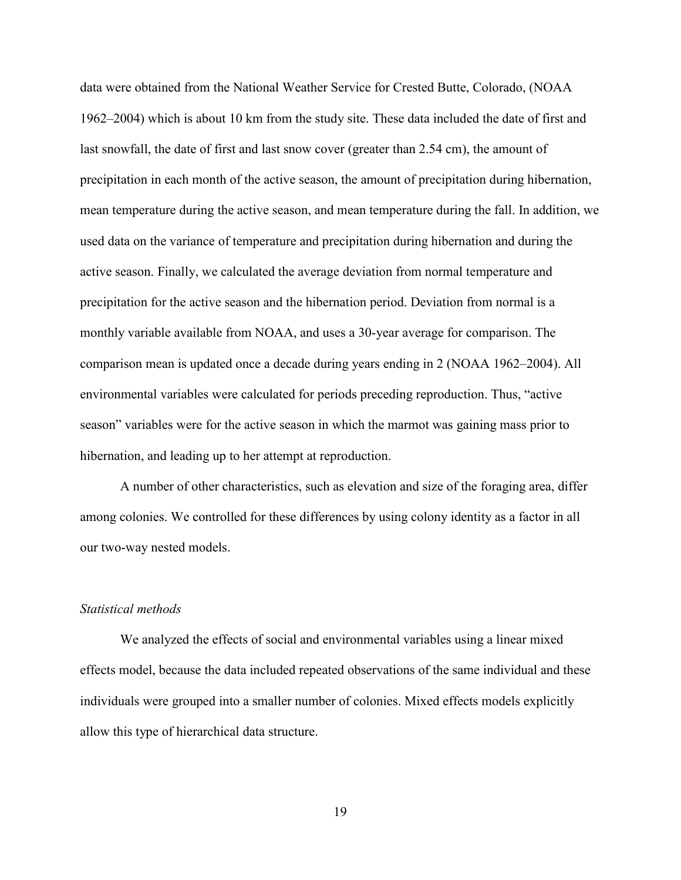data were obtained from the National Weather Service for Crested Butte, Colorado, (NOAA 1962–2004) which is about 10 km from the study site. These data included the date of first and last snowfall, the date of first and last snow cover (greater than 2.54 cm), the amount of precipitation in each month of the active season, the amount of precipitation during hibernation, mean temperature during the active season, and mean temperature during the fall. In addition, we used data on the variance of temperature and precipitation during hibernation and during the active season. Finally, we calculated the average deviation from normal temperature and precipitation for the active season and the hibernation period. Deviation from normal is a monthly variable available from NOAA, and uses a 30-year average for comparison. The comparison mean is updated once a decade during years ending in 2 (NOAA 1962–2004). All environmental variables were calculated for periods preceding reproduction. Thus, "active season" variables were for the active season in which the marmot was gaining mass prior to hibernation, and leading up to her attempt at reproduction.

A number of other characteristics, such as elevation and size of the foraging area, differ among colonies. We controlled for these differences by using colony identity as a factor in all our two-way nested models.

*Statistical methods*

We analyzed the effects of social and environmental variables using a linear mixed effects model, because the data included repeated observations of the same individual and these individuals were grouped into a smaller number of colonies. Mixed effects models explicitly allow this type of hierarchical data structure.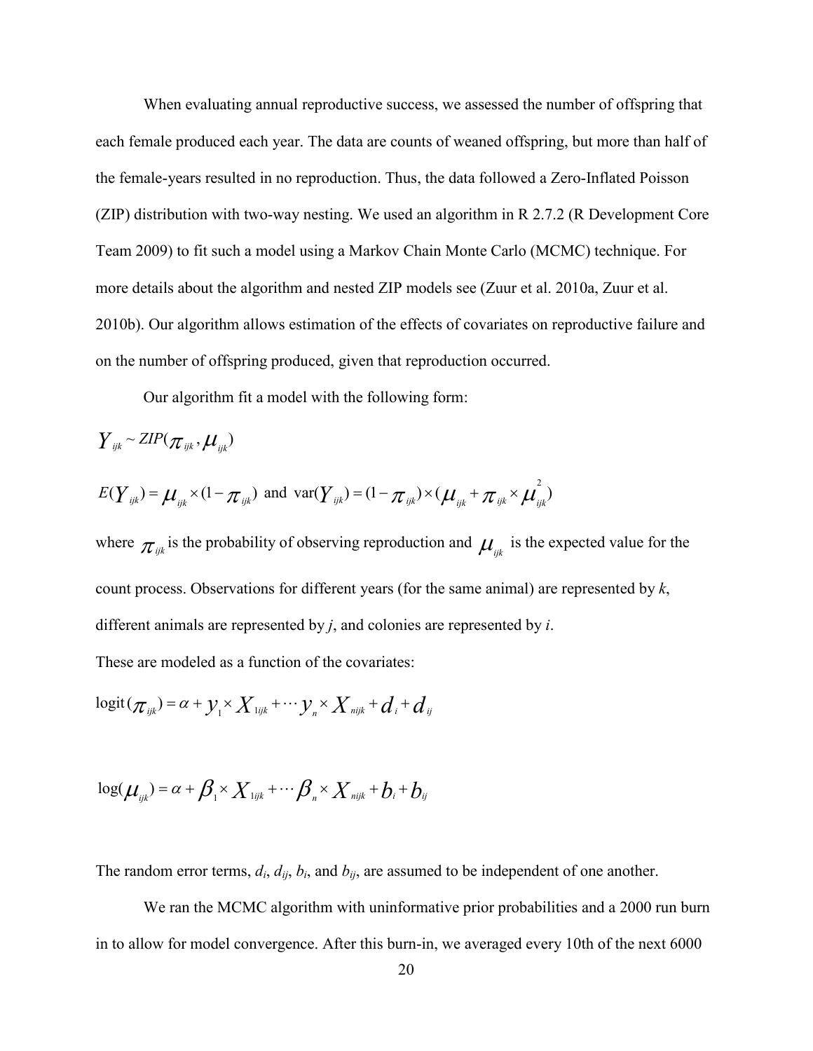When evaluating annual reproductive success, we assessed the number of offspring that each female produced each year. The data are counts of weaned offspring, but more than half of the female-years resulted in no reproduction. Thus, the data followed a Zero-Inflated Poisson (ZIP) distribution with two-way nesting. We used an algorithm in R 2.7.2 (R Development Core Team 2009) to fit such a model using a Markov Chain Monte Carlo (MCMC) technique. For more details about the algorithm and nested ZIP models see (Zuur et al. 2010a, Zuur et al. 2010b). Our algorithm allows estimation of the effects of covariates on reproductive failure and on the number of offspring produced, given that reproduction occurred.

Our algorithm fit a model with the following form:

$$Y_{ijk} \sim ZIP(\pi_{ijk}, \mu_{ijk})$$

$$E(Y_{ijk}) = \mu_{ijk} \times (1 - \pi_{ijk}) \text{ and } \mathrm{var}(Y_{ijk}) = (1 - \pi_{ijk}) \times (\mu_{ijk} + \pi_{ijk} \times \mu_{ijk}^2)$$

where $\pi_{ijk}$ is the probability of observing reproduction and $\mu_{ijk}$ is the expected value for the count process. Observations for different years (for the same animal) are represented by *k*, different animals are represented by *j*, and colonies are represented by *i*.

These are modeled as a function of the covariates:

$$\mathrm{logit}(\pi_{ijk}) = \alpha + y_1 \times X_{1ijk} + \cdots y_n \times X_{nijk} + d_i + d_{ij}$$

$$\log(\mu_{ijk}) = \alpha + \beta_1 \times X_{1ijk} + \cdots \beta_n \times X_{nijk} + b_i + b_{ij}$$

The random error terms, $d_i$, $d_{ij}$, $b_i$, and $b_{ij}$, are assumed to be independent of one another.

We ran the MCMC algorithm with uninformative prior probabilities and a 2000 run burn in to allow for model convergence. After this burn-in, we averaged every 10th of the next 6000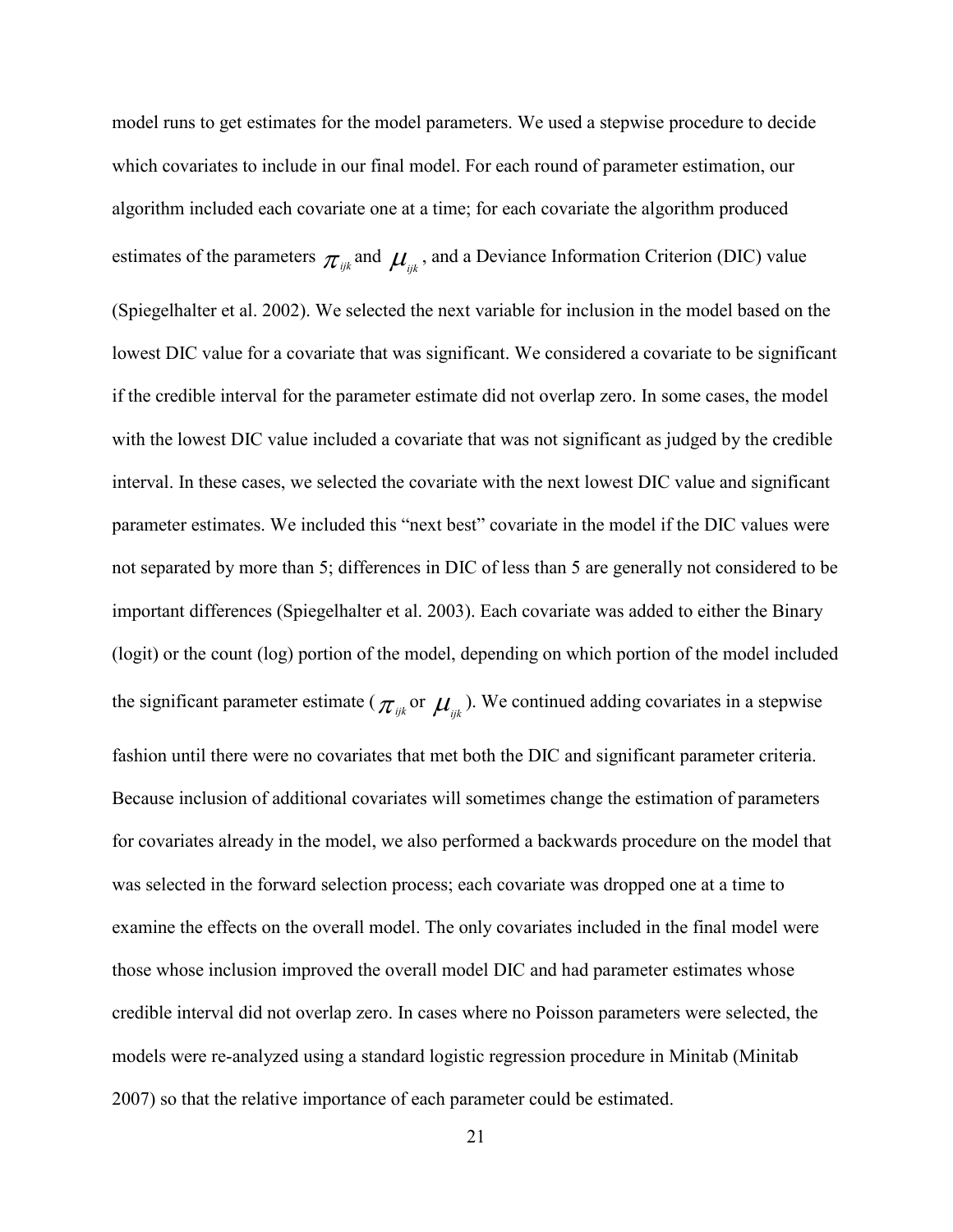model runs to get estimates for the model parameters. We used a stepwise procedure to decide which covariates to include in our final model. For each round of parameter estimation, our algorithm included each covariate one at a time; for each covariate the algorithm produced estimates of the parameters $\pi_{ijk}$ and $\mu_{ijk}$, and a Deviance Information Criterion (DIC) value (Spiegelhalter et al. 2002). We selected the next variable for inclusion in the model based on the lowest DIC value for a covariate that was significant. We considered a covariate to be significant if the credible interval for the parameter estimate did not overlap zero. In some cases, the model with the lowest DIC value included a covariate that was not significant as judged by the credible interval. In these cases, we selected the covariate with the next lowest DIC value and significant parameter estimates. We included this "next best" covariate in the model if the DIC values were not separated by more than 5; differences in DIC of less than 5 are generally not considered to be important differences (Spiegelhalter et al. 2003). Each covariate was added to either the Binary (logit) or the count (log) portion of the model, depending on which portion of the model included the significant parameter estimate ($\pi_{ijk}$ or $\mu_{ijk}$). We continued adding covariates in a stepwise fashion until there were no covariates that met both the DIC and significant parameter criteria. Because inclusion of additional covariates will sometimes change the estimation of parameters for covariates already in the model, we also performed a backwards procedure on the model that was selected in the forward selection process; each covariate was dropped one at a time to examine the effects on the overall model. The only covariates included in the final model were those whose inclusion improved the overall model DIC and had parameter estimates whose credible interval did not overlap zero. In cases where no Poisson parameters were selected, the models were re-analyzed using a standard logistic regression procedure in Minitab (Minitab 2007) so that the relative importance of each parameter could be estimated.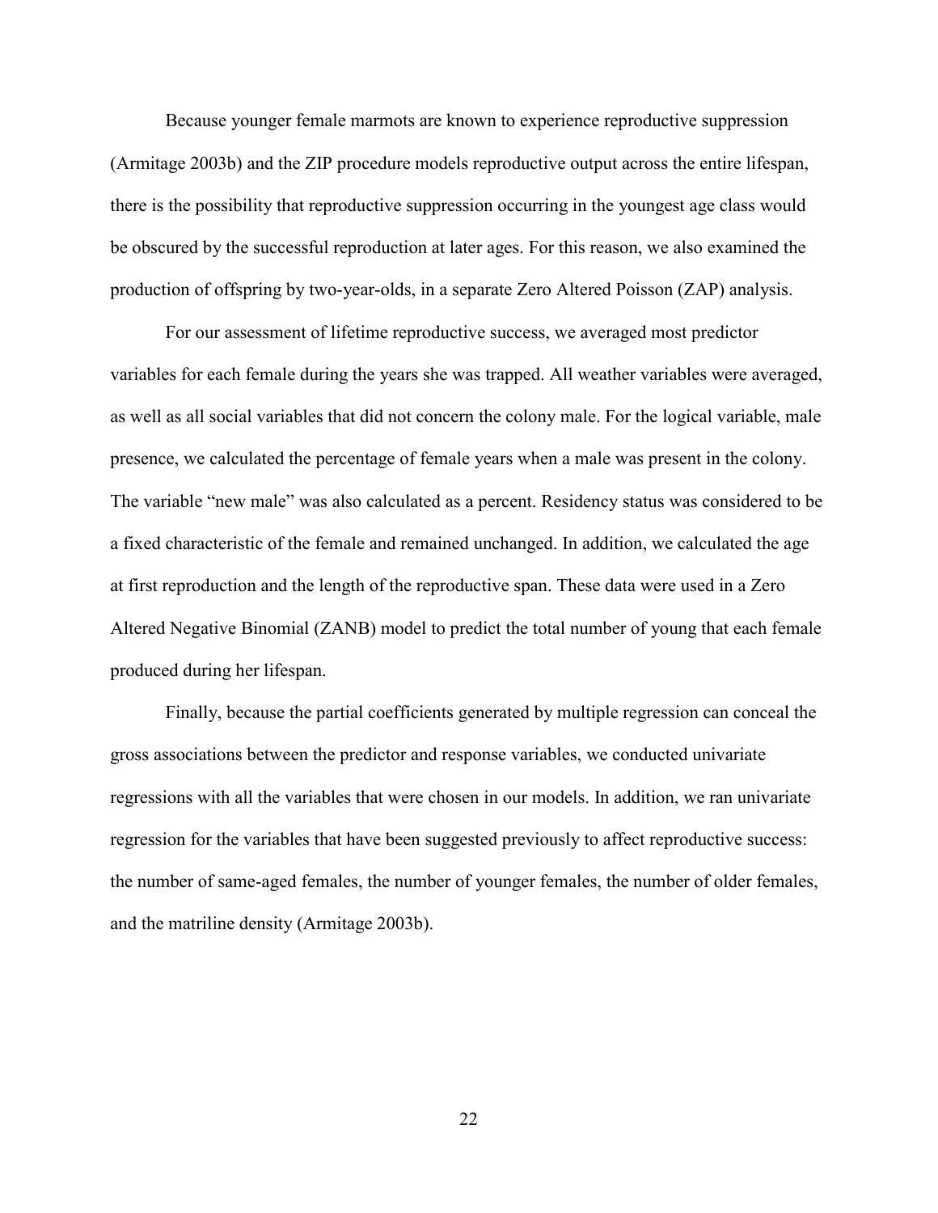Because younger female marmots are known to experience reproductive suppression (Armitage 2003b) and the ZIP procedure models reproductive output across the entire lifespan, there is the possibility that reproductive suppression occurring in the youngest age class would be obscured by the successful reproduction at later ages. For this reason, we also examined the production of offspring by two-year-olds, in a separate Zero Altered Poisson (ZAP) analysis.

For our assessment of lifetime reproductive success, we averaged most predictor variables for each female during the years she was trapped. All weather variables were averaged, as well as all social variables that did not concern the colony male. For the logical variable, male presence, we calculated the percentage of female years when a male was present in the colony. The variable "new male" was also calculated as a percent. Residency status was considered to be a fixed characteristic of the female and remained unchanged. In addition, we calculated the age at first reproduction and the length of the reproductive span. These data were used in a Zero Altered Negative Binomial (ZANB) model to predict the total number of young that each female produced during her lifespan.

Finally, because the partial coefficients generated by multiple regression can conceal the gross associations between the predictor and response variables, we conducted univariate regressions with all the variables that were chosen in our models. In addition, we ran univariate regression for the variables that have been suggested previously to affect reproductive success: the number of same-aged females, the number of younger females, the number of older females, and the matriline density (Armitage 2003b).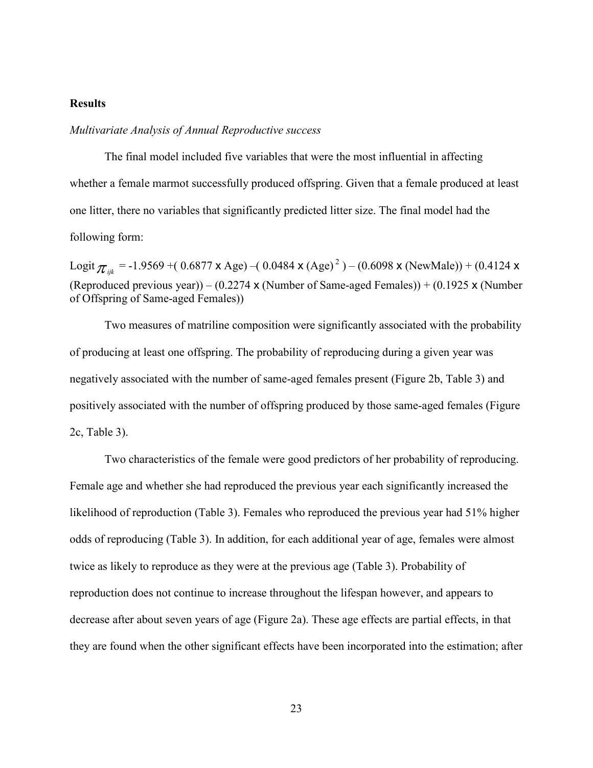**Results**

*Multivariate Analysis of Annual Reproductive success*

The final model included five variables that were the most influential in affecting whether a female marmot successfully produced offspring. Given that a female produced at least one litter, there no variables that significantly predicted litter size. The final model had the following form:

Logit $\pi_{ijk}$ = -1.9569 +( 0.6877 x Age) –( 0.0484 x (Age)$^2$ ) – (0.6098 x (NewMale)) + (0.4124 x (Reproduced previous year)) – (0.2274 x (Number of Same-aged Females)) + (0.1925 x (Number of Offspring of Same-aged Females))

Two measures of matriline composition were significantly associated with the probability of producing at least one offspring. The probability of reproducing during a given year was negatively associated with the number of same-aged females present (Figure 2b, Table 3) and positively associated with the number of offspring produced by those same-aged females (Figure 2c, Table 3).

Two characteristics of the female were good predictors of her probability of reproducing. Female age and whether she had reproduced the previous year each significantly increased the likelihood of reproduction (Table 3). Females who reproduced the previous year had 51% higher odds of reproducing (Table 3). In addition, for each additional year of age, females were almost twice as likely to reproduce as they were at the previous age (Table 3). Probability of reproduction does not continue to increase throughout the lifespan however, and appears to decrease after about seven years of age (Figure 2a). These age effects are partial effects, in that they are found when the other significant effects have been incorporated into the estimation; after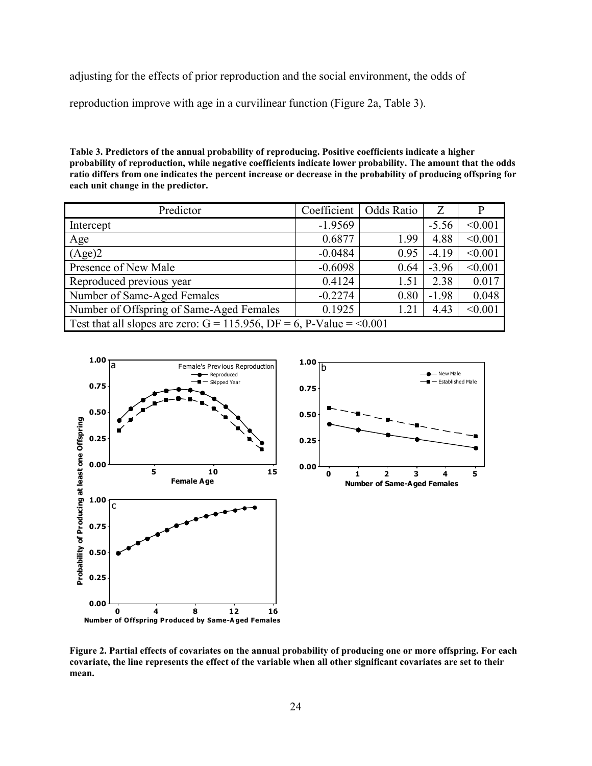adjusting for the effects of prior reproduction and the social environment, the odds of reproduction improve with age in a curvilinear function (Figure 2a, Table 3).

**Table 3. Predictors of the annual probability of reproducing. Positive coefficients indicate a higher probability of reproduction, while negative coefficients indicate lower probability. The amount that the odds ratio differs from one indicates the percent increase or decrease in the probability of producing offspring for each unit change in the predictor.**

| Predictor | Coefficient | Odds Ratio | Z | P |
|---|---|---|---|---|
| Intercept | -1.9569 | | -5.56 | <0.001 |
| Age | 0.6877 | 1.99 | 4.88 | <0.001 |
| (Age)2 | -0.0484 | 0.95 | -4.19 | <0.001 |
| Presence of New Male | -0.6098 | 0.64 | -3.96 | <0.001 |
| Reproduced previous year | 0.4124 | 1.51 | 2.38 | 0.017 |
| Number of Same-Aged Females | -0.2274 | 0.80 | -1.98 | 0.048 |
| Number of Offspring of Same-Aged Females | 0.1925 | 1.21 | 4.43 | <0.001 |
| Test that all slopes are zero: G = 115.956, DF = 6, P-Value = <0.001 | | | | |

**Figure 2. Partial effects of covariates on the annual probability of producing one or more offspring. For each covariate, the line represents the effect of the variable when all other significant covariates are set to their mean.**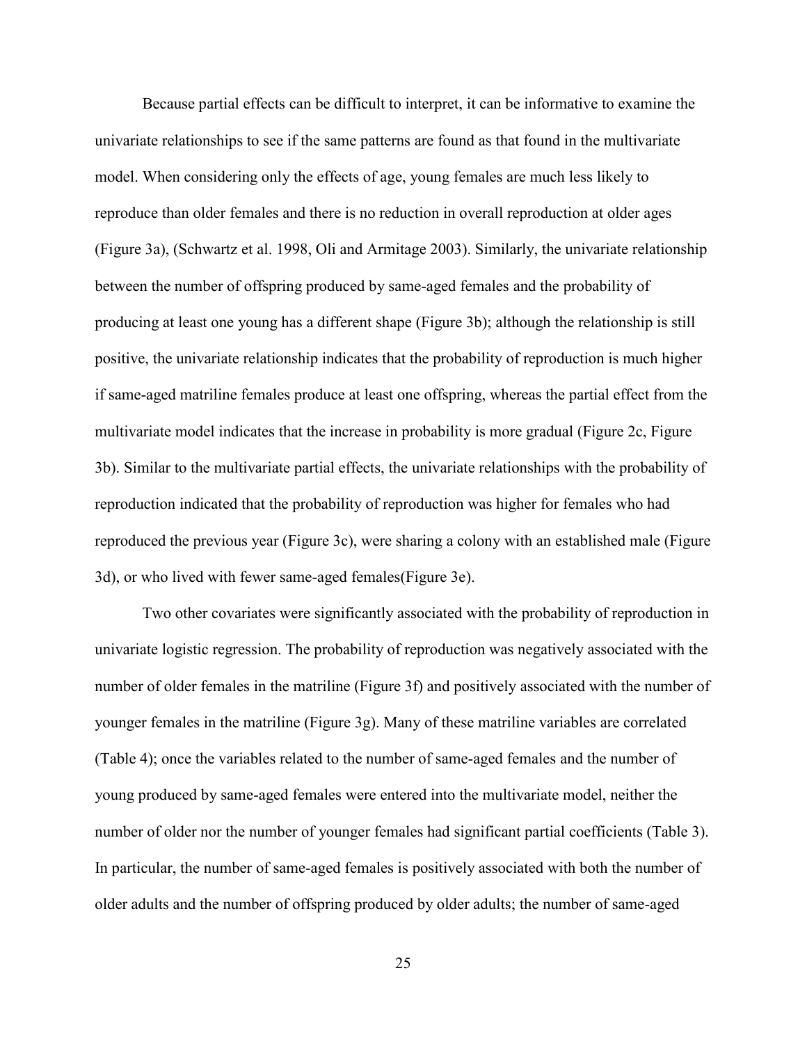Because partial effects can be difficult to interpret, it can be informative to examine the univariate relationships to see if the same patterns are found as that found in the multivariate model. When considering only the effects of age, young females are much less likely to reproduce than older females and there is no reduction in overall reproduction at older ages (Figure 3a), (Schwartz et al. 1998, Oli and Armitage 2003). Similarly, the univariate relationship between the number of offspring produced by same-aged females and the probability of producing at least one young has a different shape (Figure 3b); although the relationship is still positive, the univariate relationship indicates that the probability of reproduction is much higher if same-aged matriline females produce at least one offspring, whereas the partial effect from the multivariate model indicates that the increase in probability is more gradual (Figure 2c, Figure 3b). Similar to the multivariate partial effects, the univariate relationships with the probability of reproduction indicated that the probability of reproduction was higher for females who had reproduced the previous year (Figure 3c), were sharing a colony with an established male (Figure 3d), or who lived with fewer same-aged females(Figure 3e).

Two other covariates were significantly associated with the probability of reproduction in univariate logistic regression. The probability of reproduction was negatively associated with the number of older females in the matriline (Figure 3f) and positively associated with the number of younger females in the matriline (Figure 3g). Many of these matriline variables are correlated (Table 4); once the variables related to the number of same-aged females and the number of young produced by same-aged females were entered into the multivariate model, neither the number of older nor the number of younger females had significant partial coefficients (Table 3). In particular, the number of same-aged females is positively associated with both the number of older adults and the number of offspring produced by older adults; the number of same-aged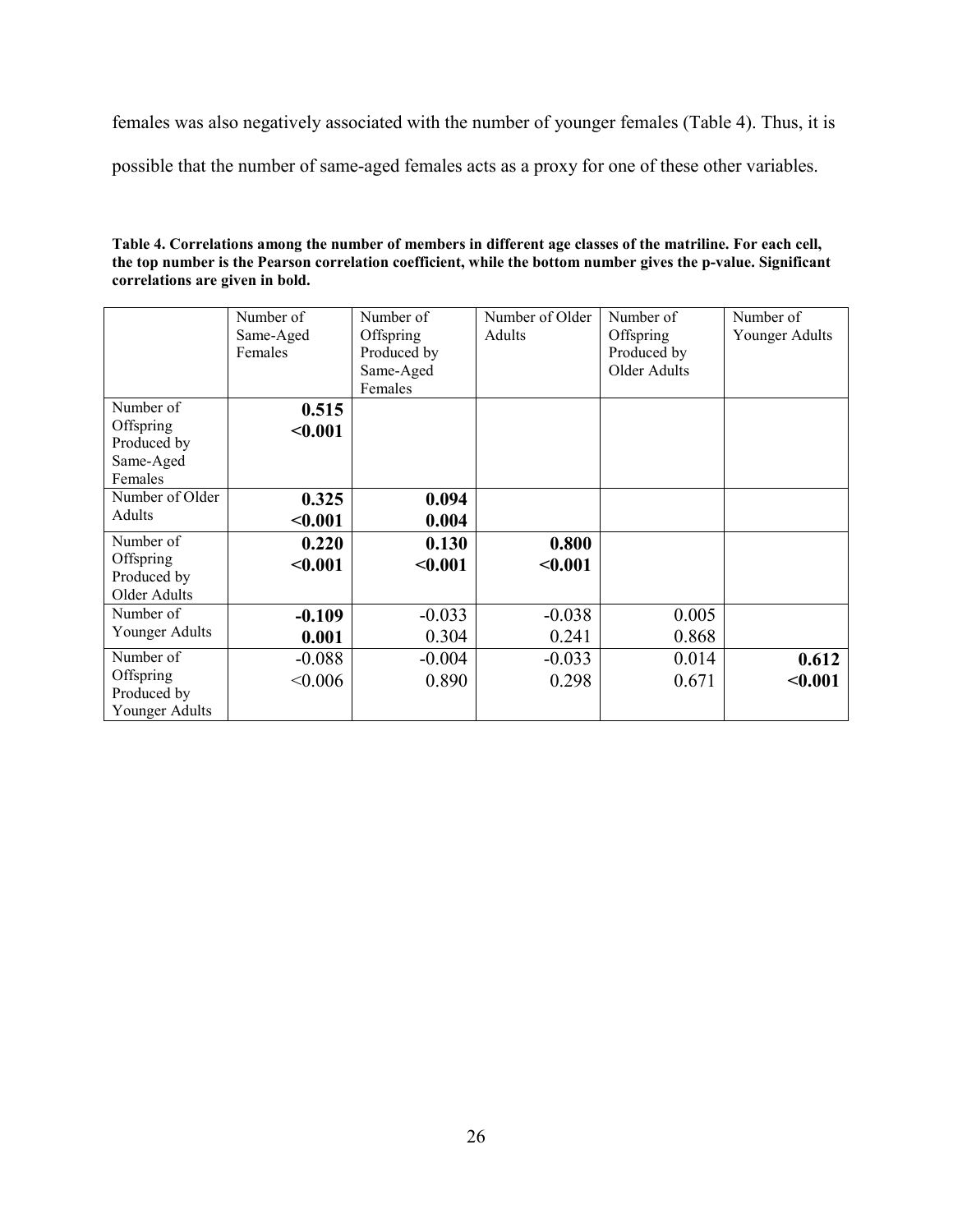females was also negatively associated with the number of younger females (Table 4). Thus, it is possible that the number of same-aged females acts as a proxy for one of these other variables.

**Table 4. Correlations among the number of members in different age classes of the matriline. For each cell, the top number is the Pearson correlation coefficient, while the bottom number gives the p-value. Significant correlations are given in bold.**

| | Number of Same-Aged Females | Number of Offspring Produced by Same-Aged Females | Number of Older Adults | Number of Offspring Produced by Older Adults | Number of Younger Adults |
|---|---|---|---|---|---|
| Number of Offspring Produced by Same-Aged Females | **0.515** <br> **<0.001** | | | | |
| Number of Older Adults | **0.325** <br> **<0.001** | **0.094** <br> **0.004** | | | |
| Number of Offspring Produced by Older Adults | **0.220** <br> **<0.001** | **0.130** <br> **<0.001** | **0.800** <br> **<0.001** | | |
| Number of Younger Adults | **-0.109** <br> **0.001** | -0.033 <br> 0.304 | -0.038 <br> 0.241 | 0.005 <br> 0.868 | |
| Number of Offspring Produced by Younger Adults | -0.088 <br> <0.006 | -0.004 <br> 0.890 | -0.033 <br> 0.298 | 0.014 <br> 0.671 | **0.612** <br> **<0.001** |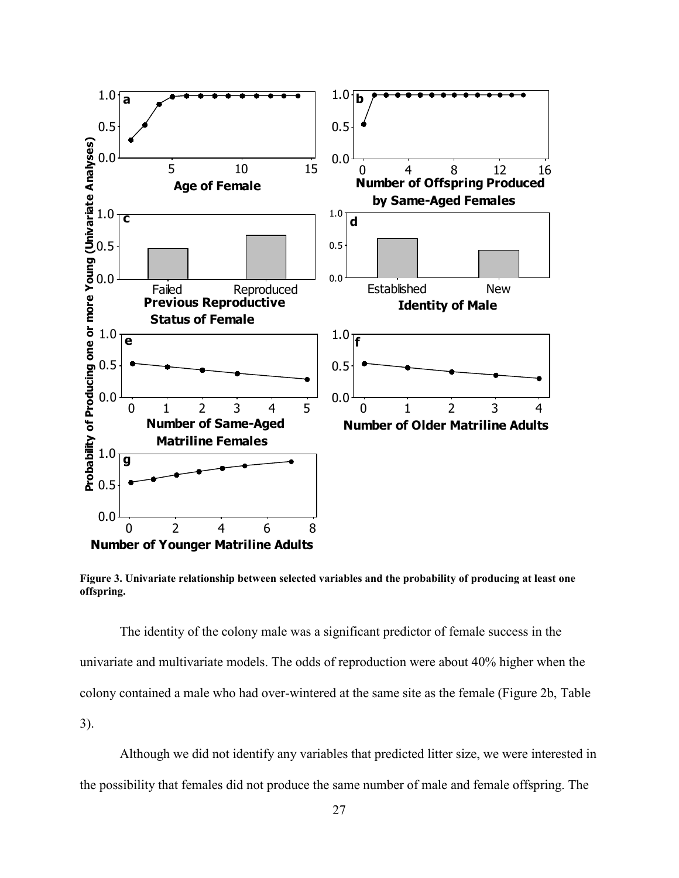**Figure 3. Univariate relationship between selected variables and the probability of producing at least one offspring.**

The identity of the colony male was a significant predictor of female success in the univariate and multivariate models. The odds of reproduction were about 40% higher when the colony contained a male who had over-wintered at the same site as the female (Figure 2b, Table 3).

Although we did not identify any variables that predicted litter size, we were interested in the possibility that females did not produce the same number of male and female offspring. The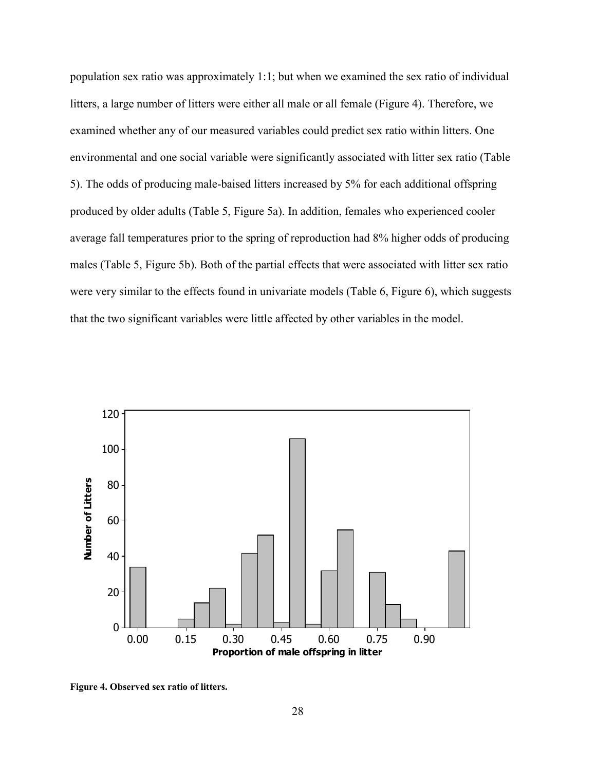population sex ratio was approximately 1:1; but when we examined the sex ratio of individual litters, a large number of litters were either all male or all female (Figure 4). Therefore, we examined whether any of our measured variables could predict sex ratio within litters. One environmental and one social variable were significantly associated with litter sex ratio (Table 5). The odds of producing male-baised litters increased by 5% for each additional offspring produced by older adults (Table 5, Figure 5a). In addition, females who experienced cooler average fall temperatures prior to the spring of reproduction had 8% higher odds of producing males (Table 5, Figure 5b). Both of the partial effects that were associated with litter sex ratio were very similar to the effects found in univariate models (Table 6, Figure 6), which suggests that the two significant variables were little affected by other variables in the model.

**Figure 4. Observed sex ratio of litters.**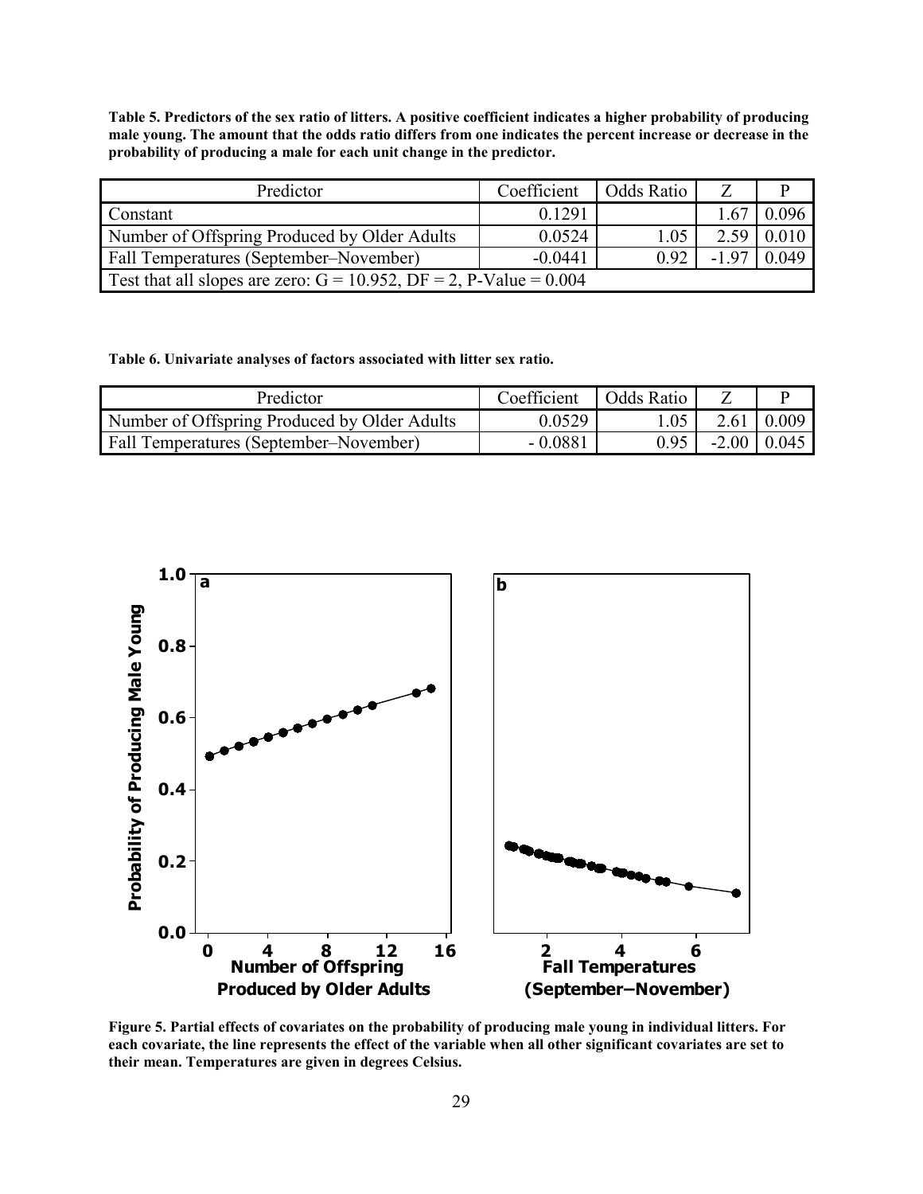**Table 5. Predictors of the sex ratio of litters. A positive coefficient indicates a higher probability of producing male young. The amount that the odds ratio differs from one indicates the percent increase or decrease in the probability of producing a male for each unit change in the predictor.**

| Predictor | Coefficient | Odds Ratio | Z | P |
|---|---|---|---|---|
| Constant | 0.1291 | | 1.67 | 0.096 |
| Number of Offspring Produced by Older Adults | 0.0524 | 1.05 | 2.59 | 0.010 |
| Fall Temperatures (September–November) | -0.0441 | 0.92 | -1.97 | 0.049 |
| Test that all slopes are zero: G = 10.952, DF = 2, P-Value = 0.004 | | | | |

**Table 6. Univariate analyses of factors associated with litter sex ratio.**

| Predictor | Coefficient | Odds Ratio | Z | P |
|---|---|---|---|---|
| Number of Offspring Produced by Older Adults | 0.0529 | 1.05 | 2.61 | 0.009 |
| Fall Temperatures (September–November) | - 0.0881 | 0.95 | -2.00 | 0.045 |

**Figure 5. Partial effects of covariates on the probability of producing male young in individual litters. For each covariate, the line represents the effect of the variable when all other significant covariates are set to their mean. Temperatures are given in degrees Celsius.**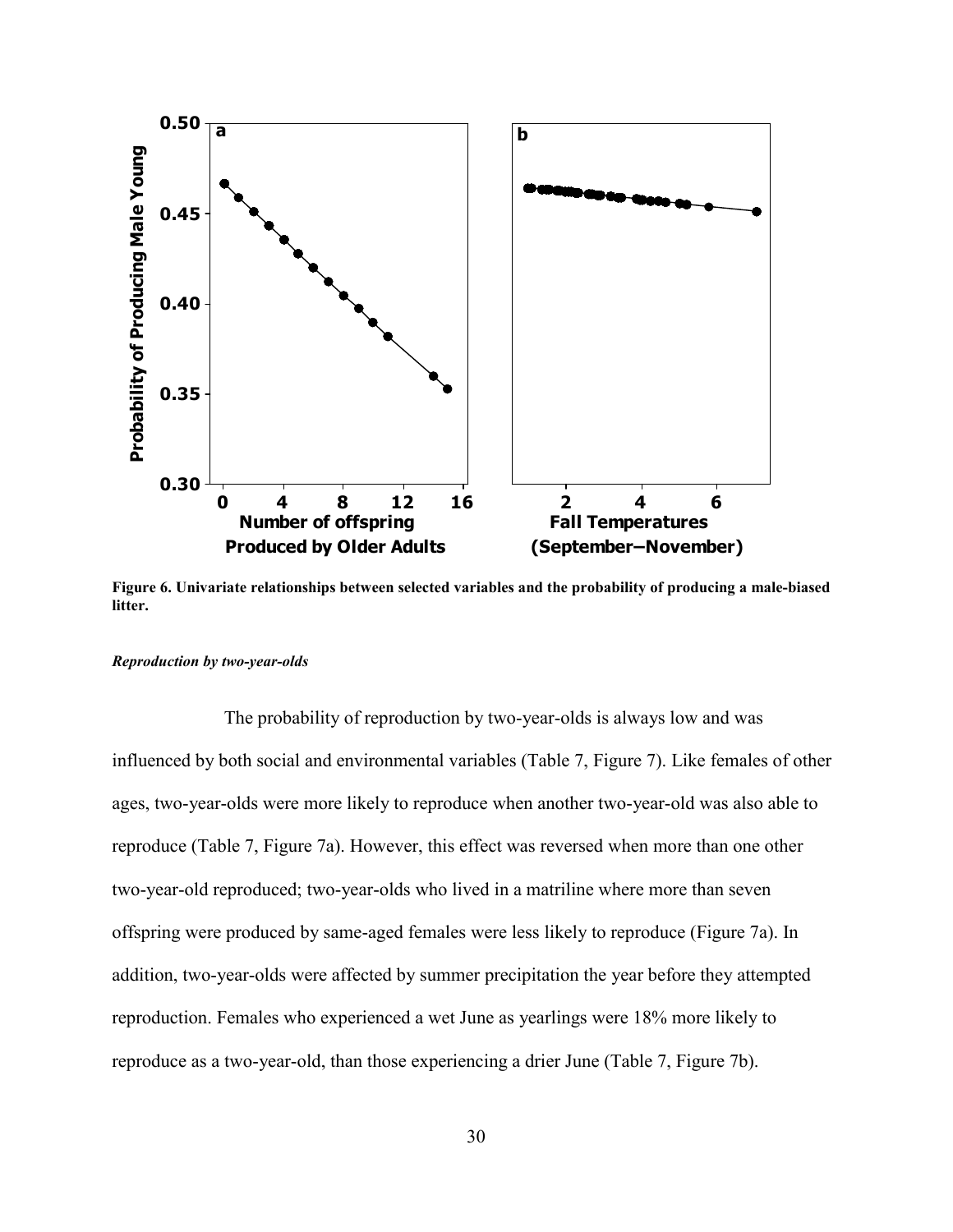**Figure 6. Univariate relationships between selected variables and the probability of producing a male-biased litter.**

### *Reproduction by two-year-olds*

The probability of reproduction by two-year-olds is always low and was influenced by both social and environmental variables (Table 7, Figure 7). Like females of other ages, two-year-olds were more likely to reproduce when another two-year-old was also able to reproduce (Table 7, Figure 7a). However, this effect was reversed when more than one other two-year-old reproduced; two-year-olds who lived in a matriline where more than seven offspring were produced by same-aged females were less likely to reproduce (Figure 7a). In addition, two-year-olds were affected by summer precipitation the year before they attempted reproduction. Females who experienced a wet June as yearlings were 18% more likely to reproduce as a two-year-old, than those experiencing a drier June (Table 7, Figure 7b).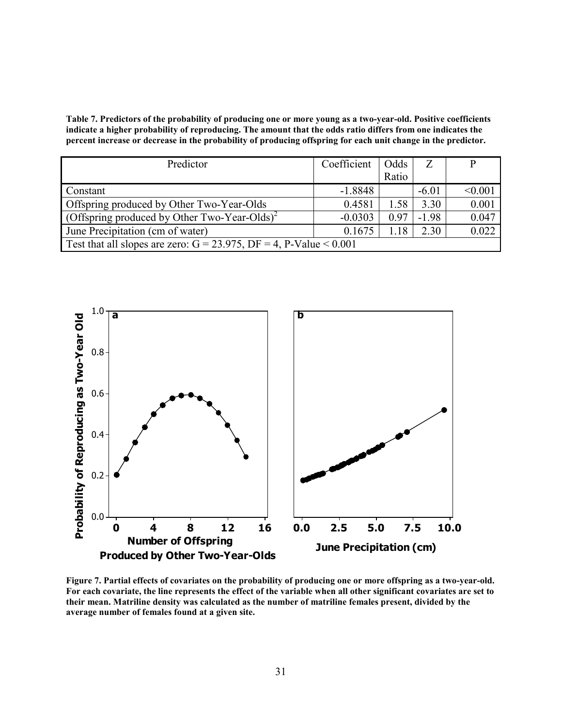**Table 7. Predictors of the probability of producing one or more young as a two-year-old. Positive coefficients indicate a higher probability of reproducing. The amount that the odds ratio differs from one indicates the percent increase or decrease in the probability of producing offspring for each unit change in the predictor.**

| Predictor | Coefficient | Odds Ratio | Z | P |
|---|---|---|---|---|
| Constant | -1.8848 | | -6.01 | <0.001 |
| Offspring produced by Other Two-Year-Olds | 0.4581 | 1.58 | 3.30 | 0.001 |
| (Offspring produced by Other Two-Year-Olds)$^2$ | -0.0303 | 0.97 | -1.98 | 0.047 |
| June Precipitation (cm of water) | 0.1675 | 1.18 | 2.30 | 0.022 |
| Test that all slopes are zero: G = 23.975, DF = 4, P-Value < 0.001 | | | | |

**Figure 7. Partial effects of covariates on the probability of producing one or more offspring as a two-year-old. For each covariate, the line represents the effect of the variable when all other significant covariates are set to their mean. Matriline density was calculated as the number of matriline females present, divided by the average number of females found at a given site.**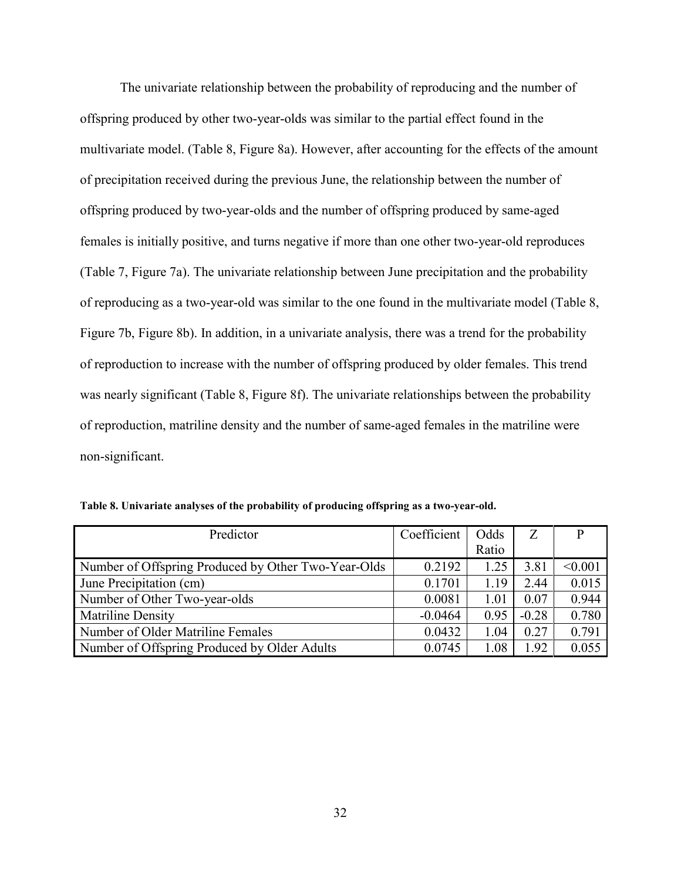The univariate relationship between the probability of reproducing and the number of offspring produced by other two-year-olds was similar to the partial effect found in the multivariate model. (Table 8, Figure 8a). However, after accounting for the effects of the amount of precipitation received during the previous June, the relationship between the number of offspring produced by two-year-olds and the number of offspring produced by same-aged females is initially positive, and turns negative if more than one other two-year-old reproduces (Table 7, Figure 7a). The univariate relationship between June precipitation and the probability of reproducing as a two-year-old was similar to the one found in the multivariate model (Table 8, Figure 7b, Figure 8b). In addition, in a univariate analysis, there was a trend for the probability of reproduction to increase with the number of offspring produced by older females. This trend was nearly significant (Table 8, Figure 8f). The univariate relationships between the probability of reproduction, matriline density and the number of same-aged females in the matriline were non-significant.

**Table 8. Univariate analyses of the probability of producing offspring as a two-year-old.**

| Predictor | Coefficient | Odds Ratio | Z | P |
|---|---|---|---|---|
| Number of Offspring Produced by Other Two-Year-Olds | 0.2192 | 1.25 | 3.81 | <0.001 |
| June Precipitation (cm) | 0.1701 | 1.19 | 2.44 | 0.015 |
| Number of Other Two-year-olds | 0.0081 | 1.01 | 0.07 | 0.944 |
| Matriline Density | -0.0464 | 0.95 | -0.28 | 0.780 |
| Number of Older Matriline Females | 0.0432 | 1.04 | 0.27 | 0.791 |
| Number of Offspring Produced by Older Adults | 0.0745 | 1.08 | 1.92 | 0.055 |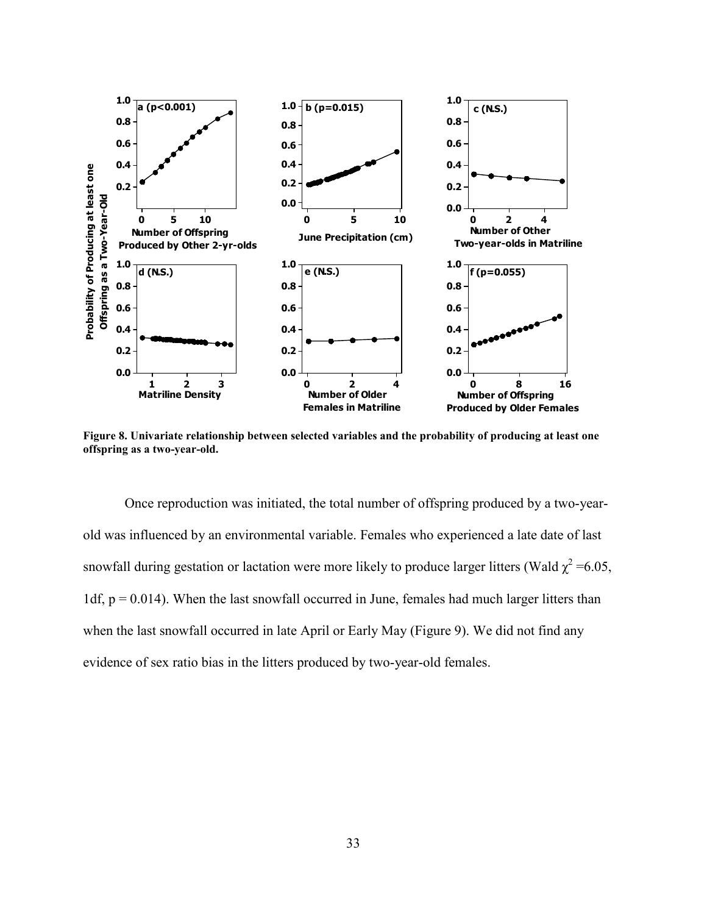**Figure 8. Univariate relationship between selected variables and the probability of producing at least one offspring as a two-year-old.**

Once reproduction was initiated, the total number of offspring produced by a two-year-old was influenced by an environmental variable. Females who experienced a late date of last snowfall during gestation or lactation were more likely to produce larger litters (Wald $\chi^2$ =6.05, 1df, p = 0.014). When the last snowfall occurred in June, females had much larger litters than when the last snowfall occurred in late April or Early May (Figure 9). We did not find any evidence of sex ratio bias in the litters produced by two-year-old females.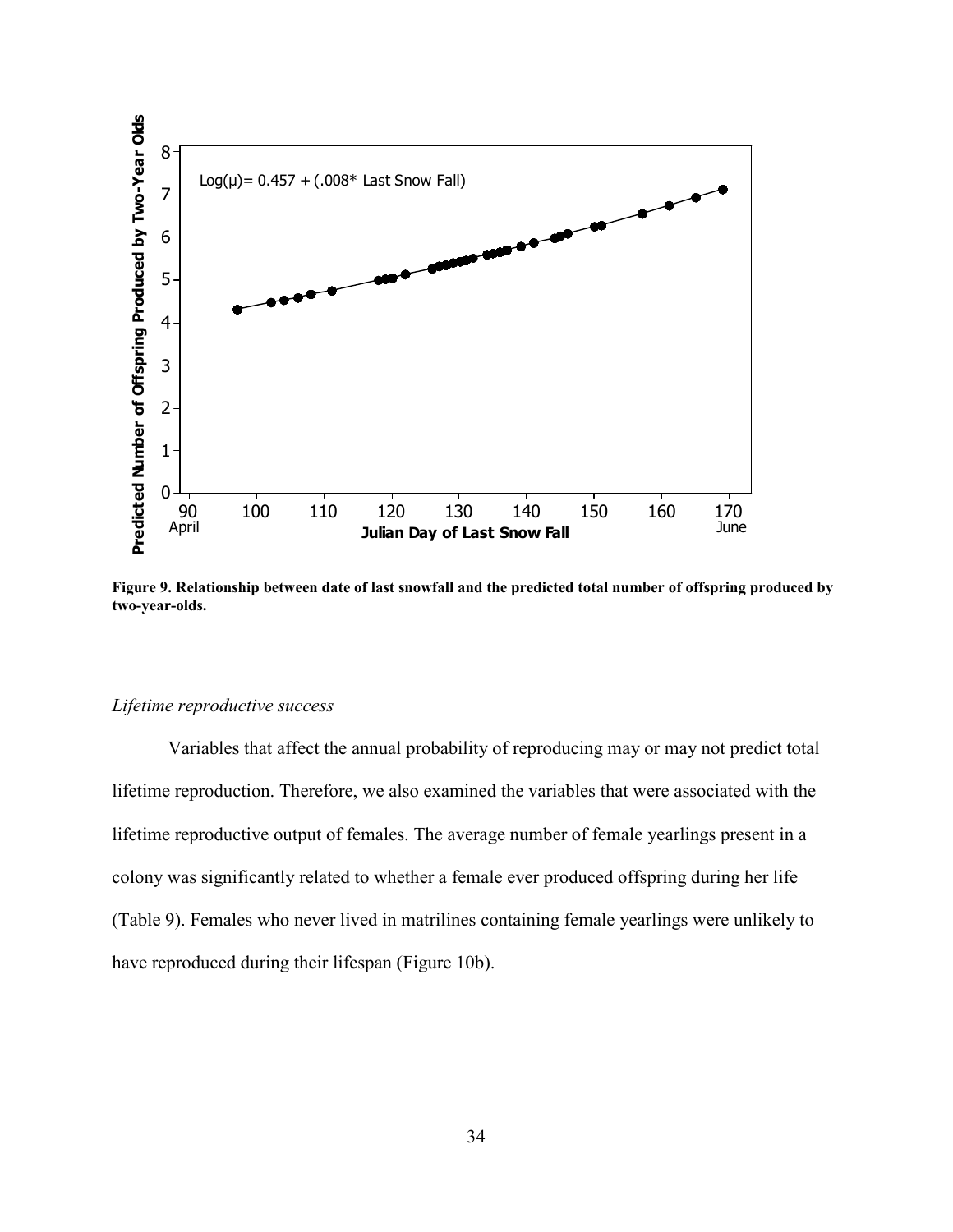Figure 9. Relationship between date of last snowfall and the predicted total number of offspring produced by two-year-olds.

*Lifetime reproductive success*

Variables that affect the annual probability of reproducing may or may not predict total lifetime reproduction. Therefore, we also examined the variables that were associated with the lifetime reproductive output of females. The average number of female yearlings present in a colony was significantly related to whether a female ever produced offspring during her life (Table 9). Females who never lived in matrilines containing female yearlings were unlikely to have reproduced during their lifespan (Figure 10b).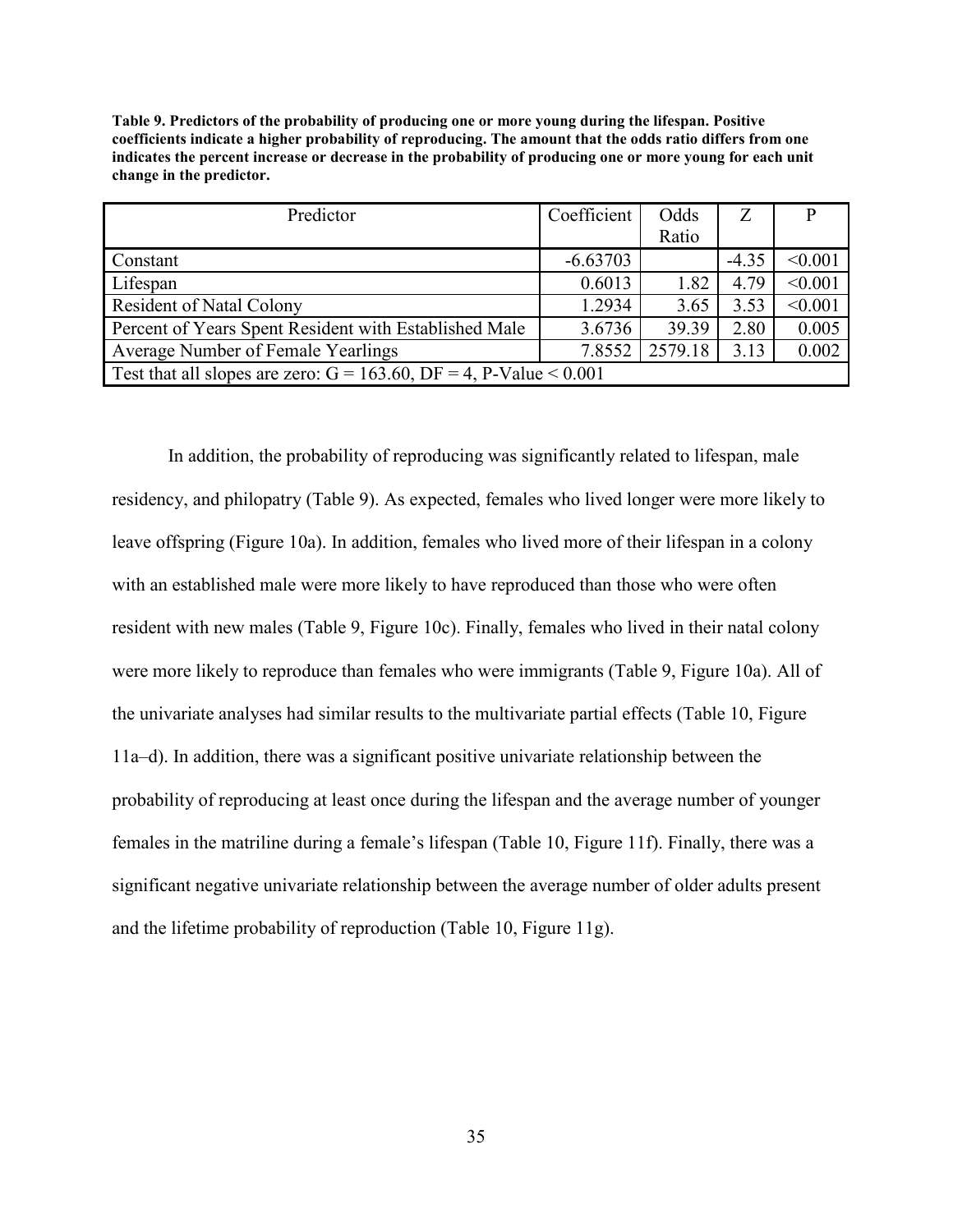**Table 9. Predictors of the probability of producing one or more young during the lifespan. Positive coefficients indicate a higher probability of reproducing. The amount that the odds ratio differs from one indicates the percent increase or decrease in the probability of producing one or more young for each unit change in the predictor.**

| Predictor | Coefficient | Odds Ratio | Z | P |
|---|---|---|---|---|
| Constant | -6.63703 | | -4.35 | <0.001 |
| Lifespan | 0.6013 | 1.82 | 4.79 | <0.001 |
| Resident of Natal Colony | 1.2934 | 3.65 | 3.53 | <0.001 |
| Percent of Years Spent Resident with Established Male | 3.6736 | 39.39 | 2.80 | 0.005 |
| Average Number of Female Yearlings | 7.8552 | 2579.18 | 3.13 | 0.002 |
| Test that all slopes are zero: G = 163.60, DF = 4, P-Value < 0.001 | | | | |

In addition, the probability of reproducing was significantly related to lifespan, male residency, and philopatry (Table 9). As expected, females who lived longer were more likely to leave offspring (Figure 10a). In addition, females who lived more of their lifespan in a colony with an established male were more likely to have reproduced than those who were often resident with new males (Table 9, Figure 10c). Finally, females who lived in their natal colony were more likely to reproduce than females who were immigrants (Table 9, Figure 10a). All of the univariate analyses had similar results to the multivariate partial effects (Table 10, Figure 11a–d). In addition, there was a significant positive univariate relationship between the probability of reproducing at least once during the lifespan and the average number of younger females in the matriline during a female's lifespan (Table 10, Figure 11f). Finally, there was a significant negative univariate relationship between the average number of older adults present and the lifetime probability of reproduction (Table 10, Figure 11g).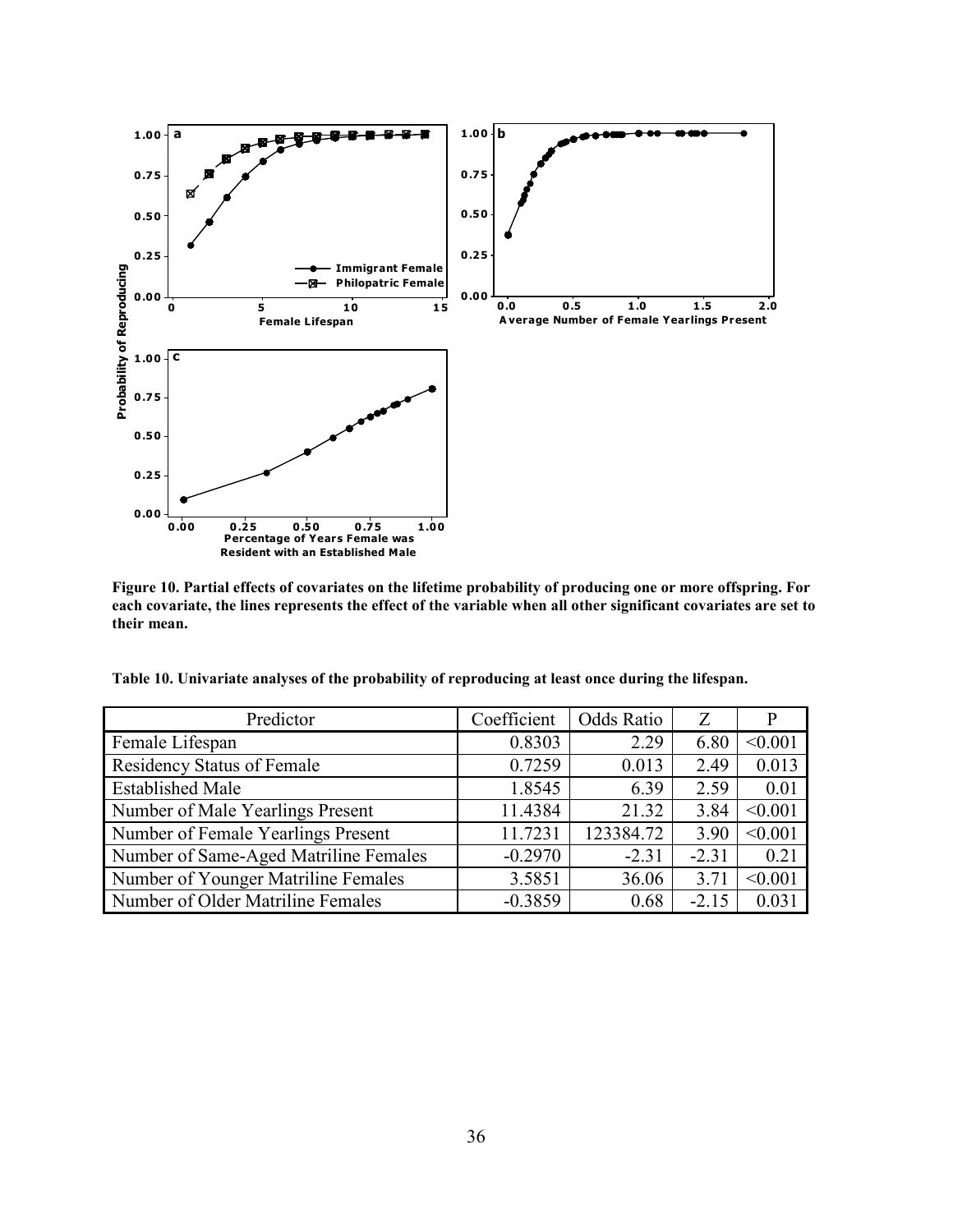**Figure 10. Partial effects of covariates on the lifetime probability of producing one or more offspring. For each covariate, the lines represents the effect of the variable when all other significant covariates are set to their mean.**

**Table 10. Univariate analyses of the probability of reproducing at least once during the lifespan.**

| Predictor | Coefficient | Odds Ratio | Z | P |
|---|---|---|---|---|
| Female Lifespan | 0.8303 | 2.29 | 6.80 | <0.001 |
| Residency Status of Female | 0.7259 | 0.013 | 2.49 | 0.013 |
| Established Male | 1.8545 | 6.39 | 2.59 | 0.01 |
| Number of Male Yearlings Present | 11.4384 | 21.32 | 3.84 | <0.001 |
| Number of Female Yearlings Present | 11.7231 | 123384.72 | 3.90 | <0.001 |
| Number of Same-Aged Matriline Females | -0.2970 | -2.31 | -2.31 | 0.21 |
| Number of Younger Matriline Females | 3.5851 | 36.06 | 3.71 | <0.001 |
| Number of Older Matriline Females | -0.3859 | 0.68 | -2.15 | 0.031 |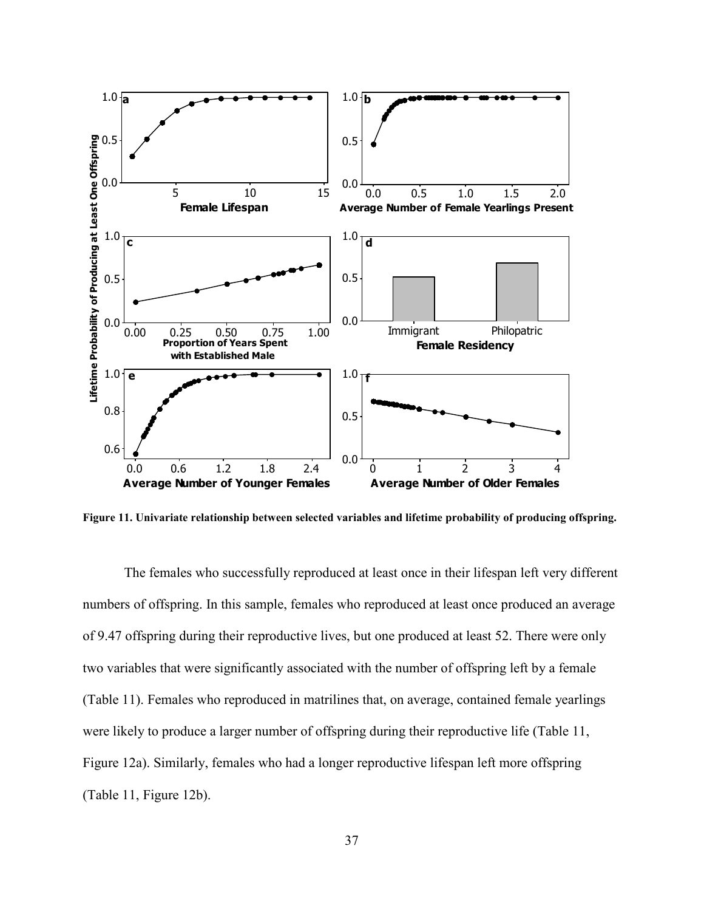**Figure 11. Univariate relationship between selected variables and lifetime probability of producing offspring.**

The females who successfully reproduced at least once in their lifespan left very different numbers of offspring. In this sample, females who reproduced at least once produced an average of 9.47 offspring during their reproductive lives, but one produced at least 52. There were only two variables that were significantly associated with the number of offspring left by a female (Table 11). Females who reproduced in matrilines that, on average, contained female yearlings were likely to produce a larger number of offspring during their reproductive life (Table 11, Figure 12a). Similarly, females who had a longer reproductive lifespan left more offspring (Table 11, Figure 12b).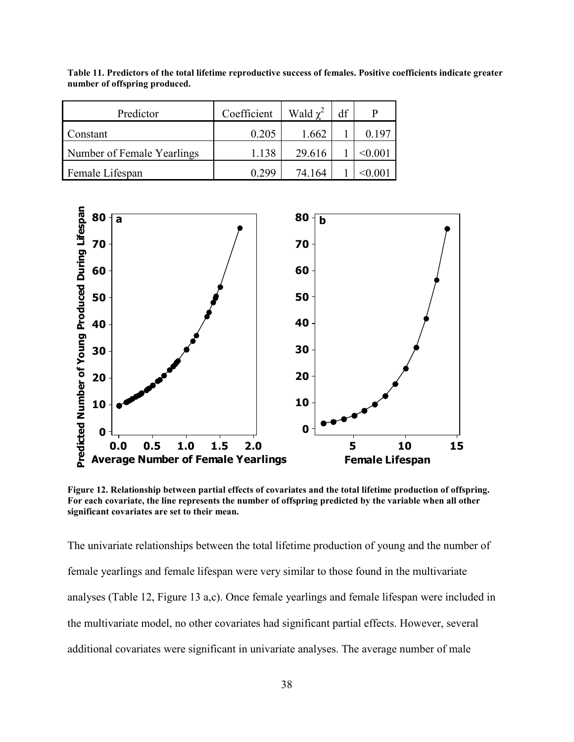**Table 11. Predictors of the total lifetime reproductive success of females. Positive coefficients indicate greater number of offspring produced.**

| Predictor | Coefficient | Wald $\chi^2$ | df | P |
|---|---|---|---|---|
| Constant | 0.205 | 1.662 | 1 | 0.197 |
| Number of Female Yearlings | 1.138 | 29.616 | 1 | <0.001 |
| Female Lifespan | 0.299 | 74.164 | 1 | <0.001 |

**Figure 12. Relationship between partial effects of covariates and the total lifetime production of offspring. For each covariate, the line represents the number of offspring predicted by the variable when all other significant covariates are set to their mean.**

The univariate relationships between the total lifetime production of young and the number of female yearlings and female lifespan were very similar to those found in the multivariate analyses (Table 12, Figure 13 a,c). Once female yearlings and female lifespan were included in the multivariate model, no other covariates had significant partial effects. However, several additional covariates were significant in univariate analyses. The average number of male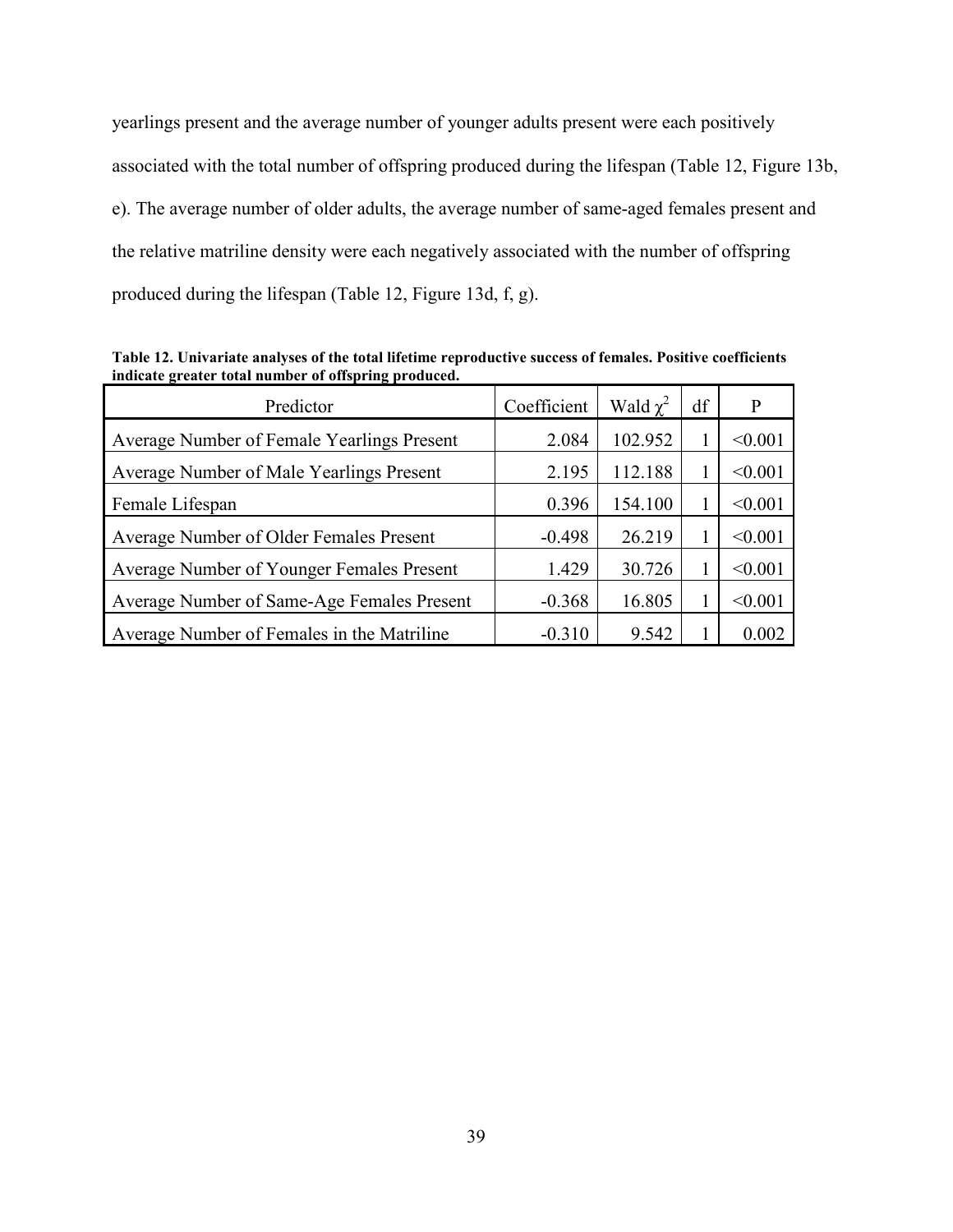yearlings present and the average number of younger adults present were each positively associated with the total number of offspring produced during the lifespan (Table 12, Figure 13b, e). The average number of older adults, the average number of same-aged females present and the relative matriline density were each negatively associated with the number of offspring produced during the lifespan (Table 12, Figure 13d, f, g).

**Table 12. Univariate analyses of the total lifetime reproductive success of females. Positive coefficients indicate greater total number of offspring produced.**

| Predictor | Coefficient | Wald $\chi^2$ | df | P |
|---|---|---|---|---|
| Average Number of Female Yearlings Present | 2.084 | 102.952 | 1 | <0.001 |
| Average Number of Male Yearlings Present | 2.195 | 112.188 | 1 | <0.001 |
| Female Lifespan | 0.396 | 154.100 | 1 | <0.001 |
| Average Number of Older Females Present | -0.498 | 26.219 | 1 | <0.001 |
| Average Number of Younger Females Present | 1.429 | 30.726 | 1 | <0.001 |
| Average Number of Same-Age Females Present | -0.368 | 16.805 | 1 | <0.001 |
| Average Number of Females in the Matriline | -0.310 | 9.542 | 1 | 0.002 |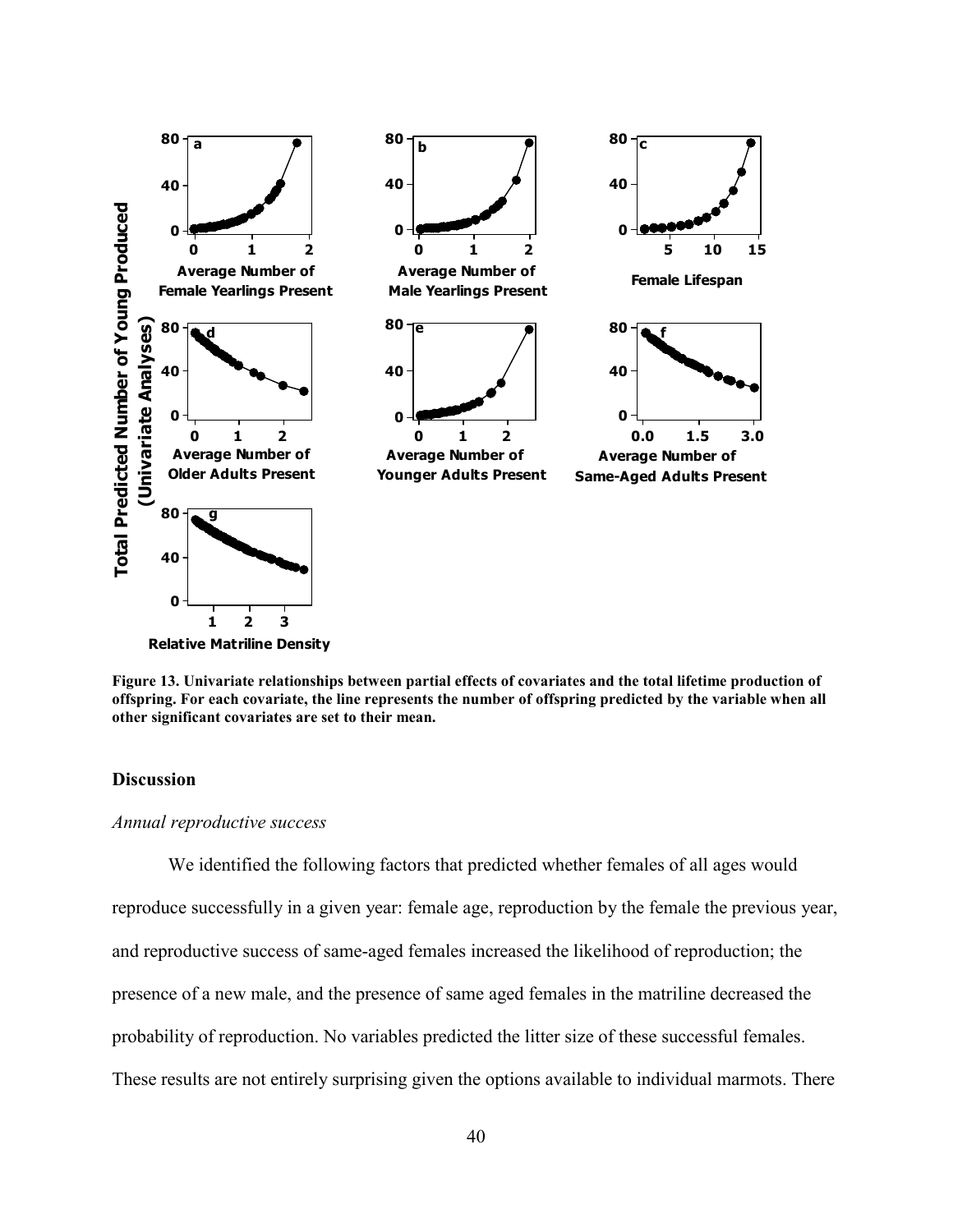**Figure 13. Univariate relationships between partial effects of covariates and the total lifetime production of offspring. For each covariate, the line represents the number of offspring predicted by the variable when all other significant covariates are set to their mean.**

## Discussion

### *Annual reproductive success*

We identified the following factors that predicted whether females of all ages would reproduce successfully in a given year: female age, reproduction by the female the previous year, and reproductive success of same-aged females increased the likelihood of reproduction; the presence of a new male, and the presence of same aged females in the matriline decreased the probability of reproduction. No variables predicted the litter size of these successful females. These results are not entirely surprising given the options available to individual marmots. There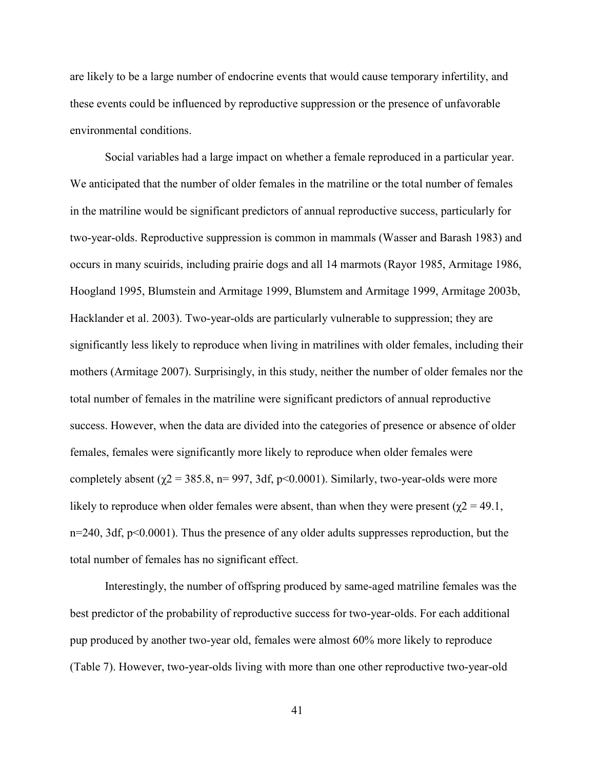are likely to be a large number of endocrine events that would cause temporary infertility, and these events could be influenced by reproductive suppression or the presence of unfavorable environmental conditions.

Social variables had a large impact on whether a female reproduced in a particular year. We anticipated that the number of older females in the matriline or the total number of females in the matriline would be significant predictors of annual reproductive success, particularly for two-year-olds. Reproductive suppression is common in mammals (Wasser and Barash 1983) and occurs in many sciurids, including prairie dogs and all 14 marmots (Rayor 1985, Armitage 1986, Hoogland 1995, Blumstein and Armitage 1999, Blumstem and Armitage 1999, Armitage 2003b, Hacklander et al. 2003). Two-year-olds are particularly vulnerable to suppression; they are significantly less likely to reproduce when living in matrilines with older females, including their mothers (Armitage 2007). Surprisingly, in this study, neither the number of older females nor the total number of females in the matriline were significant predictors of annual reproductive success. However, when the data are divided into the categories of presence or absence of older females, females were significantly more likely to reproduce when older females were completely absent ($\chi^2 = 385.8$, n= 997, 3df, $p<0.0001$). Similarly, two-year-olds were more likely to reproduce when older females were absent, than when they were present ($\chi^2 = 49.1$, n=240, 3df, $p<0.0001$). Thus the presence of any older adults suppresses reproduction, but the total number of females has no significant effect.

Interestingly, the number of offspring produced by same-aged matriline females was the best predictor of the probability of reproductive success for two-year-olds. For each additional pup produced by another two-year old, females were almost 60% more likely to reproduce (Table 7). However, two-year-olds living with more than one other reproductive two-year-old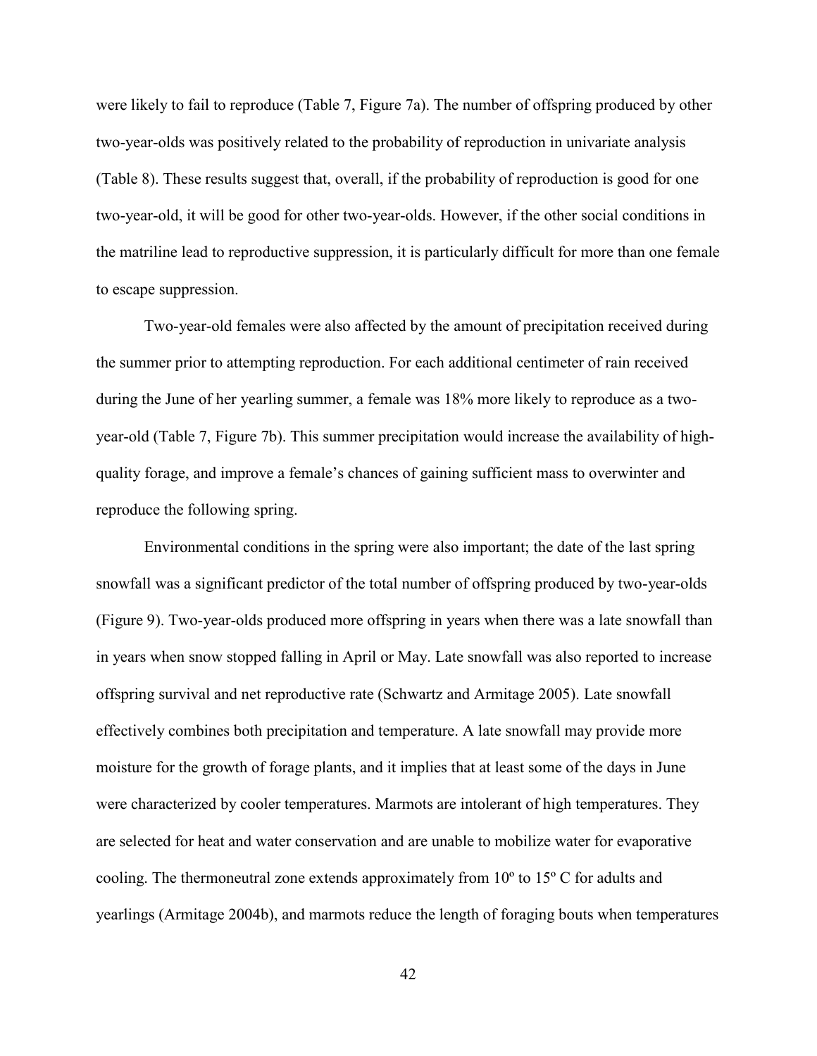were likely to fail to reproduce (Table 7, Figure 7a). The number of offspring produced by other two-year-olds was positively related to the probability of reproduction in univariate analysis (Table 8). These results suggest that, overall, if the probability of reproduction is good for one two-year-old, it will be good for other two-year-olds. However, if the other social conditions in the matriline lead to reproductive suppression, it is particularly difficult for more than one female to escape suppression.

Two-year-old females were also affected by the amount of precipitation received during the summer prior to attempting reproduction. For each additional centimeter of rain received during the June of her yearling summer, a female was 18% more likely to reproduce as a two-year-old (Table 7, Figure 7b). This summer precipitation would increase the availability of high-quality forage, and improve a female's chances of gaining sufficient mass to overwinter and reproduce the following spring.

Environmental conditions in the spring were also important; the date of the last spring snowfall was a significant predictor of the total number of offspring produced by two-year-olds (Figure 9). Two-year-olds produced more offspring in years when there was a late snowfall than in years when snow stopped falling in April or May. Late snowfall was also reported to increase offspring survival and net reproductive rate (Schwartz and Armitage 2005). Late snowfall effectively combines both precipitation and temperature. A late snowfall may provide more moisture for the growth of forage plants, and it implies that at least some of the days in June were characterized by cooler temperatures. Marmots are intolerant of high temperatures. They are selected for heat and water conservation and are unable to mobilize water for evaporative cooling. The thermoneutral zone extends approximately from 10º to 15º C for adults and yearlings (Armitage 2004b), and marmots reduce the length of foraging bouts when temperatures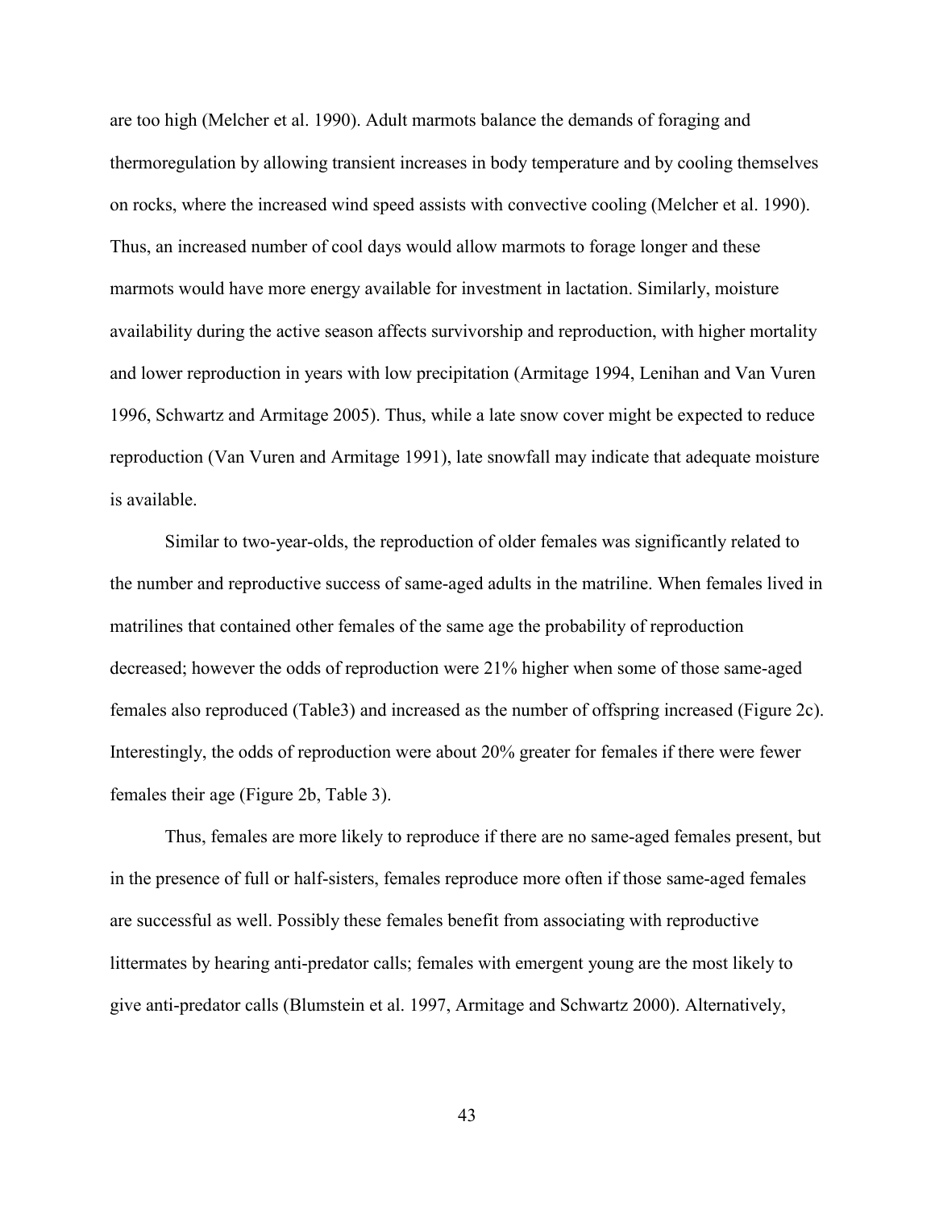are too high (Melcher et al. 1990). Adult marmots balance the demands of foraging and thermoregulation by allowing transient increases in body temperature and by cooling themselves on rocks, where the increased wind speed assists with convective cooling (Melcher et al. 1990). Thus, an increased number of cool days would allow marmots to forage longer and these marmots would have more energy available for investment in lactation. Similarly, moisture availability during the active season affects survivorship and reproduction, with higher mortality and lower reproduction in years with low precipitation (Armitage 1994, Lenihan and Van Vuren 1996, Schwartz and Armitage 2005). Thus, while a late snow cover might be expected to reduce reproduction (Van Vuren and Armitage 1991), late snowfall may indicate that adequate moisture is available.

Similar to two-year-olds, the reproduction of older females was significantly related to the number and reproductive success of same-aged adults in the matriline. When females lived in matrilines that contained other females of the same age the probability of reproduction decreased; however the odds of reproduction were 21% higher when some of those same-aged females also reproduced (Table3) and increased as the number of offspring increased (Figure 2c). Interestingly, the odds of reproduction were about 20% greater for females if there were fewer females their age (Figure 2b, Table 3).

Thus, females are more likely to reproduce if there are no same-aged females present, but in the presence of full or half-sisters, females reproduce more often if those same-aged females are successful as well. Possibly these females benefit from associating with reproductive littermates by hearing anti-predator calls; females with emergent young are the most likely to give anti-predator calls (Blumstein et al. 1997, Armitage and Schwartz 2000). Alternatively,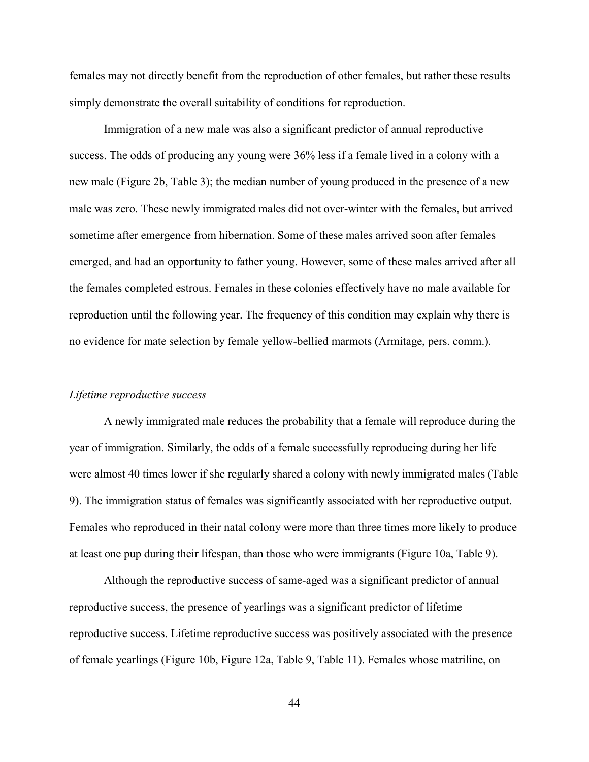females may not directly benefit from the reproduction of other females, but rather these results simply demonstrate the overall suitability of conditions for reproduction.

Immigration of a new male was also a significant predictor of annual reproductive success. The odds of producing any young were 36% less if a female lived in a colony with a new male (Figure 2b, Table 3); the median number of young produced in the presence of a new male was zero. These newly immigrated males did not over-winter with the females, but arrived sometime after emergence from hibernation. Some of these males arrived soon after females emerged, and had an opportunity to father young. However, some of these males arrived after all the females completed estrous. Females in these colonies effectively have no male available for reproduction until the following year. The frequency of this condition may explain why there is no evidence for mate selection by female yellow-bellied marmots (Armitage, pers. comm.).

*Lifetime reproductive success*

A newly immigrated male reduces the probability that a female will reproduce during the year of immigration. Similarly, the odds of a female successfully reproducing during her life were almost 40 times lower if she regularly shared a colony with newly immigrated males (Table 9). The immigration status of females was significantly associated with her reproductive output. Females who reproduced in their natal colony were more than three times more likely to produce at least one pup during their lifespan, than those who were immigrants (Figure 10a, Table 9).

Although the reproductive success of same-aged was a significant predictor of annual reproductive success, the presence of yearlings was a significant predictor of lifetime reproductive success. Lifetime reproductive success was positively associated with the presence of female yearlings (Figure 10b, Figure 12a, Table 9, Table 11). Females whose matriline, on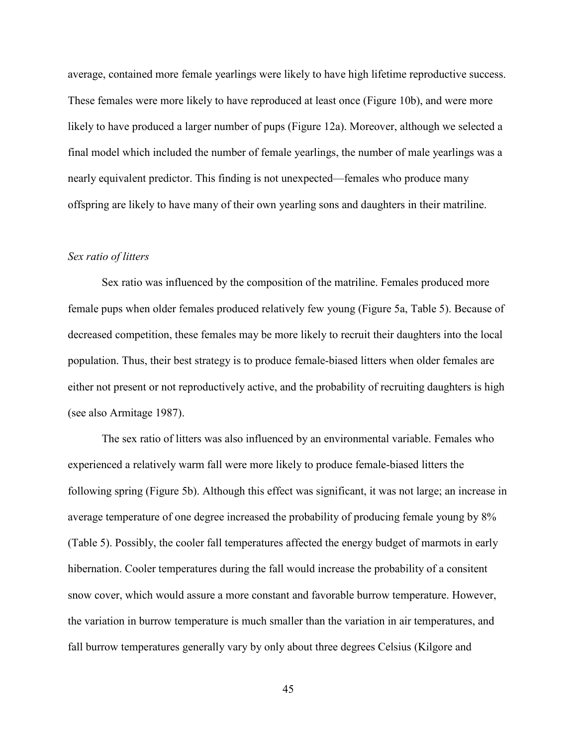average, contained more female yearlings were likely to have high lifetime reproductive success. These females were more likely to have reproduced at least once (Figure 10b), and were more likely to have produced a larger number of pups (Figure 12a). Moreover, although we selected a final model which included the number of female yearlings, the number of male yearlings was a nearly equivalent predictor. This finding is not unexpected—females who produce many offspring are likely to have many of their own yearling sons and daughters in their matriline.

*Sex ratio of litters*

Sex ratio was influenced by the composition of the matriline. Females produced more female pups when older females produced relatively few young (Figure 5a, Table 5). Because of decreased competition, these females may be more likely to recruit their daughters into the local population. Thus, their best strategy is to produce female-biased litters when older females are either not present or not reproductively active, and the probability of recruiting daughters is high (see also Armitage 1987).

The sex ratio of litters was also influenced by an environmental variable. Females who experienced a relatively warm fall were more likely to produce female-biased litters the following spring (Figure 5b). Although this effect was significant, it was not large; an increase in average temperature of one degree increased the probability of producing female young by 8% (Table 5). Possibly, the cooler fall temperatures affected the energy budget of marmots in early hibernation. Cooler temperatures during the fall would increase the probability of a consitent snow cover, which would assure a more constant and favorable burrow temperature. However, the variation in burrow temperature is much smaller than the variation in air temperatures, and fall burrow temperatures generally vary by only about three degrees Celsius (Kilgore and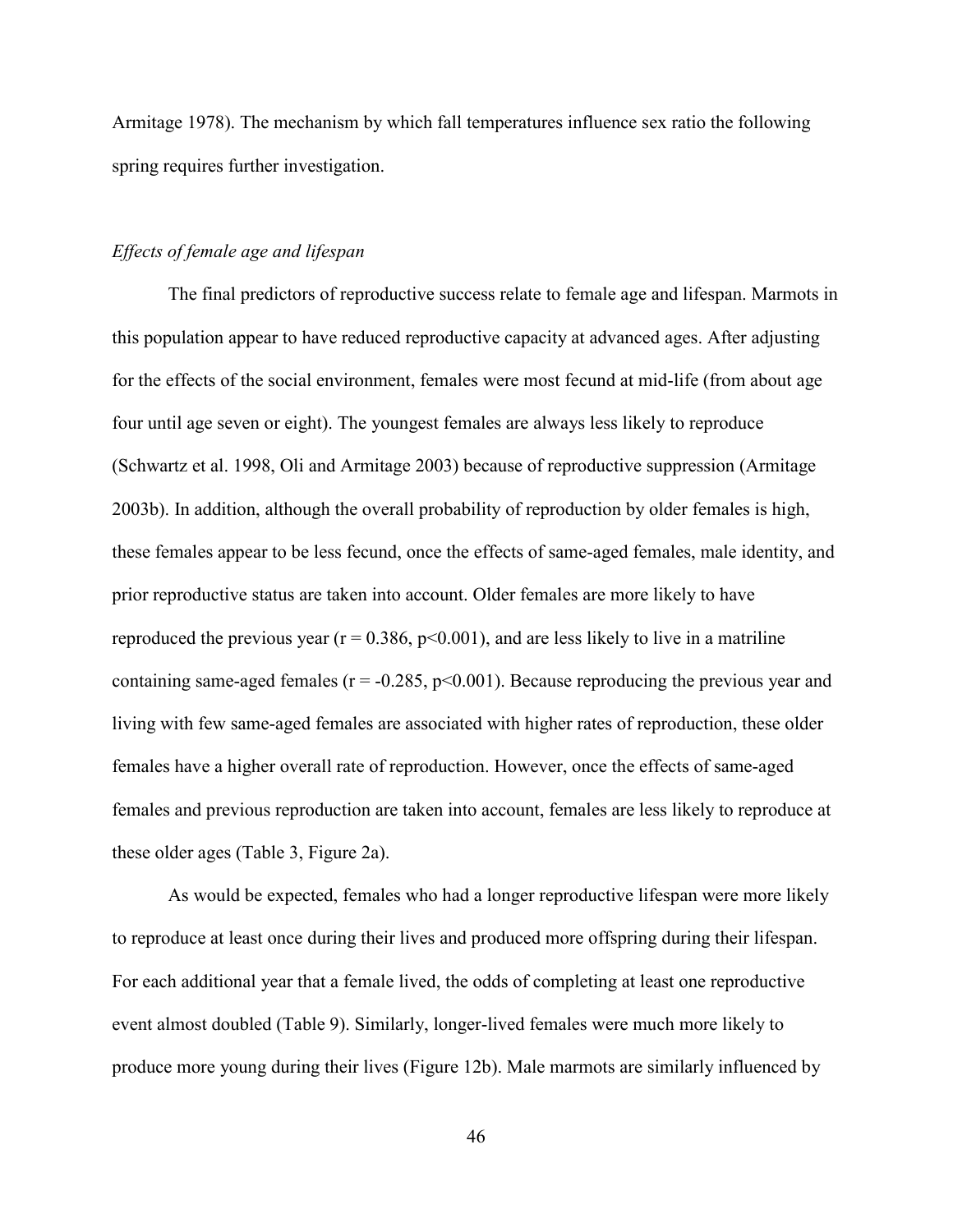Armitage 1978). The mechanism by which fall temperatures influence sex ratio the following spring requires further investigation.

### *Effects of female age and lifespan*

The final predictors of reproductive success relate to female age and lifespan. Marmots in this population appear to have reduced reproductive capacity at advanced ages. After adjusting for the effects of the social environment, females were most fecund at mid-life (from about age four until age seven or eight). The youngest females are always less likely to reproduce (Schwartz et al. 1998, Oli and Armitage 2003) because of reproductive suppression (Armitage 2003b). In addition, although the overall probability of reproduction by older females is high, these females appear to be less fecund, once the effects of same-aged females, male identity, and prior reproductive status are taken into account. Older females are more likely to have reproduced the previous year ($r = 0.386$, $p<0.001$), and are less likely to live in a matriline containing same-aged females ($r = -0.285$, $p<0.001$). Because reproducing the previous year and living with few same-aged females are associated with higher rates of reproduction, these older females have a higher overall rate of reproduction. However, once the effects of same-aged females and previous reproduction are taken into account, females are less likely to reproduce at these older ages (Table 3, Figure 2a).

As would be expected, females who had a longer reproductive lifespan were more likely to reproduce at least once during their lives and produced more offspring during their lifespan. For each additional year that a female lived, the odds of completing at least one reproductive event almost doubled (Table 9). Similarly, longer-lived females were much more likely to produce more young during their lives (Figure 12b). Male marmots are similarly influenced by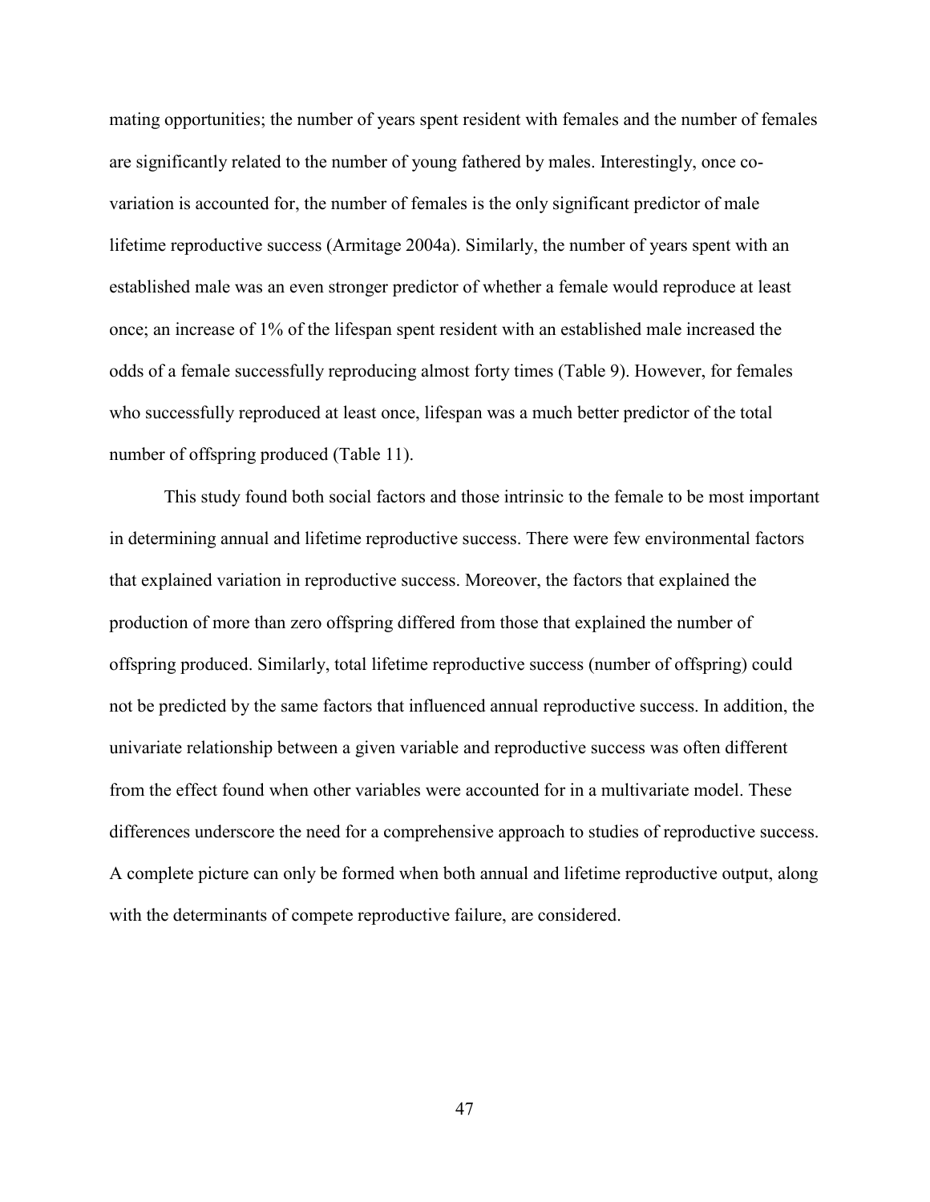mating opportunities; the number of years spent resident with females and the number of females are significantly related to the number of young fathered by males. Interestingly, once co-variation is accounted for, the number of females is the only significant predictor of male lifetime reproductive success (Armitage 2004a). Similarly, the number of years spent with an established male was an even stronger predictor of whether a female would reproduce at least once; an increase of 1% of the lifespan spent resident with an established male increased the odds of a female successfully reproducing almost forty times (Table 9). However, for females who successfully reproduced at least once, lifespan was a much better predictor of the total number of offspring produced (Table 11).

This study found both social factors and those intrinsic to the female to be most important in determining annual and lifetime reproductive success. There were few environmental factors that explained variation in reproductive success. Moreover, the factors that explained the production of more than zero offspring differed from those that explained the number of offspring produced. Similarly, total lifetime reproductive success (number of offspring) could not be predicted by the same factors that influenced annual reproductive success. In addition, the univariate relationship between a given variable and reproductive success was often different from the effect found when other variables were accounted for in a multivariate model. These differences underscore the need for a comprehensive approach to studies of reproductive success. A complete picture can only be formed when both annual and lifetime reproductive output, along with the determinants of compete reproductive failure, are considered.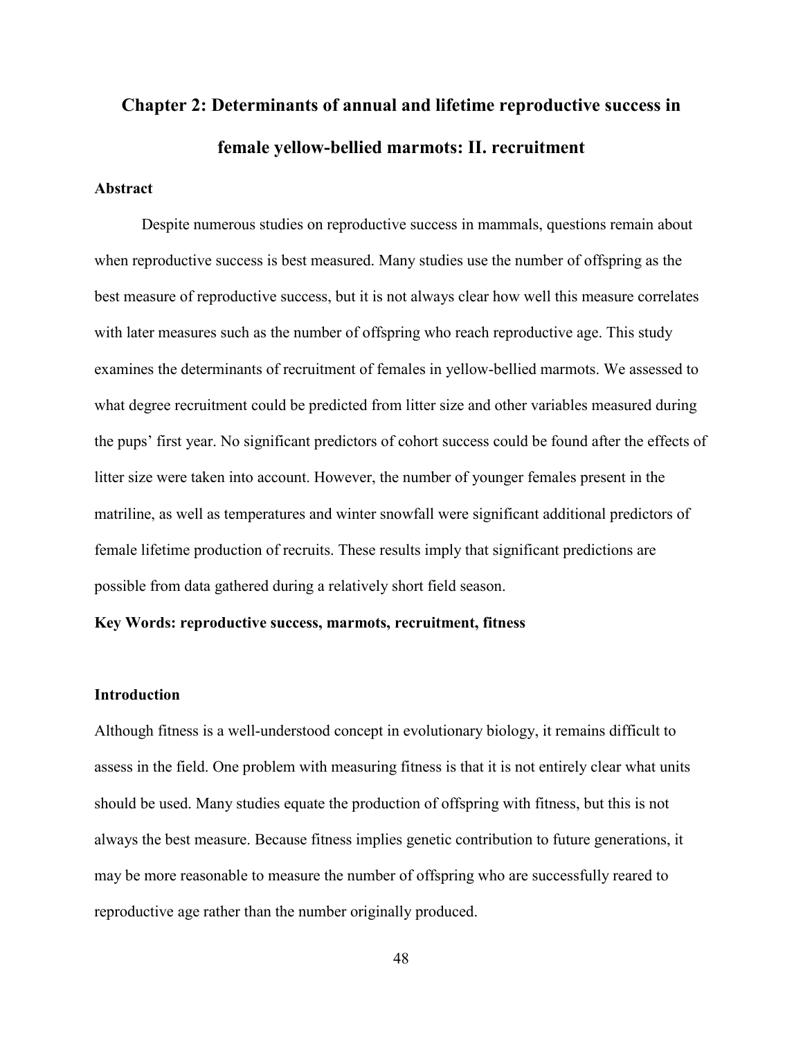# Chapter 2: Determinants of annual and lifetime reproductive success in female yellow-bellied marmots: II. recruitment

### Abstract

Despite numerous studies on reproductive success in mammals, questions remain about when reproductive success is best measured. Many studies use the number of offspring as the best measure of reproductive success, but it is not always clear how well this measure correlates with later measures such as the number of offspring who reach reproductive age. This study examines the determinants of recruitment of females in yellow-bellied marmots. We assessed to what degree recruitment could be predicted from litter size and other variables measured during the pups' first year. No significant predictors of cohort success could be found after the effects of litter size were taken into account. However, the number of younger females present in the matriline, as well as temperatures and winter snowfall were significant additional predictors of female lifetime production of recruits. These results imply that significant predictions are possible from data gathered during a relatively short field season.

**Key Words: reproductive success, marmots, recruitment, fitness**

### Introduction

Although fitness is a well-understood concept in evolutionary biology, it remains difficult to assess in the field. One problem with measuring fitness is that it is not entirely clear what units should be used. Many studies equate the production of offspring with fitness, but this is not always the best measure. Because fitness implies genetic contribution to future generations, it may be more reasonable to measure the number of offspring who are successfully reared to reproductive age rather than the number originally produced.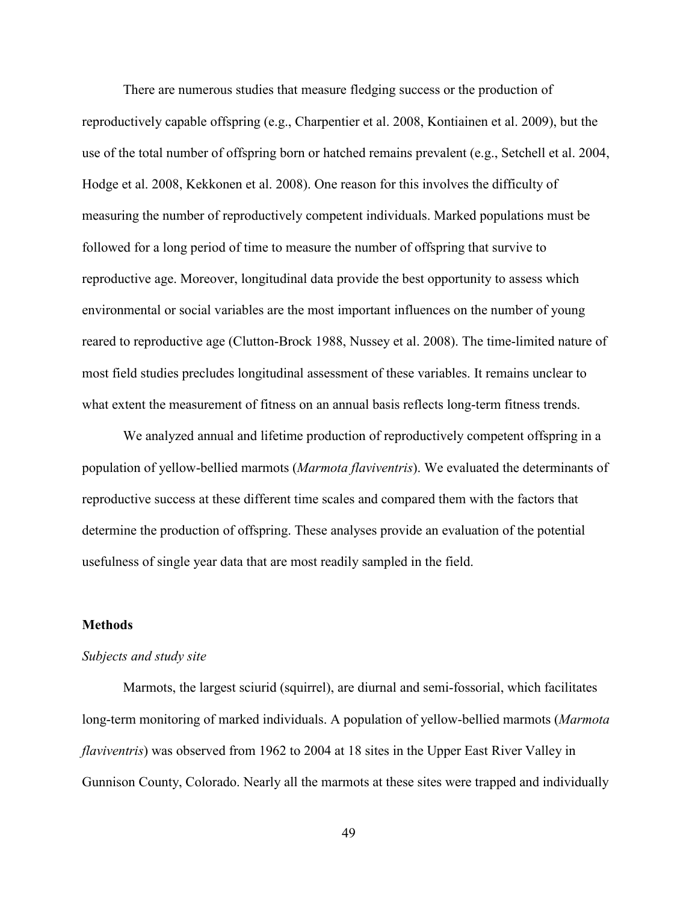There are numerous studies that measure fledging success or the production of reproductively capable offspring (e.g., Charpentier et al. 2008, Kontiainen et al. 2009), but the use of the total number of offspring born or hatched remains prevalent (e.g., Setchell et al. 2004, Hodge et al. 2008, Kekkonen et al. 2008). One reason for this involves the difficulty of measuring the number of reproductively competent individuals. Marked populations must be followed for a long period of time to measure the number of offspring that survive to reproductive age. Moreover, longitudinal data provide the best opportunity to assess which environmental or social variables are the most important influences on the number of young reared to reproductive age (Clutton-Brock 1988, Nussey et al. 2008). The time-limited nature of most field studies precludes longitudinal assessment of these variables. It remains unclear to what extent the measurement of fitness on an annual basis reflects long-term fitness trends.

We analyzed annual and lifetime production of reproductively competent offspring in a population of yellow-bellied marmots (*Marmota flaviventris*). We evaluated the determinants of reproductive success at these different time scales and compared them with the factors that determine the production of offspring. These analyses provide an evaluation of the potential usefulness of single year data that are most readily sampled in the field.

## Methods

### *Subjects and study site*

Marmots, the largest sciurid (squirrel), are diurnal and semi-fossorial, which facilitates long-term monitoring of marked individuals. A population of yellow-bellied marmots (*Marmota flaviventris*) was observed from 1962 to 2004 at 18 sites in the Upper East River Valley in Gunnison County, Colorado. Nearly all the marmots at these sites were trapped and individually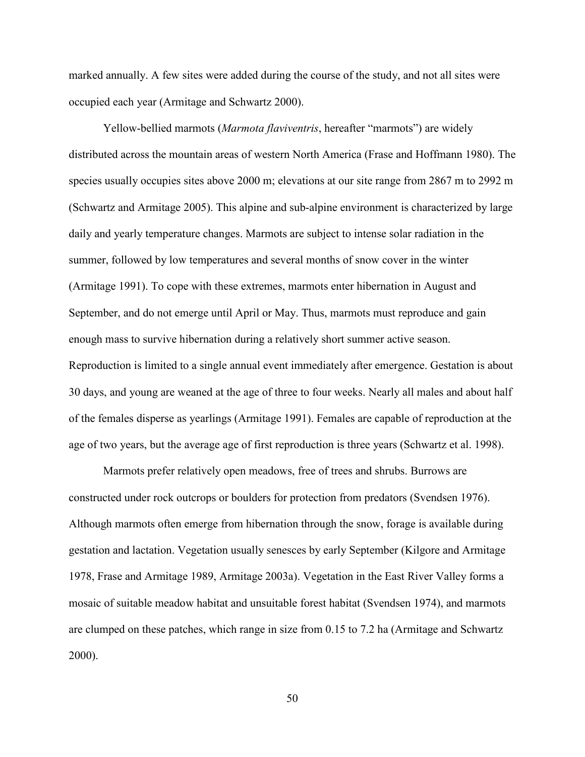marked annually. A few sites were added during the course of the study, and not all sites were occupied each year (Armitage and Schwartz 2000).

Yellow-bellied marmots (*Marmota flaviventris*, hereafter "marmots") are widely distributed across the mountain areas of western North America (Frase and Hoffmann 1980). The species usually occupies sites above 2000 m; elevations at our site range from 2867 m to 2992 m (Schwartz and Armitage 2005). This alpine and sub-alpine environment is characterized by large daily and yearly temperature changes. Marmots are subject to intense solar radiation in the summer, followed by low temperatures and several months of snow cover in the winter (Armitage 1991). To cope with these extremes, marmots enter hibernation in August and September, and do not emerge until April or May. Thus, marmots must reproduce and gain enough mass to survive hibernation during a relatively short summer active season. Reproduction is limited to a single annual event immediately after emergence. Gestation is about 30 days, and young are weaned at the age of three to four weeks. Nearly all males and about half of the females disperse as yearlings (Armitage 1991). Females are capable of reproduction at the age of two years, but the average age of first reproduction is three years (Schwartz et al. 1998).

Marmots prefer relatively open meadows, free of trees and shrubs. Burrows are constructed under rock outcrops or boulders for protection from predators (Svendsen 1976). Although marmots often emerge from hibernation through the snow, forage is available during gestation and lactation. Vegetation usually senesces by early September (Kilgore and Armitage 1978, Frase and Armitage 1989, Armitage 2003a). Vegetation in the East River Valley forms a mosaic of suitable meadow habitat and unsuitable forest habitat (Svendsen 1974), and marmots are clumped on these patches, which range in size from 0.15 to 7.2 ha (Armitage and Schwartz 2000).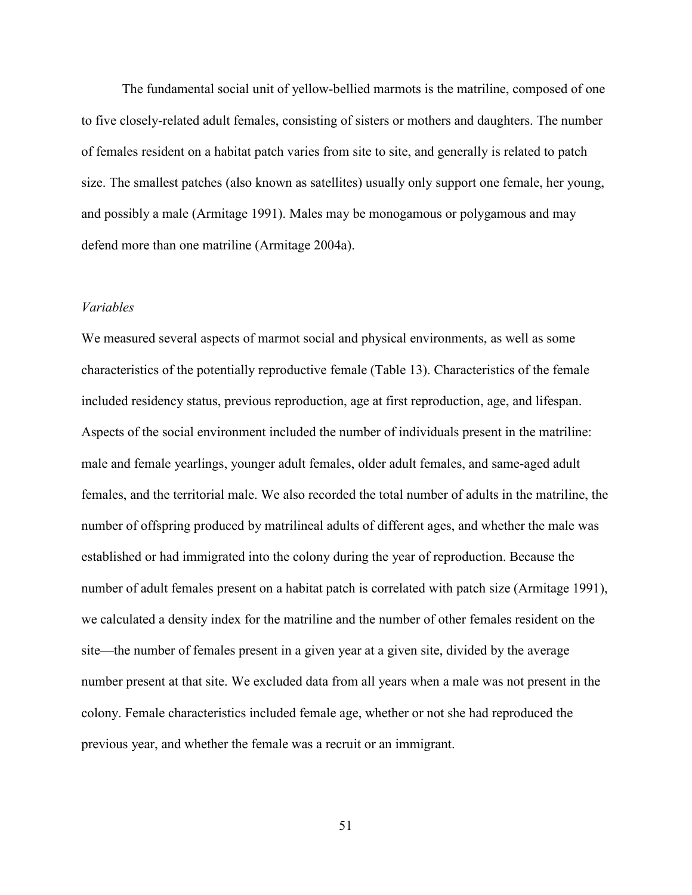The fundamental social unit of yellow-bellied marmots is the matriline, composed of one to five closely-related adult females, consisting of sisters or mothers and daughters. The number of females resident on a habitat patch varies from site to site, and generally is related to patch size. The smallest patches (also known as satellites) usually only support one female, her young, and possibly a male (Armitage 1991). Males may be monogamous or polygamous and may defend more than one matriline (Armitage 2004a).

*Variables*

We measured several aspects of marmot social and physical environments, as well as some characteristics of the potentially reproductive female (Table 13). Characteristics of the female included residency status, previous reproduction, age at first reproduction, age, and lifespan. Aspects of the social environment included the number of individuals present in the matriline: male and female yearlings, younger adult females, older adult females, and same-aged adult females, and the territorial male. We also recorded the total number of adults in the matriline, the number of offspring produced by matrilineal adults of different ages, and whether the male was established or had immigrated into the colony during the year of reproduction. Because the number of adult females present on a habitat patch is correlated with patch size (Armitage 1991), we calculated a density index for the matriline and the number of other females resident on the site—the number of females present in a given year at a given site, divided by the average number present at that site. We excluded data from all years when a male was not present in the colony. Female characteristics included female age, whether or not she had reproduced the previous year, and whether the female was a recruit or an immigrant.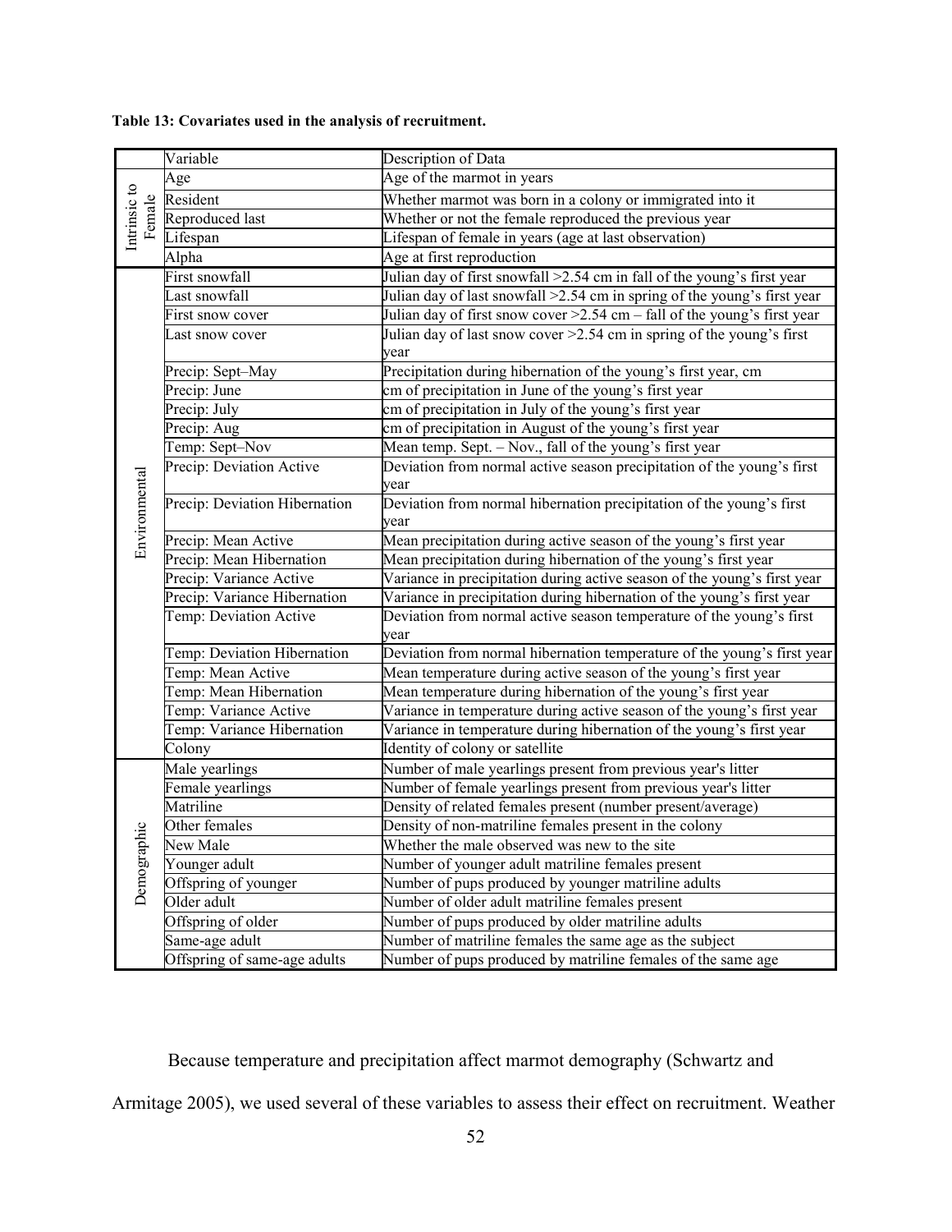**Table 13: Covariates used in the analysis of recruitment.**

| | Variable | Description of Data |
|---|---|---|
| Intrinsic to Female | Age | Age of the marmot in years |
| | Resident | Whether marmot was born in a colony or immigrated into it |
| | Reproduced last | Whether or not the female reproduced the previous year |
| | Lifespan | Lifespan of female in years (age at last observation) |
| | Alpha | Age at first reproduction |
| Environmental | First snowfall | Julian day of first snowfall >2.54 cm in fall of the young's first year |
| | Last snowfall | Julian day of last snowfall >2.54 cm in spring of the young's first year |
| | First snow cover | Julian day of first snow cover >2.54 cm – fall of the young's first year |
| | Last snow cover | Julian day of last snow cover >2.54 cm in spring of the young's first year |
| | Precip: Sept–May | Precipitation during hibernation of the young's first year, cm |
| | Precip: June | cm of precipitation in June of the young's first year |
| | Precip: July | cm of precipitation in July of the young's first year |
| | Precip: Aug | cm of precipitation in August of the young's first year |
| | Temp: Sept–Nov | Mean temp. Sept. – Nov., fall of the young's first year |
| | Precip: Deviation Active | Deviation from normal active season precipitation of the young's first year |
| | Precip: Deviation Hibernation | Deviation from normal hibernation precipitation of the young's first year |
| | Precip: Mean Active | Mean precipitation during active season of the young's first year |
| | Precip: Mean Hibernation | Mean precipitation during hibernation of the young's first year |
| | Precip: Variance Active | Variance in precipitation during active season of the young's first year |
| | Precip: Variance Hibernation | Variance in precipitation during hibernation of the young's first year |
| | Temp: Deviation Active | Deviation from normal active season temperature of the young's first year |
| | Temp: Deviation Hibernation | Deviation from normal hibernation temperature of the young's first year |
| | Temp: Mean Active | Mean temperature during active season of the young's first year |
| | Temp: Mean Hibernation | Mean temperature during hibernation of the young's first year |
| | Temp: Variance Active | Variance in temperature during active season of the young's first year |
| | Temp: Variance Hibernation | Variance in temperature during hibernation of the young's first year |
| | Colony | Identity of colony or satellite |
| Demographic | Male yearlings | Number of male yearlings present from previous year's litter |
| | Female yearlings | Number of female yearlings present from previous year's litter |
| | Matriline | Density of related females present (number present/average) |
| | Other females | Density of non-matriline females present in the colony |
| | New Male | Whether the male observed was new to the site |
| | Younger adult | Number of younger adult matriline females present |
| | Offspring of younger | Number of pups produced by younger matriline adults |
| | Older adult | Number of older adult matriline females present |
| | Offspring of older | Number of pups produced by older matriline adults |
| | Same-age adult | Number of matriline females the same age as the subject |
| | Offspring of same-age adults | Number of pups produced by matriline females of the same age |

Because temperature and precipitation affect marmot demography (Schwartz and Armitage 2005), we used several of these variables to assess their effect on recruitment. Weather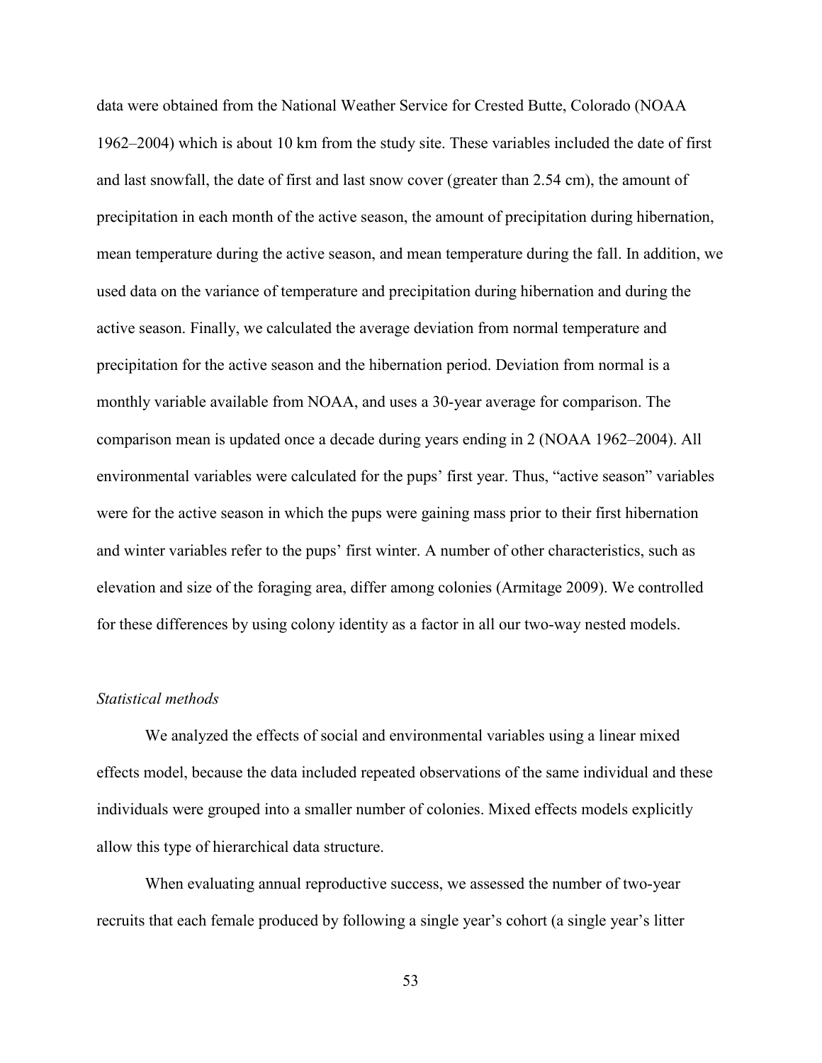data were obtained from the National Weather Service for Crested Butte, Colorado (NOAA 1962–2004) which is about 10 km from the study site. These variables included the date of first and last snowfall, the date of first and last snow cover (greater than 2.54 cm), the amount of precipitation in each month of the active season, the amount of precipitation during hibernation, mean temperature during the active season, and mean temperature during the fall. In addition, we used data on the variance of temperature and precipitation during hibernation and during the active season. Finally, we calculated the average deviation from normal temperature and precipitation for the active season and the hibernation period. Deviation from normal is a monthly variable available from NOAA, and uses a 30-year average for comparison. The comparison mean is updated once a decade during years ending in 2 (NOAA 1962–2004). All environmental variables were calculated for the pups' first year. Thus, "active season" variables were for the active season in which the pups were gaining mass prior to their first hibernation and winter variables refer to the pups' first winter. A number of other characteristics, such as elevation and size of the foraging area, differ among colonies (Armitage 2009). We controlled for these differences by using colony identity as a factor in all our two-way nested models.

*Statistical methods*

We analyzed the effects of social and environmental variables using a linear mixed effects model, because the data included repeated observations of the same individual and these individuals were grouped into a smaller number of colonies. Mixed effects models explicitly allow this type of hierarchical data structure.

When evaluating annual reproductive success, we assessed the number of two-year recruits that each female produced by following a single year's cohort (a single year's litter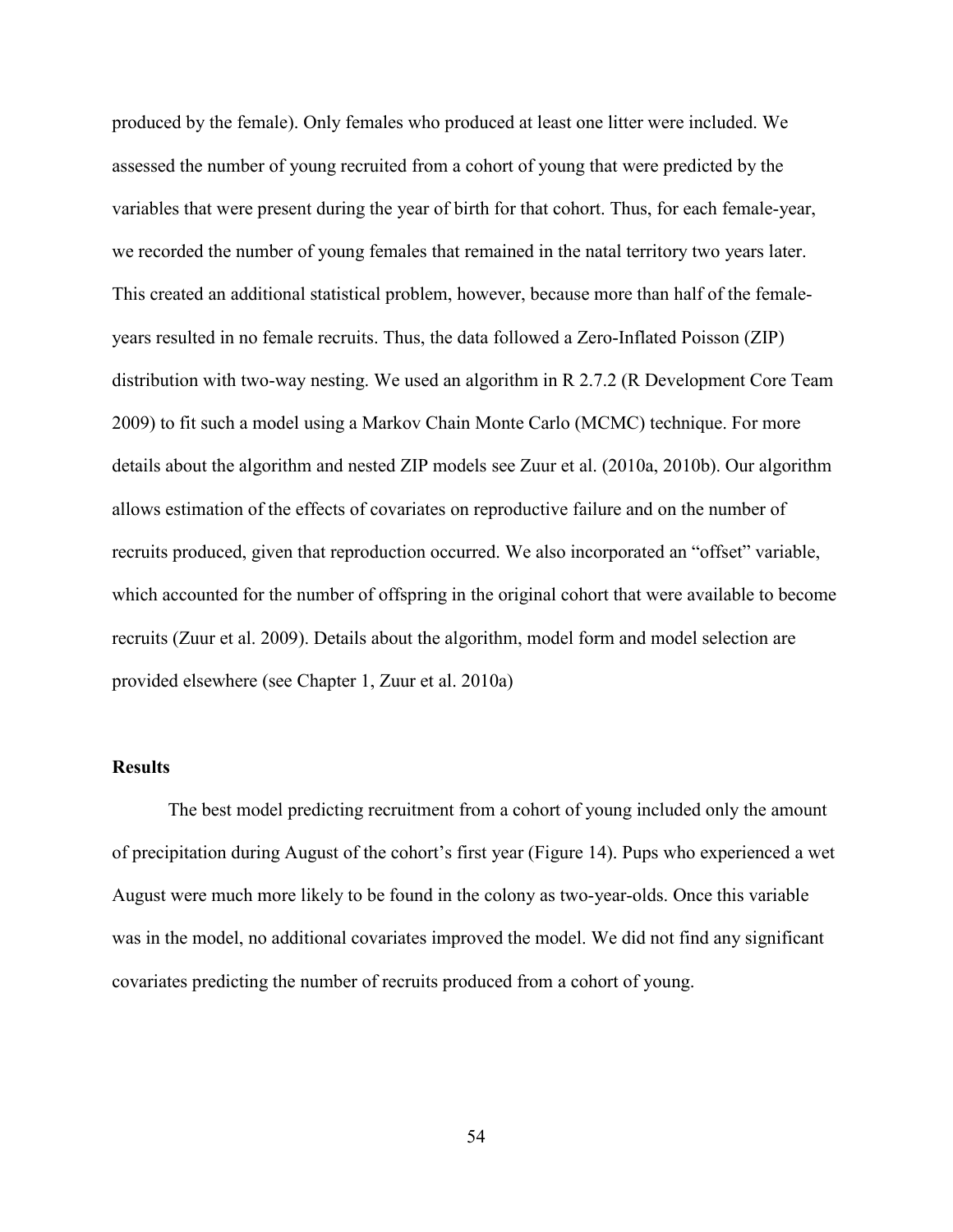produced by the female). Only females who produced at least one litter were included. We assessed the number of young recruited from a cohort of young that were predicted by the variables that were present during the year of birth for that cohort. Thus, for each female-year, we recorded the number of young females that remained in the natal territory two years later. This created an additional statistical problem, however, because more than half of the female-years resulted in no female recruits. Thus, the data followed a Zero-Inflated Poisson (ZIP) distribution with two-way nesting. We used an algorithm in R 2.7.2 (R Development Core Team 2009) to fit such a model using a Markov Chain Monte Carlo (MCMC) technique. For more details about the algorithm and nested ZIP models see Zuur et al. (2010a, 2010b). Our algorithm allows estimation of the effects of covariates on reproductive failure and on the number of recruits produced, given that reproduction occurred. We also incorporated an "offset" variable, which accounted for the number of offspring in the original cohort that were available to become recruits (Zuur et al. 2009). Details about the algorithm, model form and model selection are provided elsewhere (see Chapter 1, Zuur et al. 2010a)

## Results

The best model predicting recruitment from a cohort of young included only the amount of precipitation during August of the cohort's first year (Figure 14). Pups who experienced a wet August were much more likely to be found in the colony as two-year-olds. Once this variable was in the model, no additional covariates improved the model. We did not find any significant covariates predicting the number of recruits produced from a cohort of young.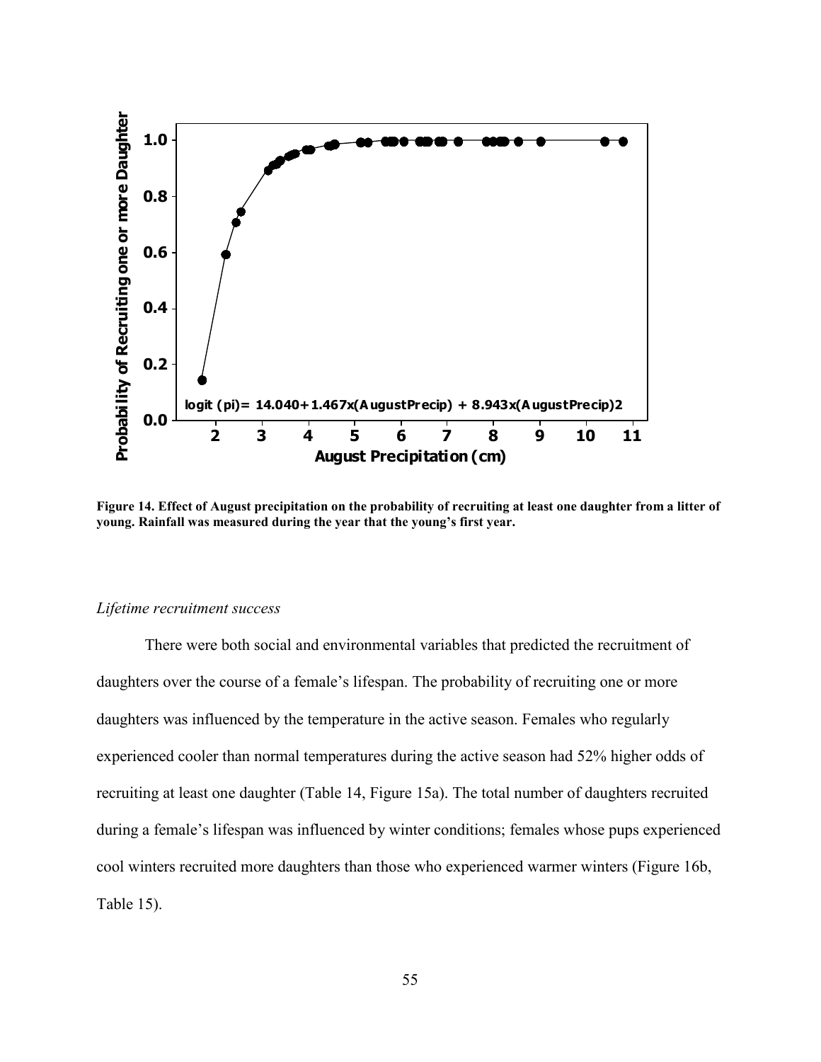Figure 14. Effect of August precipitation on the probability of recruiting at least one daughter from a litter of young. Rainfall was measured during the year that the young's first year.

*Lifetime recruitment success*

There were both social and environmental variables that predicted the recruitment of daughters over the course of a female's lifespan. The probability of recruiting one or more daughters was influenced by the temperature in the active season. Females who regularly experienced cooler than normal temperatures during the active season had 52% higher odds of recruiting at least one daughter (Table 14, Figure 15a). The total number of daughters recruited during a female's lifespan was influenced by winter conditions; females whose pups experienced cool winters recruited more daughters than those who experienced warmer winters (Figure 16b, Table 15).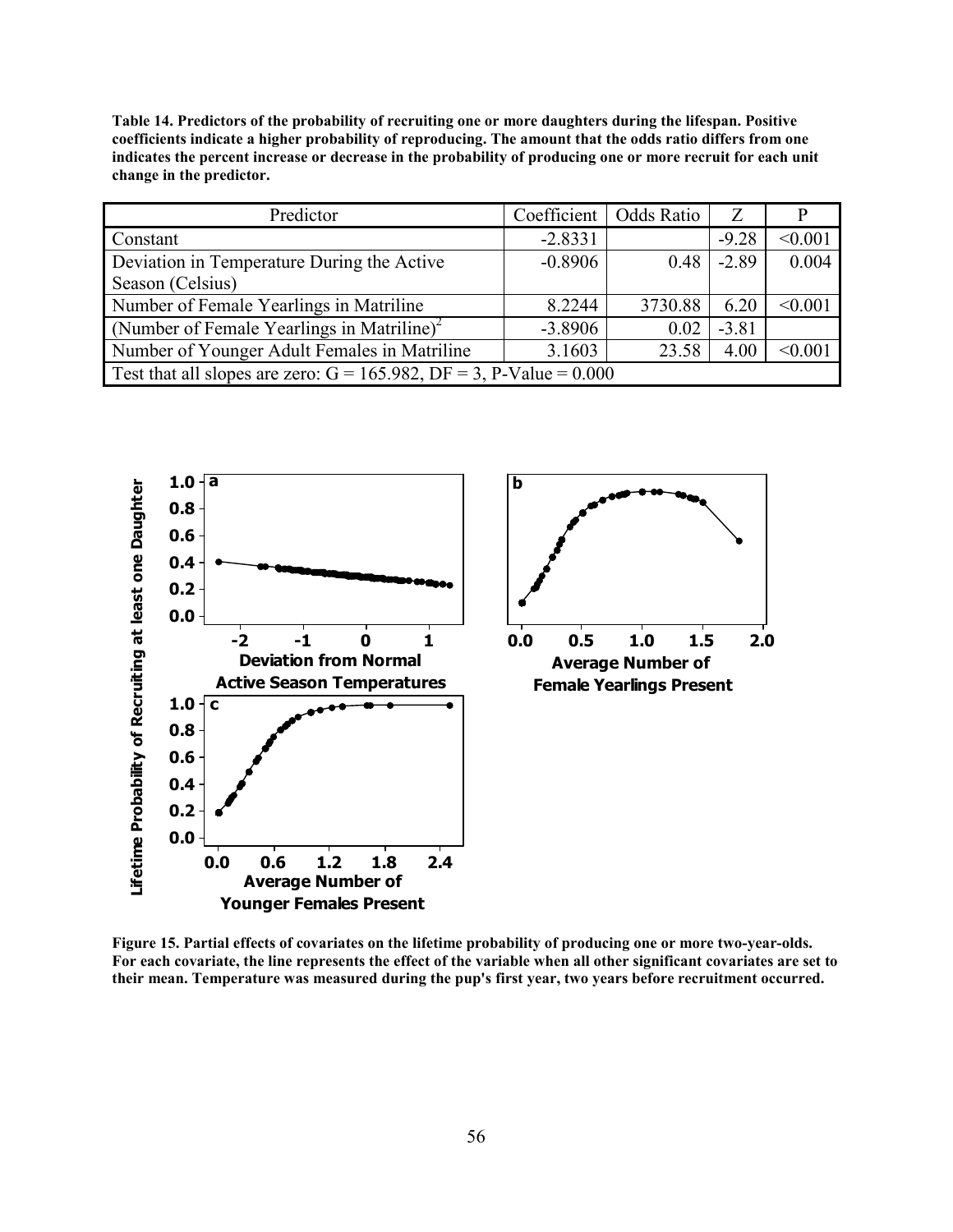**Table 14. Predictors of the probability of recruiting one or more daughters during the lifespan. Positive coefficients indicate a higher probability of reproducing. The amount that the odds ratio differs from one indicates the percent increase or decrease in the probability of producing one or more recruit for each unit change in the predictor.**

| Predictor | Coefficient | Odds Ratio | Z | P |
|---|---|---|---|---|
| Constant | -2.8331 | | -9.28 | <0.001 |
| Deviation in Temperature During the Active Season (Celsius) | -0.8906 | 0.48 | -2.89 | 0.004 |
| Number of Female Yearlings in Matriline | 8.2244 | 3730.88 | 6.20 | <0.001 |
| (Number of Female Yearlings in Matriline)$^2$ | -3.8906 | 0.02 | -3.81 | |
| Number of Younger Adult Females in Matriline | 3.1603 | 23.58 | 4.00 | <0.001 |
| Test that all slopes are zero: G = 165.982, DF = 3, P-Value = 0.000 | | | | |

**Figure 15. Partial effects of covariates on the lifetime probability of producing one or more two-year-olds. For each covariate, the line represents the effect of the variable when all other significant covariates are set to their mean. Temperature was measured during the pup's first year, two years before recruitment occurred.**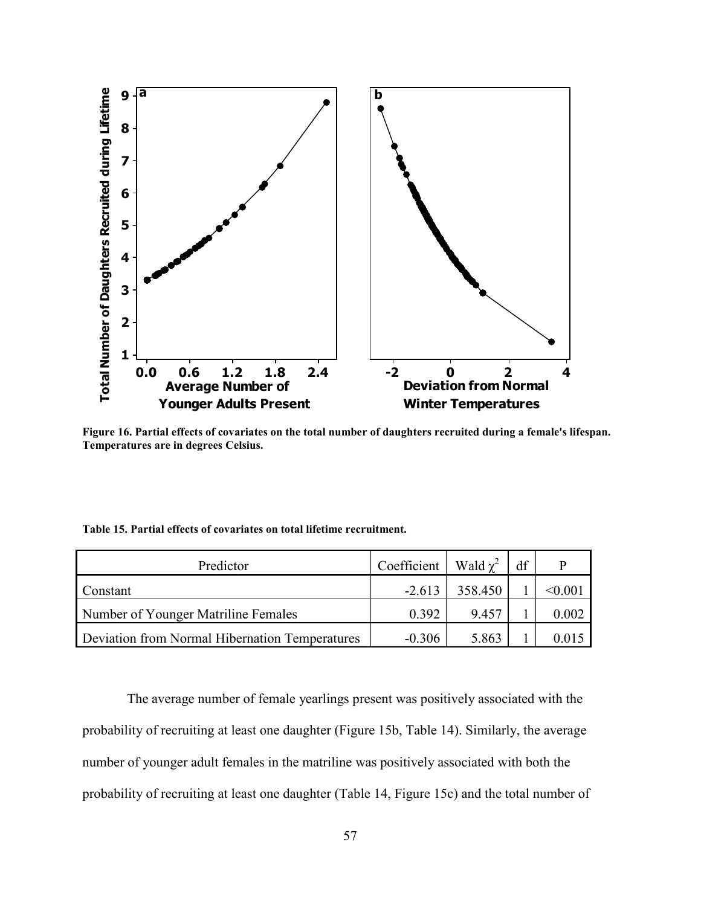**Figure 16. Partial effects of covariates on the total number of daughters recruited during a female's lifespan. Temperatures are in degrees Celsius.**

**Table 15. Partial effects of covariates on total lifetime recruitment.**

| Predictor | Coefficient | Wald $\chi^2$ | df | P |
|---|---|---|---|---|
| Constant | -2.613 | 358.450 | 1 | <0.001 |
| Number of Younger Matriline Females | 0.392 | 9.457 | 1 | 0.002 |
| Deviation from Normal Hibernation Temperatures | -0.306 | 5.863 | 1 | 0.015 |

The average number of female yearlings present was positively associated with the probability of recruiting at least one daughter (Figure 15b, Table 14). Similarly, the average number of younger adult females in the matriline was positively associated with both the probability of recruiting at least one daughter (Table 14, Figure 15c) and the total number of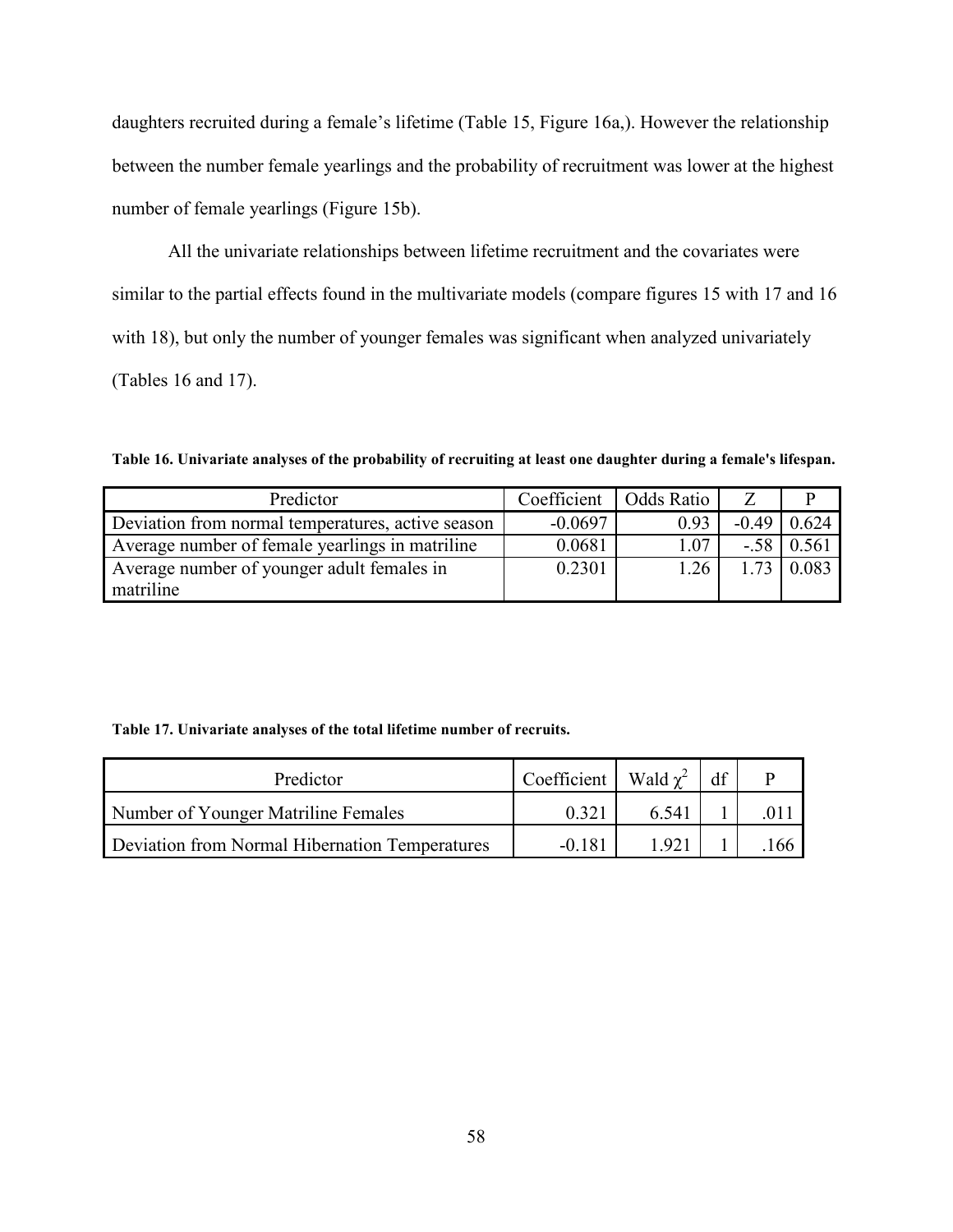daughters recruited during a female's lifetime (Table 15, Figure 16a,). However the relationship between the number female yearlings and the probability of recruitment was lower at the highest number of female yearlings (Figure 15b).

All the univariate relationships between lifetime recruitment and the covariates were similar to the partial effects found in the multivariate models (compare figures 15 with 17 and 16 with 18), but only the number of younger females was significant when analyzed univariately (Tables 16 and 17).

**Table 16. Univariate analyses of the probability of recruiting at least one daughter during a female's lifespan.**

| Predictor | Coefficient | Odds Ratio | Z | P |
|---|---|---|---|---|
| Deviation from normal temperatures, active season | -0.0697 | 0.93 | -0.49 | 0.624 |
| Average number of female yearlings in matriline | 0.0681 | 1.07 | -.58 | 0.561 |
| Average number of younger adult females in matriline | 0.2301 | 1.26 | 1.73 | 0.083 |

**Table 17. Univariate analyses of the total lifetime number of recruits.**

| Predictor | Coefficient | Wald $\chi^2$ | df | P |
|---|---|---|---|---|
| Number of Younger Matriline Females | 0.321 | 6.541 | 1 | .011 |
| Deviation from Normal Hibernation Temperatures | -0.181 | 1.921 | 1 | .166 |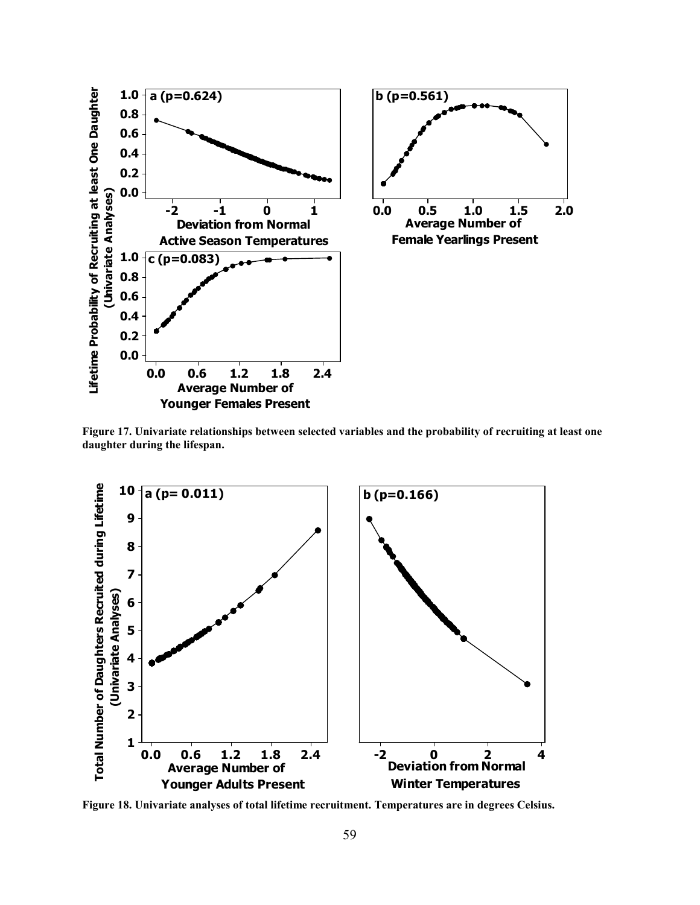Figure 17. Univariate relationships between selected variables and the probability of recruiting at least one daughter during the lifespan.

Figure 18. Univariate analyses of total lifetime recruitment. Temperatures are in degrees Celsius.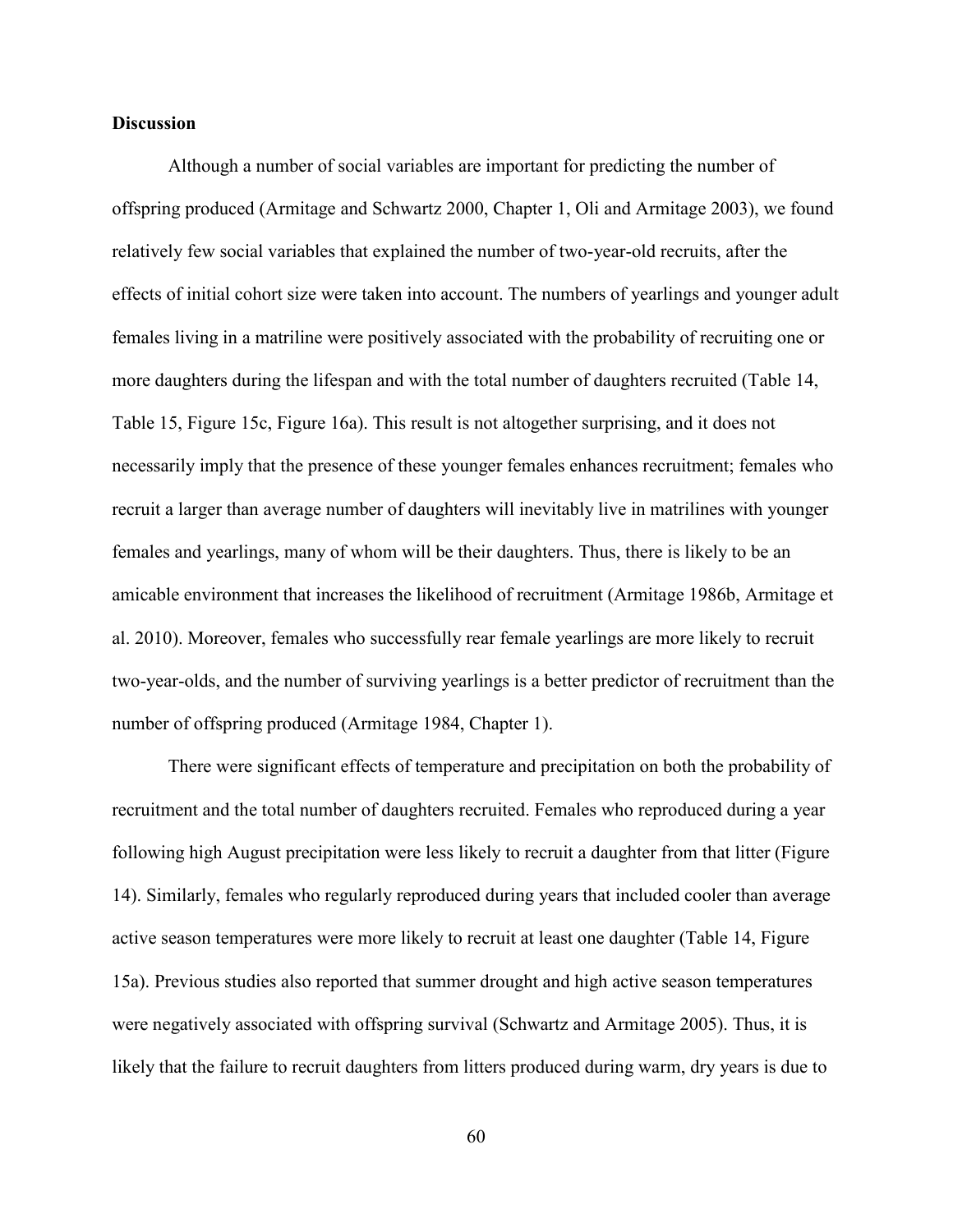**Discussion**

Although a number of social variables are important for predicting the number of offspring produced (Armitage and Schwartz 2000, Chapter 1, Oli and Armitage 2003), we found relatively few social variables that explained the number of two-year-old recruits, after the effects of initial cohort size were taken into account. The numbers of yearlings and younger adult females living in a matriline were positively associated with the probability of recruiting one or more daughters during the lifespan and with the total number of daughters recruited (Table 14, Table 15, Figure 15c, Figure 16a). This result is not altogether surprising, and it does not necessarily imply that the presence of these younger females enhances recruitment; females who recruit a larger than average number of daughters will inevitably live in matrilines with younger females and yearlings, many of whom will be their daughters. Thus, there is likely to be an amicable environment that increases the likelihood of recruitment (Armitage 1986b, Armitage et al. 2010). Moreover, females who successfully rear female yearlings are more likely to recruit two-year-olds, and the number of surviving yearlings is a better predictor of recruitment than the number of offspring produced (Armitage 1984, Chapter 1).

There were significant effects of temperature and precipitation on both the probability of recruitment and the total number of daughters recruited. Females who reproduced during a year following high August precipitation were less likely to recruit a daughter from that litter (Figure 14). Similarly, females who regularly reproduced during years that included cooler than average active season temperatures were more likely to recruit at least one daughter (Table 14, Figure 15a). Previous studies also reported that summer drought and high active season temperatures were negatively associated with offspring survival (Schwartz and Armitage 2005). Thus, it is likely that the failure to recruit daughters from litters produced during warm, dry years is due to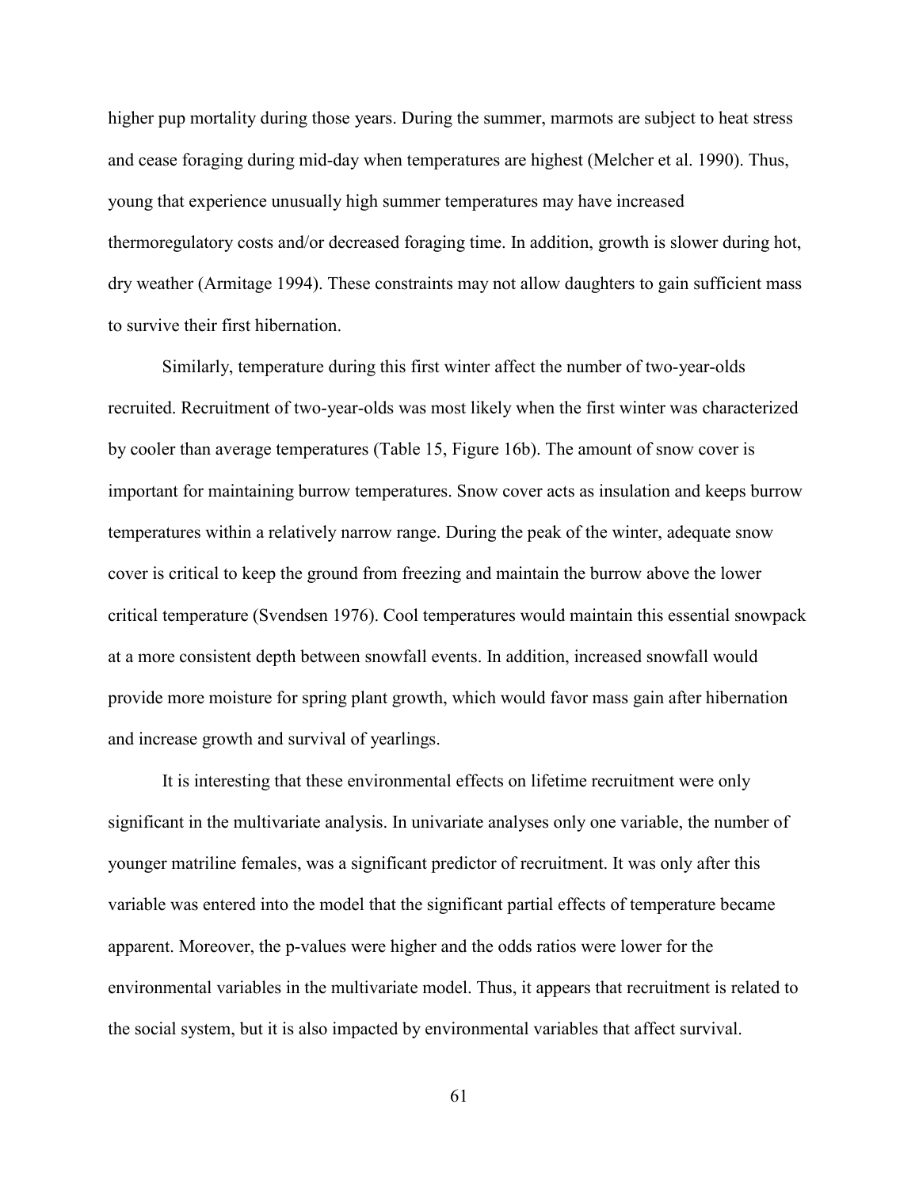higher pup mortality during those years. During the summer, marmots are subject to heat stress and cease foraging during mid-day when temperatures are highest (Melcher et al. 1990). Thus, young that experience unusually high summer temperatures may have increased thermoregulatory costs and/or decreased foraging time. In addition, growth is slower during hot, dry weather (Armitage 1994). These constraints may not allow daughters to gain sufficient mass to survive their first hibernation.

Similarly, temperature during this first winter affect the number of two-year-olds recruited. Recruitment of two-year-olds was most likely when the first winter was characterized by cooler than average temperatures (Table 15, Figure 16b). The amount of snow cover is important for maintaining burrow temperatures. Snow cover acts as insulation and keeps burrow temperatures within a relatively narrow range. During the peak of the winter, adequate snow cover is critical to keep the ground from freezing and maintain the burrow above the lower critical temperature (Svendsen 1976). Cool temperatures would maintain this essential snowpack at a more consistent depth between snowfall events. In addition, increased snowfall would provide more moisture for spring plant growth, which would favor mass gain after hibernation and increase growth and survival of yearlings.

It is interesting that these environmental effects on lifetime recruitment were only significant in the multivariate analysis. In univariate analyses only one variable, the number of younger matriline females, was a significant predictor of recruitment. It was only after this variable was entered into the model that the significant partial effects of temperature became apparent. Moreover, the p-values were higher and the odds ratios were lower for the environmental variables in the multivariate model. Thus, it appears that recruitment is related to the social system, but it is also impacted by environmental variables that affect survival.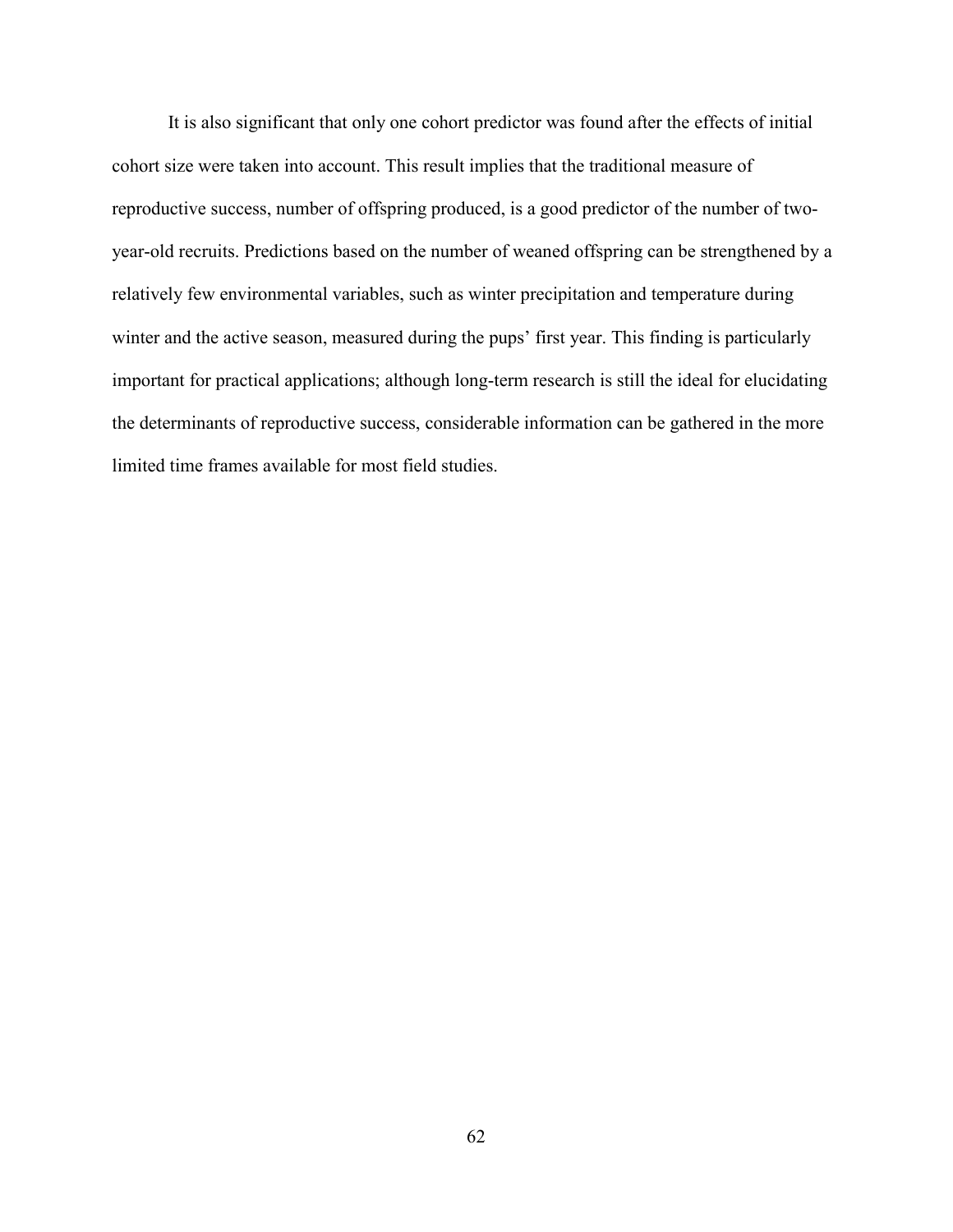It is also significant that only one cohort predictor was found after the effects of initial cohort size were taken into account. This result implies that the traditional measure of reproductive success, number of offspring produced, is a good predictor of the number of two-year-old recruits. Predictions based on the number of weaned offspring can be strengthened by a relatively few environmental variables, such as winter precipitation and temperature during winter and the active season, measured during the pups' first year. This finding is particularly important for practical applications; although long-term research is still the ideal for elucidating the determinants of reproductive success, considerable information can be gathered in the more limited time frames available for most field studies.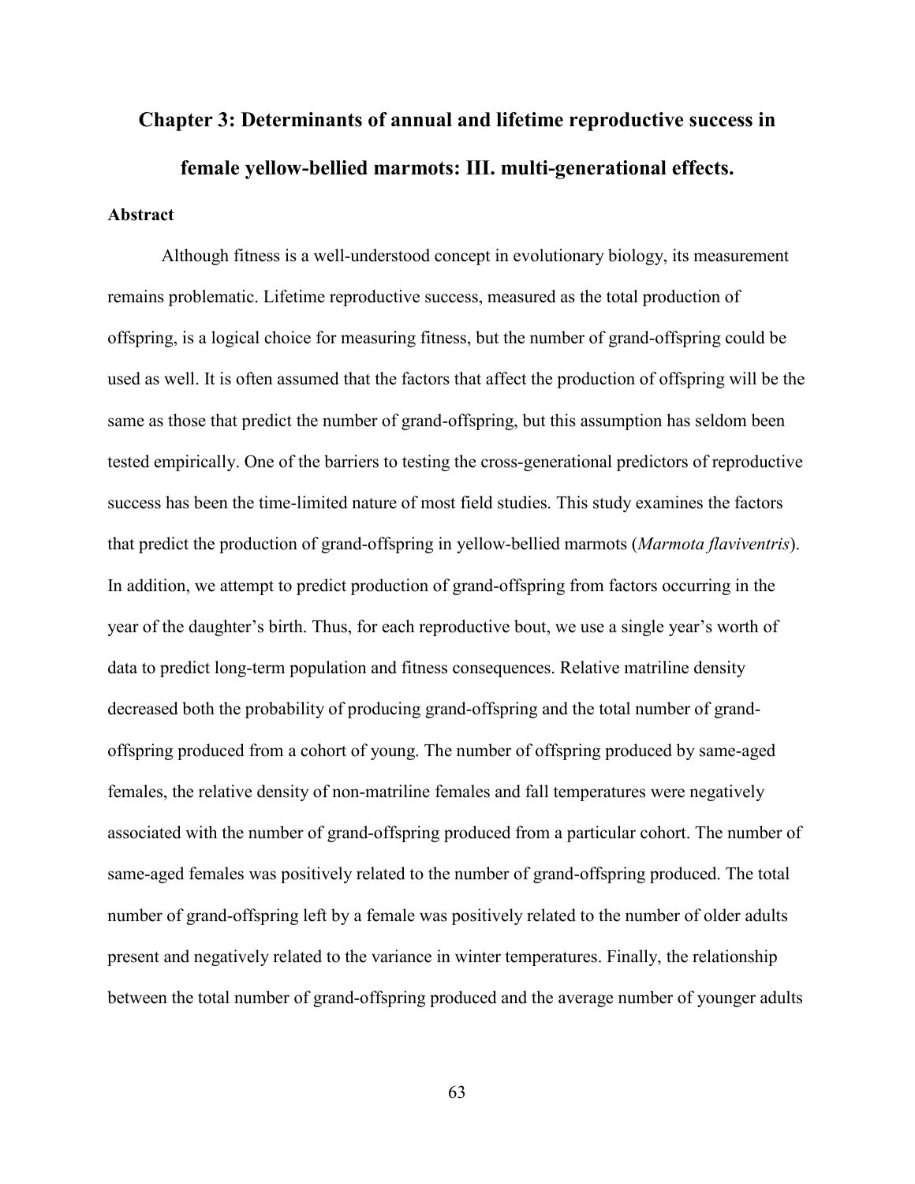# Chapter 3: Determinants of annual and lifetime reproductive success in female yellow-bellied marmots: III. multi-generational effects.

## Abstract

Although fitness is a well-understood concept in evolutionary biology, its measurement remains problematic. Lifetime reproductive success, measured as the total production of offspring, is a logical choice for measuring fitness, but the number of grand-offspring could be used as well. It is often assumed that the factors that affect the production of offspring will be the same as those that predict the number of grand-offspring, but this assumption has seldom been tested empirically. One of the barriers to testing the cross-generational predictors of reproductive success has been the time-limited nature of most field studies. This study examines the factors that predict the production of grand-offspring in yellow-bellied marmots (*Marmota flaviventris*). In addition, we attempt to predict production of grand-offspring from factors occurring in the year of the daughter's birth. Thus, for each reproductive bout, we use a single year's worth of data to predict long-term population and fitness consequences. Relative matriline density decreased both the probability of producing grand-offspring and the total number of grand-offspring produced from a cohort of young. The number of offspring produced by same-aged females, the relative density of non-matriline females and fall temperatures were negatively associated with the number of grand-offspring produced from a particular cohort. The number of same-aged females was positively related to the number of grand-offspring produced. The total number of grand-offspring left by a female was positively related to the number of older adults present and negatively related to the variance in winter temperatures. Finally, the relationship between the total number of grand-offspring produced and the average number of younger adults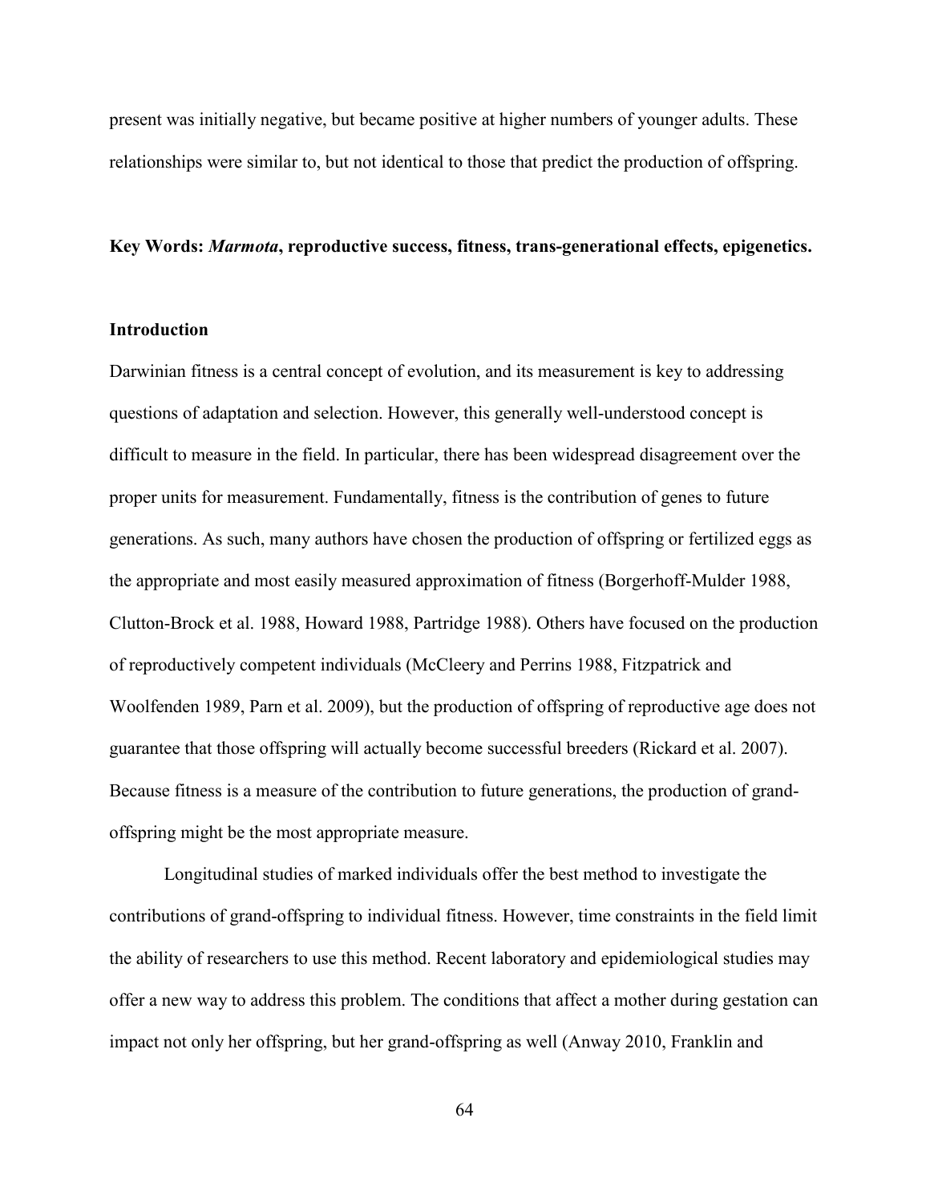present was initially negative, but became positive at higher numbers of younger adults. These relationships were similar to, but not identical to those that predict the production of offspring.

**Key Words: *Marmota*, reproductive success, fitness, trans-generational effects, epigenetics.**

## Introduction

Darwinian fitness is a central concept of evolution, and its measurement is key to addressing questions of adaptation and selection. However, this generally well-understood concept is difficult to measure in the field. In particular, there has been widespread disagreement over the proper units for measurement. Fundamentally, fitness is the contribution of genes to future generations. As such, many authors have chosen the production of offspring or fertilized eggs as the appropriate and most easily measured approximation of fitness (Borgerhoff-Mulder 1988, Clutton-Brock et al. 1988, Howard 1988, Partridge 1988). Others have focused on the production of reproductively competent individuals (McCleery and Perrins 1988, Fitzpatrick and Woolfenden 1989, Parn et al. 2009), but the production of offspring of reproductive age does not guarantee that those offspring will actually become successful breeders (Rickard et al. 2007). Because fitness is a measure of the contribution to future generations, the production of grand-offspring might be the most appropriate measure.

Longitudinal studies of marked individuals offer the best method to investigate the contributions of grand-offspring to individual fitness. However, time constraints in the field limit the ability of researchers to use this method. Recent laboratory and epidemiological studies may offer a new way to address this problem. The conditions that affect a mother during gestation can impact not only her offspring, but her grand-offspring as well (Anway 2010, Franklin and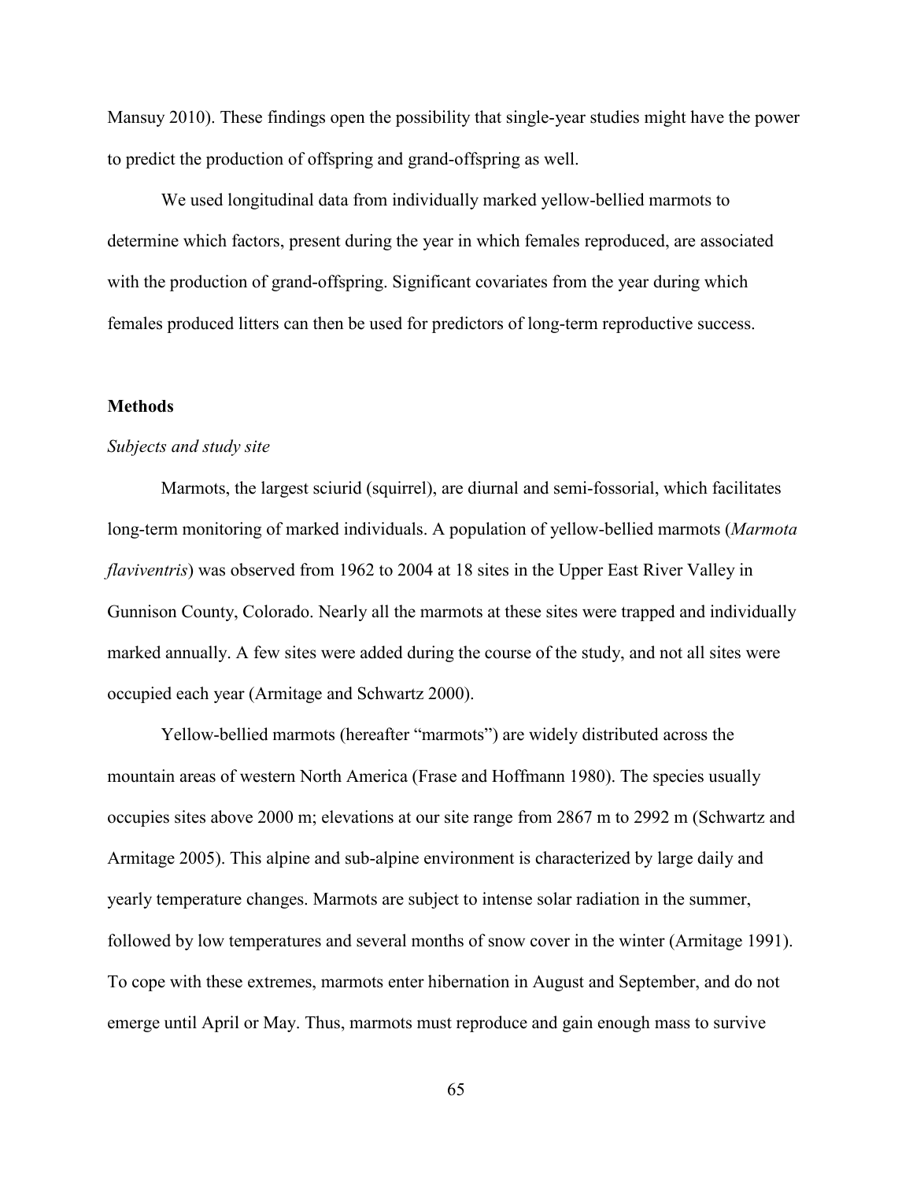Mansuy 2010). These findings open the possibility that single-year studies might have the power to predict the production of offspring and grand-offspring as well.

We used longitudinal data from individually marked yellow-bellied marmots to determine which factors, present during the year in which females reproduced, are associated with the production of grand-offspring. Significant covariates from the year during which females produced litters can then be used for predictors of long-term reproductive success.

## Methods

### *Subjects and study site*

Marmots, the largest sciurid (squirrel), are diurnal and semi-fossorial, which facilitates long-term monitoring of marked individuals. A population of yellow-bellied marmots (*Marmota flaviventris*) was observed from 1962 to 2004 at 18 sites in the Upper East River Valley in Gunnison County, Colorado. Nearly all the marmots at these sites were trapped and individually marked annually. A few sites were added during the course of the study, and not all sites were occupied each year (Armitage and Schwartz 2000).

Yellow-bellied marmots (hereafter "marmots") are widely distributed across the mountain areas of western North America (Frase and Hoffmann 1980). The species usually occupies sites above 2000 m; elevations at our site range from 2867 m to 2992 m (Schwartz and Armitage 2005). This alpine and sub-alpine environment is characterized by large daily and yearly temperature changes. Marmots are subject to intense solar radiation in the summer, followed by low temperatures and several months of snow cover in the winter (Armitage 1991). To cope with these extremes, marmots enter hibernation in August and September, and do not emerge until April or May. Thus, marmots must reproduce and gain enough mass to survive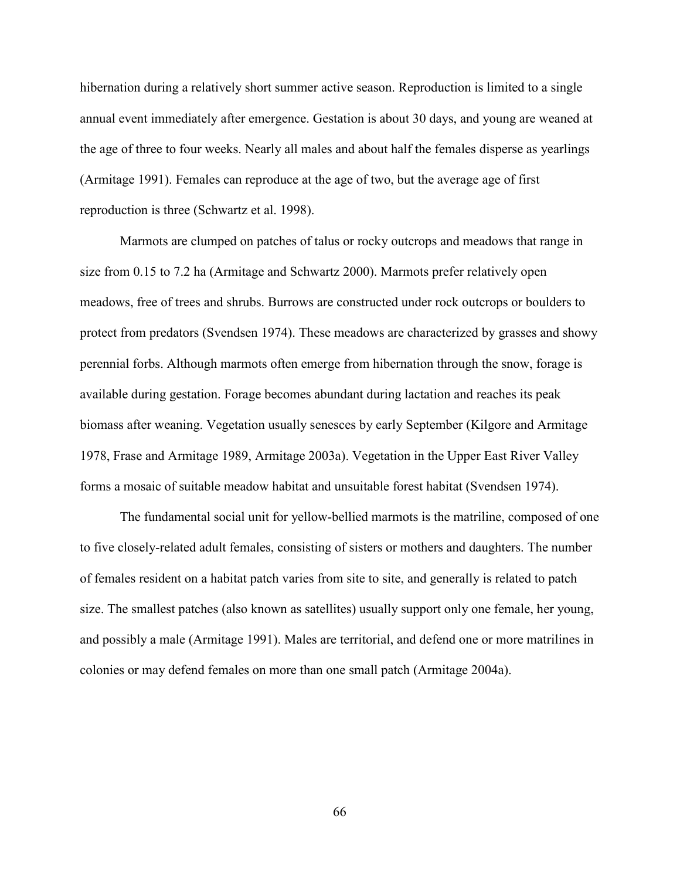hibernation during a relatively short summer active season. Reproduction is limited to a single annual event immediately after emergence. Gestation is about 30 days, and young are weaned at the age of three to four weeks. Nearly all males and about half the females disperse as yearlings (Armitage 1991). Females can reproduce at the age of two, but the average age of first reproduction is three (Schwartz et al. 1998).

Marmots are clumped on patches of talus or rocky outcrops and meadows that range in size from 0.15 to 7.2 ha (Armitage and Schwartz 2000). Marmots prefer relatively open meadows, free of trees and shrubs. Burrows are constructed under rock outcrops or boulders to protect from predators (Svendsen 1974). These meadows are characterized by grasses and showy perennial forbs. Although marmots often emerge from hibernation through the snow, forage is available during gestation. Forage becomes abundant during lactation and reaches its peak biomass after weaning. Vegetation usually senesces by early September (Kilgore and Armitage 1978, Frase and Armitage 1989, Armitage 2003a). Vegetation in the Upper East River Valley forms a mosaic of suitable meadow habitat and unsuitable forest habitat (Svendsen 1974).

The fundamental social unit for yellow-bellied marmots is the matriline, composed of one to five closely-related adult females, consisting of sisters or mothers and daughters. The number of females resident on a habitat patch varies from site to site, and generally is related to patch size. The smallest patches (also known as satellites) usually support only one female, her young, and possibly a male (Armitage 1991). Males are territorial, and defend one or more matrilines in colonies or may defend females on more than one small patch (Armitage 2004a).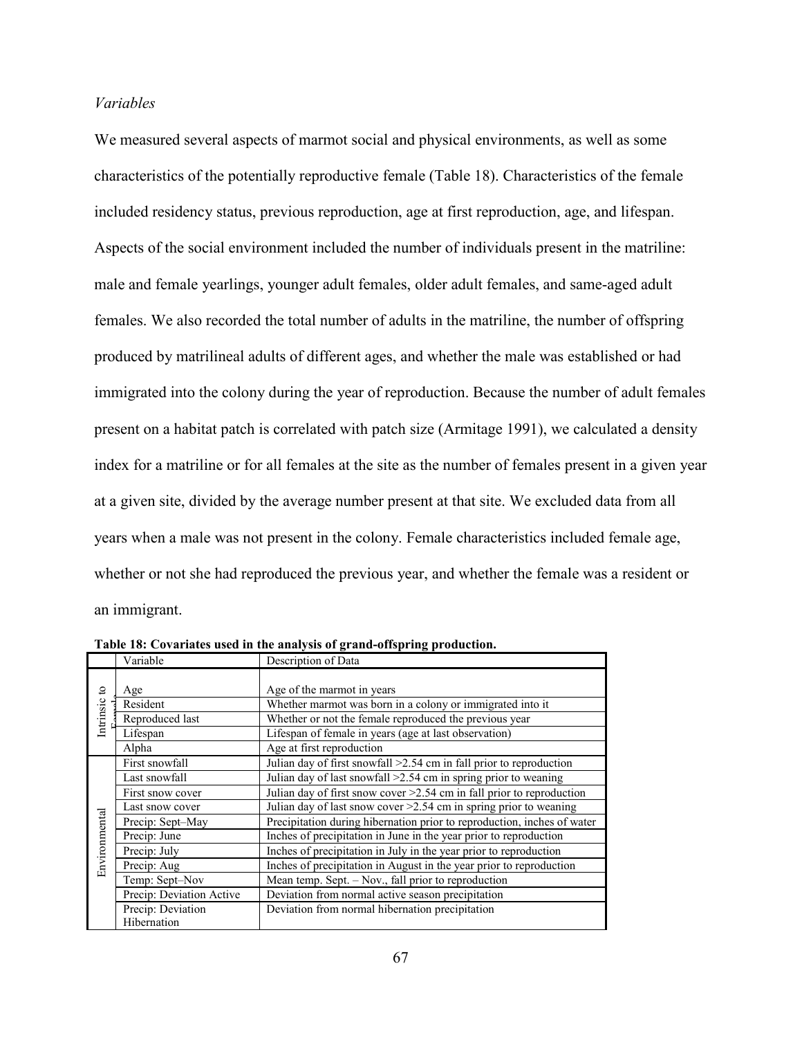*Variables*

We measured several aspects of marmot social and physical environments, as well as some characteristics of the potentially reproductive female (Table 18). Characteristics of the female included residency status, previous reproduction, age at first reproduction, age, and lifespan. Aspects of the social environment included the number of individuals present in the matriline: male and female yearlings, younger adult females, older adult females, and same-aged adult females. We also recorded the total number of adults in the matriline, the number of offspring produced by matrilineal adults of different ages, and whether the male was established or had immigrated into the colony during the year of reproduction. Because the number of adult females present on a habitat patch is correlated with patch size (Armitage 1991), we calculated a density index for a matriline or for all females at the site as the number of females present in a given year at a given site, divided by the average number present at that site. We excluded data from all years when a male was not present in the colony. Female characteristics included female age, whether or not she had reproduced the previous year, and whether the female was a resident or an immigrant.

**Table 18: Covariates used in the analysis of grand-offspring production.**

| | Variable | Description of Data |
|---|---|---|
| Intrinsic to Female | Age | Age of the marmot in years |
| | Resident | Whether marmot was born in a colony or immigrated into it |
| | Reproduced last | Whether or not the female reproduced the previous year |
| | Lifespan | Lifespan of female in years (age at last observation) |
| | Alpha | Age at first reproduction |
| Environmental | First snowfall | Julian day of first snowfall >2.54 cm in fall prior to reproduction |
| | Last snowfall | Julian day of last snowfall >2.54 cm in spring prior to weaning |
| | First snow cover | Julian day of first snow cover >2.54 cm in fall prior to reproduction |
| | Last snow cover | Julian day of last snow cover >2.54 cm in spring prior to weaning |
| | Precip: Sept–May | Precipitation during hibernation prior to reproduction, inches of water |
| | Precip: June | Inches of precipitation in June in the year prior to reproduction |
| | Precip: July | Inches of precipitation in July in the year prior to reproduction |
| | Precip: Aug | Inches of precipitation in August in the year prior to reproduction |
| | Temp: Sept–Nov | Mean temp. Sept. – Nov., fall prior to reproduction |
| | Precip: Deviation Active | Deviation from normal active season precipitation |
| | Precip: Deviation Hibernation | Deviation from normal hibernation precipitation |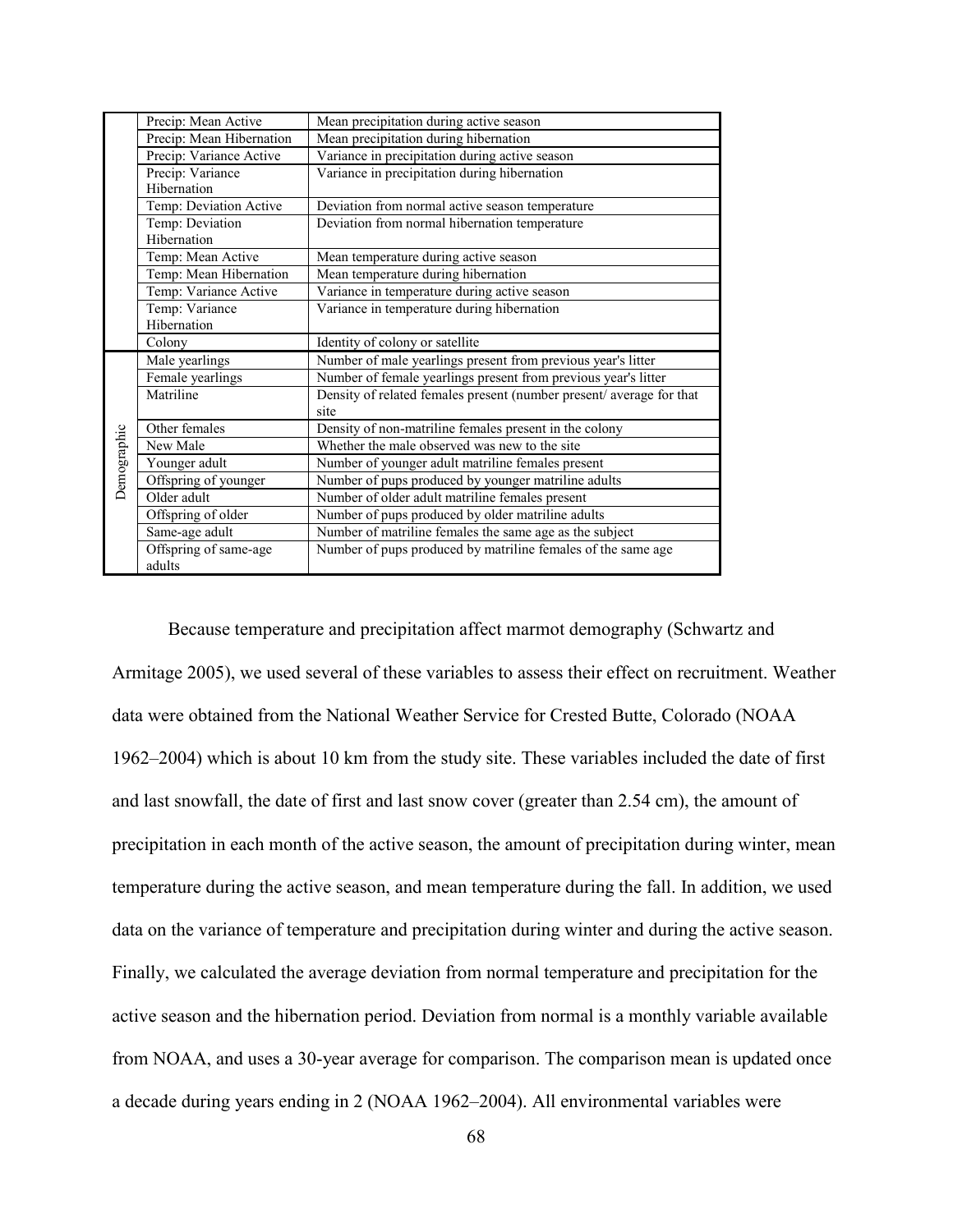|  | Precip: Mean Active | Mean precipitation during active season |
|---|---|---|
|  | Precip: Mean Hibernation | Mean precipitation during hibernation |
|  | Precip: Variance Active | Variance in precipitation during active season |
|  | Precip: Variance Hibernation | Variance in precipitation during hibernation |
|  | Temp: Deviation Active | Deviation from normal active season temperature |
|  | Temp: Deviation Hibernation | Deviation from normal hibernation temperature |
|  | Temp: Mean Active | Mean temperature during active season |
|  | Temp: Mean Hibernation | Mean temperature during hibernation |
|  | Temp: Variance Active | Variance in temperature during active season |
|  | Temp: Variance Hibernation | Variance in temperature during hibernation |
|  | Colony | Identity of colony or satellite |
| Demographic | Male yearlings | Number of male yearlings present from previous year's litter |
|  | Female yearlings | Number of female yearlings present from previous year's litter |
|  | Matriline | Density of related females present (number present/ average for that site |
|  | Other females | Density of non-matriline females present in the colony |
|  | New Male | Whether the male observed was new to the site |
|  | Younger adult | Number of younger adult matriline females present |
|  | Offspring of younger | Number of pups produced by younger matriline adults |
|  | Older adult | Number of older adult matriline females present |
|  | Offspring of older | Number of pups produced by older matriline adults |
|  | Same-age adult | Number of matriline females the same age as the subject |
|  | Offspring of same-age adults | Number of pups produced by matriline females of the same age |

Because temperature and precipitation affect marmot demography (Schwartz and Armitage 2005), we used several of these variables to assess their effect on recruitment. Weather data were obtained from the National Weather Service for Crested Butte, Colorado (NOAA 1962–2004) which is about 10 km from the study site. These variables included the date of first and last snowfall, the date of first and last snow cover (greater than 2.54 cm), the amount of precipitation in each month of the active season, the amount of precipitation during winter, mean temperature during the active season, and mean temperature during the fall. In addition, we used data on the variance of temperature and precipitation during winter and during the active season. Finally, we calculated the average deviation from normal temperature and precipitation for the active season and the hibernation period. Deviation from normal is a monthly variable available from NOAA, and uses a 30-year average for comparison. The comparison mean is updated once a decade during years ending in 2 (NOAA 1962–2004). All environmental variables were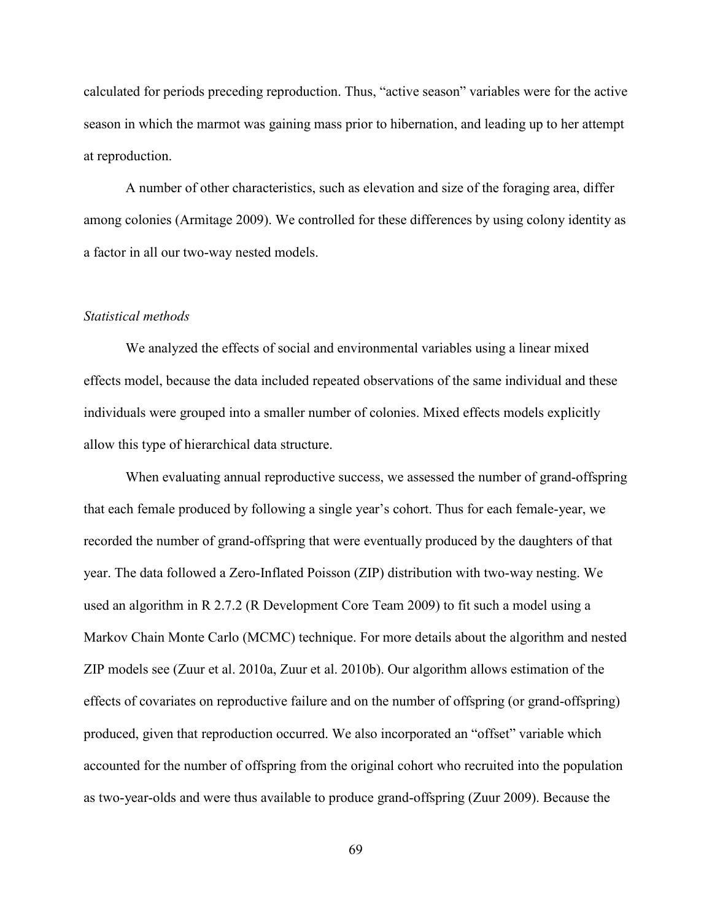calculated for periods preceding reproduction. Thus, "active season" variables were for the active season in which the marmot was gaining mass prior to hibernation, and leading up to her attempt at reproduction.

A number of other characteristics, such as elevation and size of the foraging area, differ among colonies (Armitage 2009). We controlled for these differences by using colony identity as a factor in all our two-way nested models.

### *Statistical methods*

We analyzed the effects of social and environmental variables using a linear mixed effects model, because the data included repeated observations of the same individual and these individuals were grouped into a smaller number of colonies. Mixed effects models explicitly allow this type of hierarchical data structure.

When evaluating annual reproductive success, we assessed the number of grand-offspring that each female produced by following a single year's cohort. Thus for each female-year, we recorded the number of grand-offspring that were eventually produced by the daughters of that year. The data followed a Zero-Inflated Poisson (ZIP) distribution with two-way nesting. We used an algorithm in R 2.7.2 (R Development Core Team 2009) to fit such a model using a Markov Chain Monte Carlo (MCMC) technique. For more details about the algorithm and nested ZIP models see (Zuur et al. 2010a, Zuur et al. 2010b). Our algorithm allows estimation of the effects of covariates on reproductive failure and on the number of offspring (or grand-offspring) produced, given that reproduction occurred. We also incorporated an "offset" variable which accounted for the number of offspring from the original cohort who recruited into the population as two-year-olds and were thus available to produce grand-offspring (Zuur 2009). Because the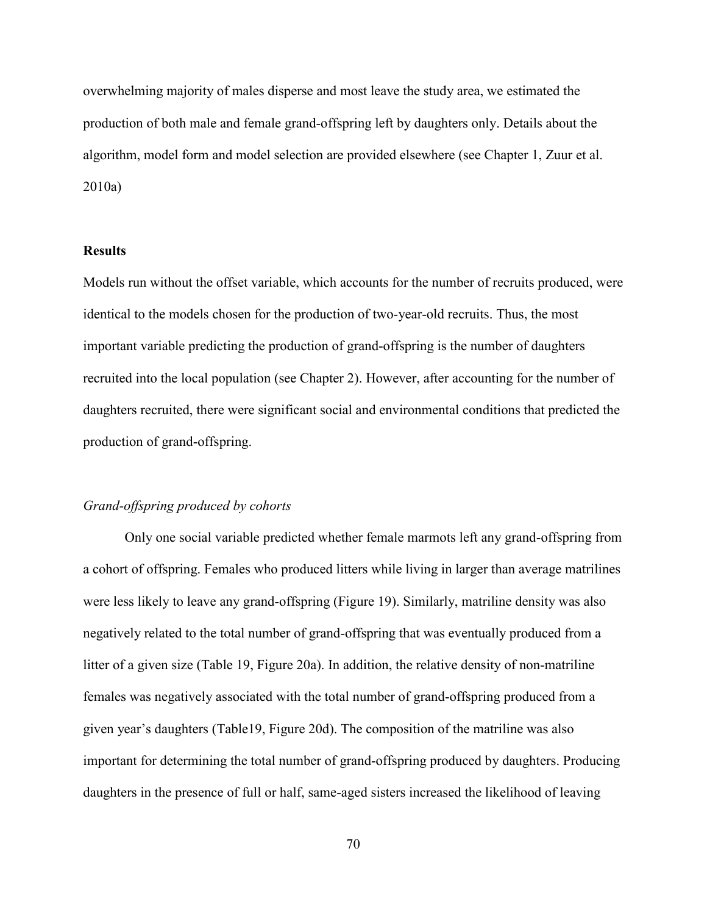overwhelming majority of males disperse and most leave the study area, we estimated the production of both male and female grand-offspring left by daughters only. Details about the algorithm, model form and model selection are provided elsewhere (see Chapter 1, Zuur et al. 2010a)

## Results

Models run without the offset variable, which accounts for the number of recruits produced, were identical to the models chosen for the production of two-year-old recruits. Thus, the most important variable predicting the production of grand-offspring is the number of daughters recruited into the local population (see Chapter 2). However, after accounting for the number of daughters recruited, there were significant social and environmental conditions that predicted the production of grand-offspring.

### *Grand-offspring produced by cohorts*

Only one social variable predicted whether female marmots left any grand-offspring from a cohort of offspring. Females who produced litters while living in larger than average matrilines were less likely to leave any grand-offspring (Figure 19). Similarly, matriline density was also negatively related to the total number of grand-offspring that was eventually produced from a litter of a given size (Table 19, Figure 20a). In addition, the relative density of non-matriline females was negatively associated with the total number of grand-offspring produced from a given year's daughters (Table19, Figure 20d). The composition of the matriline was also important for determining the total number of grand-offspring produced by daughters. Producing daughters in the presence of full or half, same-aged sisters increased the likelihood of leaving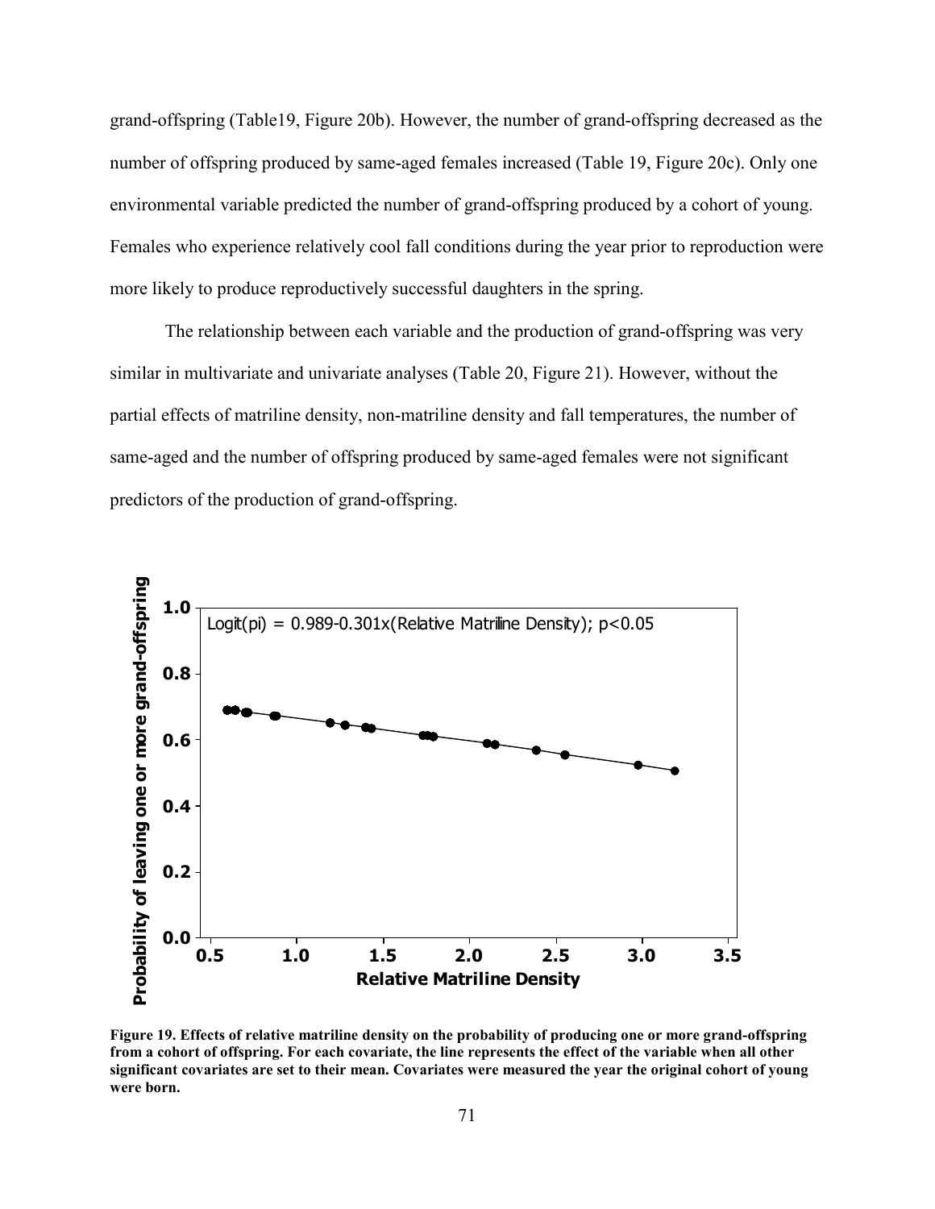grand-offspring (Table19, Figure 20b). However, the number of grand-offspring decreased as the number of offspring produced by same-aged females increased (Table 19, Figure 20c). Only one environmental variable predicted the number of grand-offspring produced by a cohort of young. Females who experience relatively cool fall conditions during the year prior to reproduction were more likely to produce reproductively successful daughters in the spring.

The relationship between each variable and the production of grand-offspring was very similar in multivariate and univariate analyses (Table 20, Figure 21). However, without the partial effects of matriline density, non-matriline density and fall temperatures, the number of same-aged and the number of offspring produced by same-aged females were not significant predictors of the production of grand-offspring.

**Figure 19. Effects of relative matriline density on the probability of producing one or more grand-offspring from a cohort of offspring. For each covariate, the line represents the effect of the variable when all other significant covariates are set to their mean. Covariates were measured the year the original cohort of young were born.**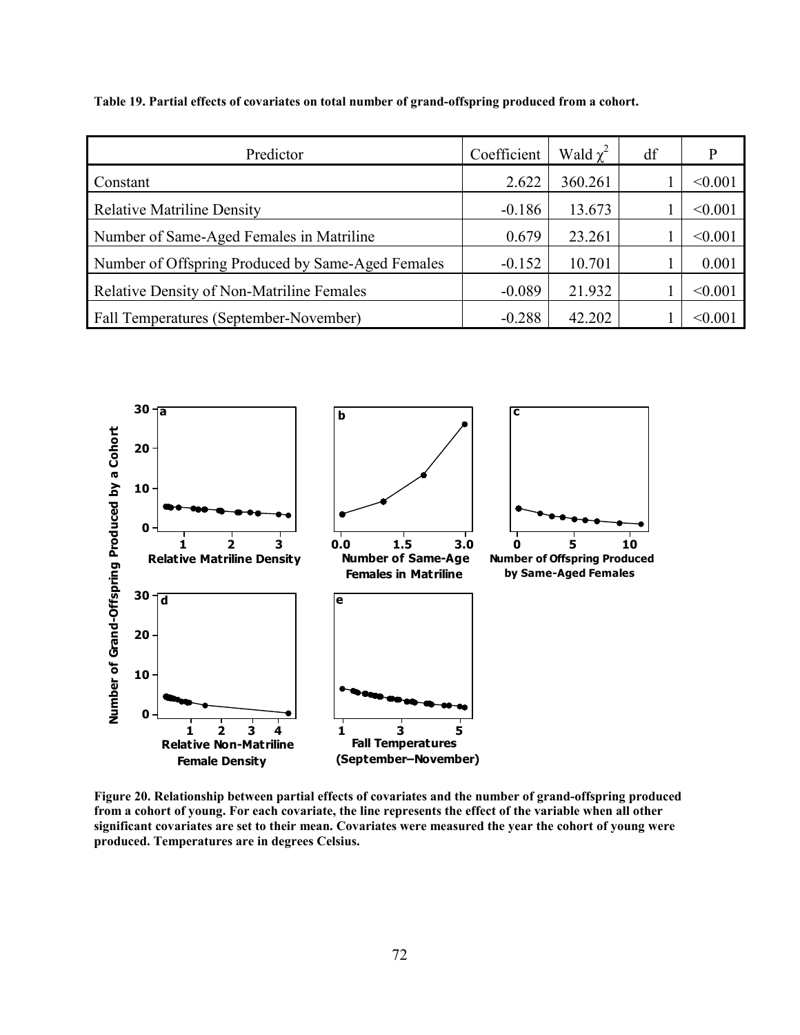**Table 19. Partial effects of covariates on total number of grand-offspring produced from a cohort.**

| Predictor | Coefficient | Wald $\chi^2$ | df | P |
|---|---|---|---|---|
| Constant | 2.622 | 360.261 | 1 | <0.001 |
| Relative Matriline Density | -0.186 | 13.673 | 1 | <0.001 |
| Number of Same-Aged Females in Matriline | 0.679 | 23.261 | 1 | <0.001 |
| Number of Offspring Produced by Same-Aged Females | -0.152 | 10.701 | 1 | 0.001 |
| Relative Density of Non-Matriline Females | -0.089 | 21.932 | 1 | <0.001 |
| Fall Temperatures (September-November) | -0.288 | 42.202 | 1 | <0.001 |

**Figure 20. Relationship between partial effects of covariates and the number of grand-offspring produced from a cohort of young. For each covariate, the line represents the effect of the variable when all other significant covariates are set to their mean. Covariates were measured the year the cohort of young were produced. Temperatures are in degrees Celsius.**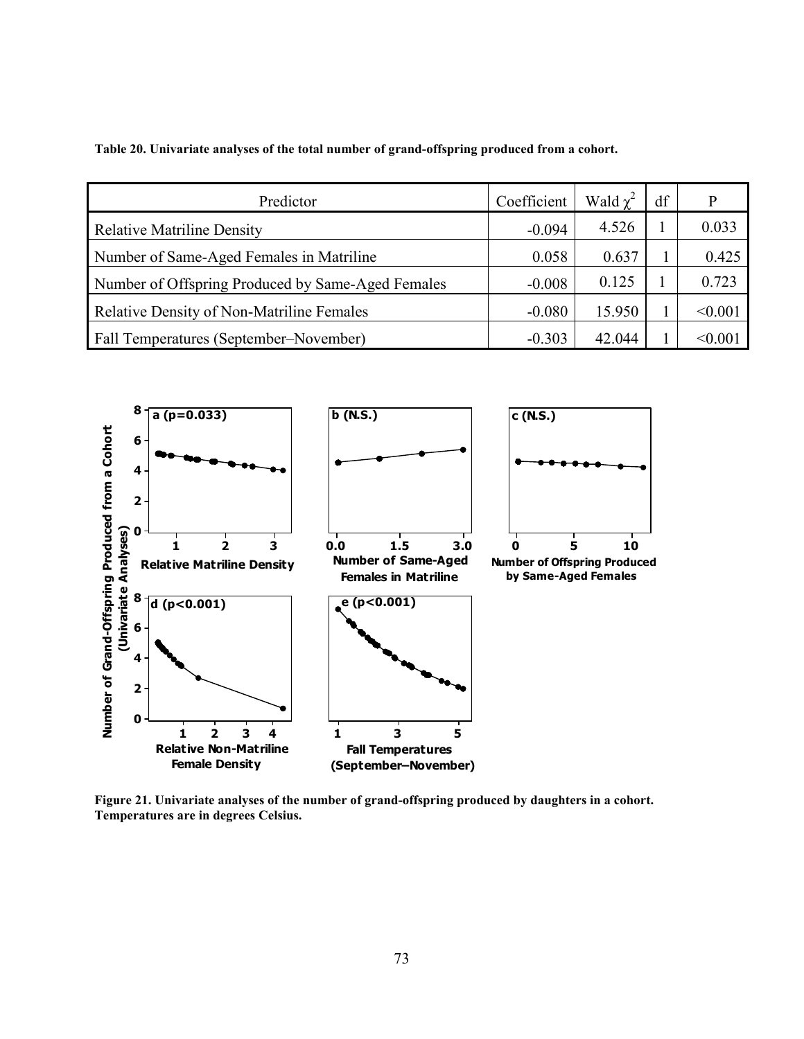**Table 20. Univariate analyses of the total number of grand-offspring produced from a cohort.**

| Predictor | Coefficient | Wald $\chi^2$ | df | P |
|---|---|---|---|---|
| Relative Matriline Density | -0.094 | 4.526 | 1 | 0.033 |
| Number of Same-Aged Females in Matriline | 0.058 | 0.637 | 1 | 0.425 |
| Number of Offspring Produced by Same-Aged Females | -0.008 | 0.125 | 1 | 0.723 |
| Relative Density of Non-Matriline Females | -0.080 | 15.950 | 1 | <0.001 |
| Fall Temperatures (September–November) | -0.303 | 42.044 | 1 | <0.001 |

**Figure 21. Univariate analyses of the number of grand-offspring produced by daughters in a cohort. Temperatures are in degrees Celsius.**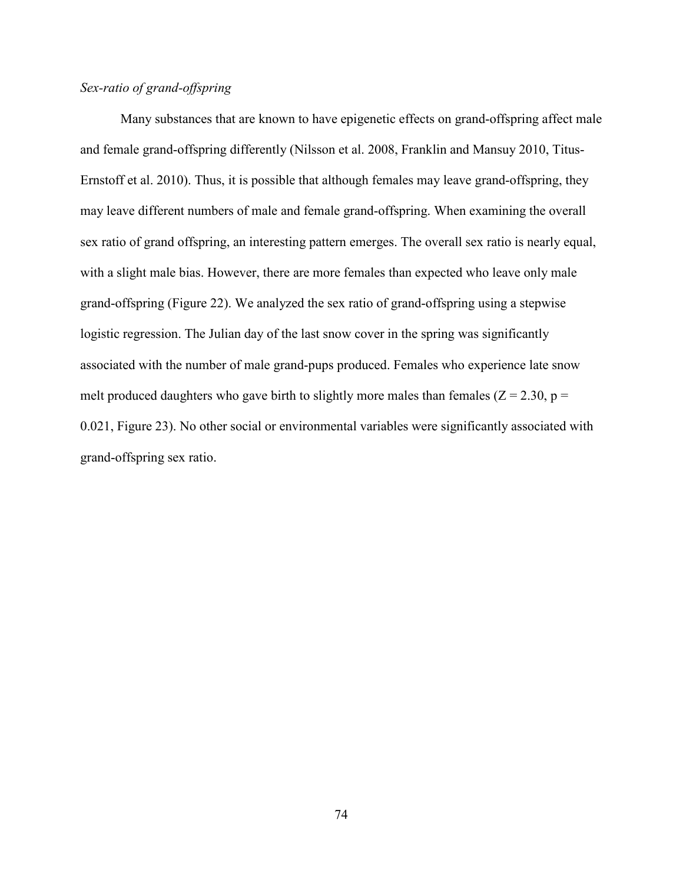*Sex-ratio of grand-offspring*

Many substances that are known to have epigenetic effects on grand-offspring affect male and female grand-offspring differently (Nilsson et al. 2008, Franklin and Mansuy 2010, Titus-Ernstoff et al. 2010). Thus, it is possible that although females may leave grand-offspring, they may leave different numbers of male and female grand-offspring. When examining the overall sex ratio of grand offspring, an interesting pattern emerges. The overall sex ratio is nearly equal, with a slight male bias. However, there are more females than expected who leave only male grand-offspring (Figure 22). We analyzed the sex ratio of grand-offspring using a stepwise logistic regression. The Julian day of the last snow cover in the spring was significantly associated with the number of male grand-pups produced. Females who experience late snow melt produced daughters who gave birth to slightly more males than females ($Z = 2.30$, $p = 0.021$, Figure 23). No other social or environmental variables were significantly associated with grand-offspring sex ratio.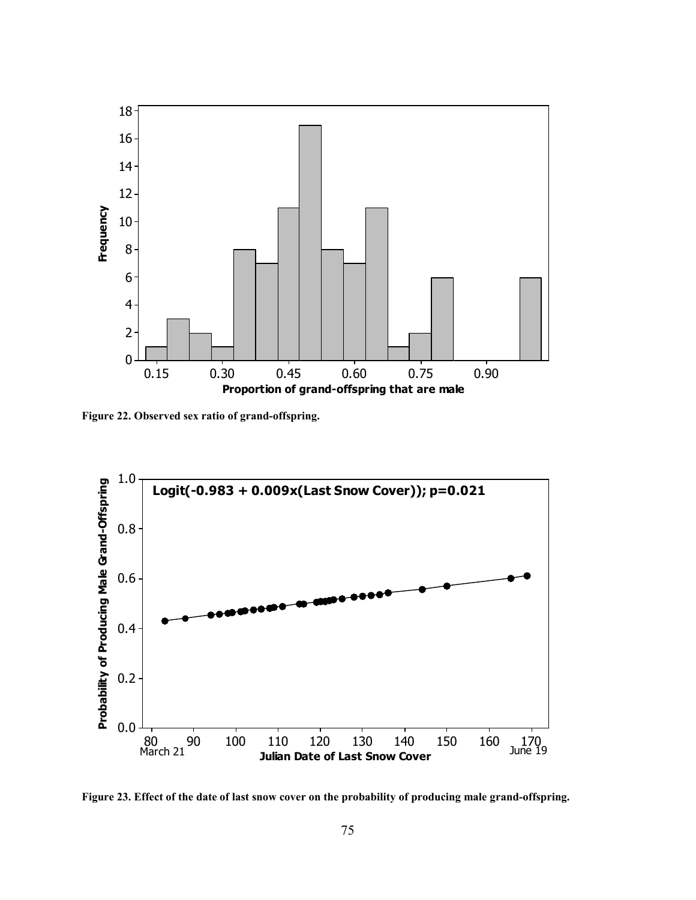Figure 22. Observed sex ratio of grand-offspring.

Figure 23. Effect of the date of last snow cover on the probability of producing male grand-offspring.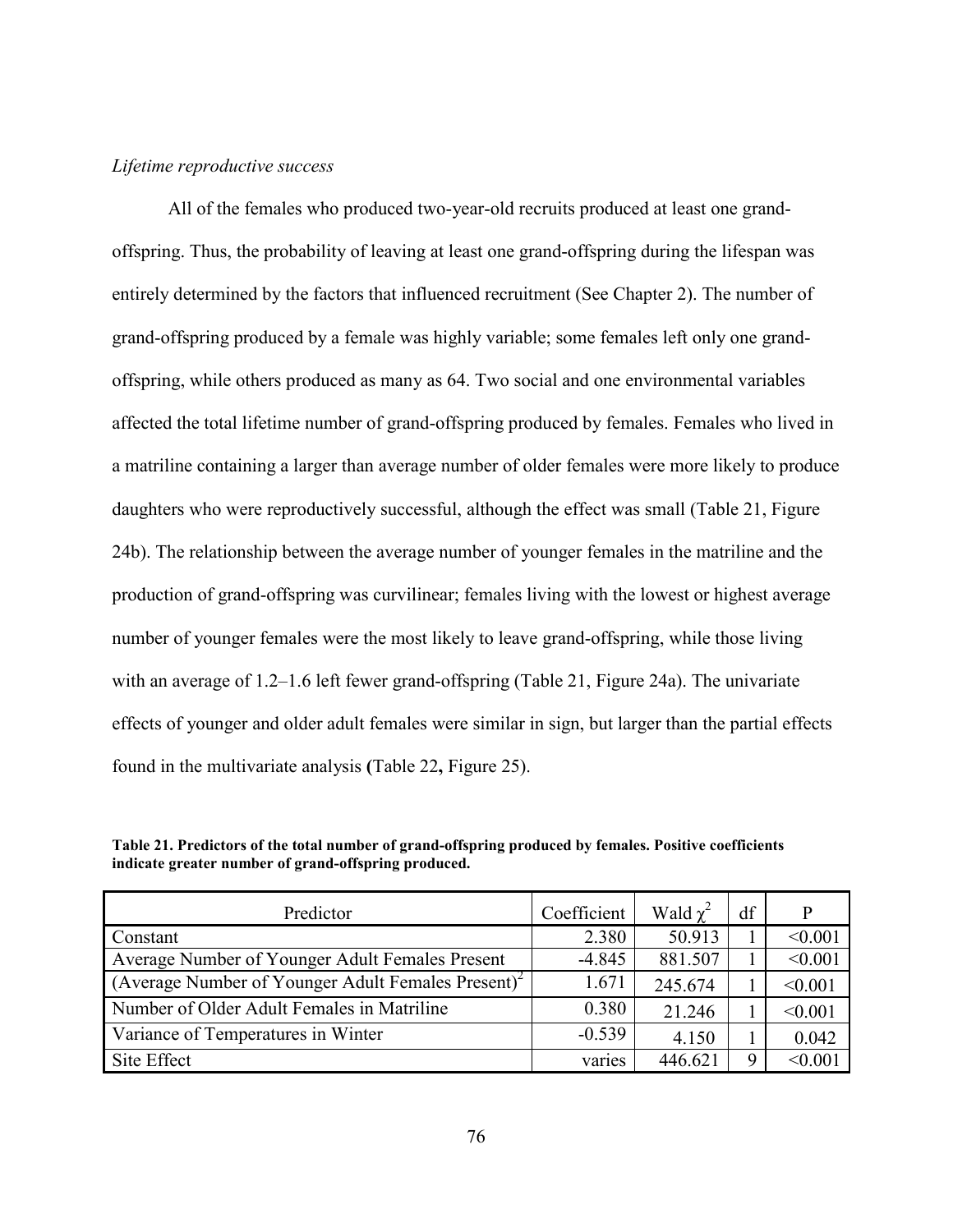*Lifetime reproductive success*

All of the females who produced two-year-old recruits produced at least one grand-offspring. Thus, the probability of leaving at least one grand-offspring during the lifespan was entirely determined by the factors that influenced recruitment (See Chapter 2). The number of grand-offspring produced by a female was highly variable; some females left only one grand-offspring, while others produced as many as 64. Two social and one environmental variables affected the total lifetime number of grand-offspring produced by females. Females who lived in a matriline containing a larger than average number of older females were more likely to produce daughters who were reproductively successful, although the effect was small (Table 21, Figure 24b). The relationship between the average number of younger females in the matriline and the production of grand-offspring was curvilinear; females living with the lowest or highest average number of younger females were the most likely to leave grand-offspring, while those living with an average of 1.2–1.6 left fewer grand-offspring (Table 21, Figure 24a). The univariate effects of younger and older adult females were similar in sign, but larger than the partial effects found in the multivariate analysis **(**Table 22**,** Figure 25).

**Table 21. Predictors of the total number of grand-offspring produced by females. Positive coefficients indicate greater number of grand-offspring produced.**

| Predictor | Coefficient | Wald $\chi^2$ | df | P |
|---|---|---|---|---|
| Constant | 2.380 | 50.913 | 1 | <0.001 |
| Average Number of Younger Adult Females Present | -4.845 | 881.507 | 1 | <0.001 |
| (Average Number of Younger Adult Females Present)$^2$ | 1.671 | 245.674 | 1 | <0.001 |
| Number of Older Adult Females in Matriline | 0.380 | 21.246 | 1 | <0.001 |
| Variance of Temperatures in Winter | -0.539 | 4.150 | 1 | 0.042 |
| Site Effect | varies | 446.621 | 9 | <0.001 |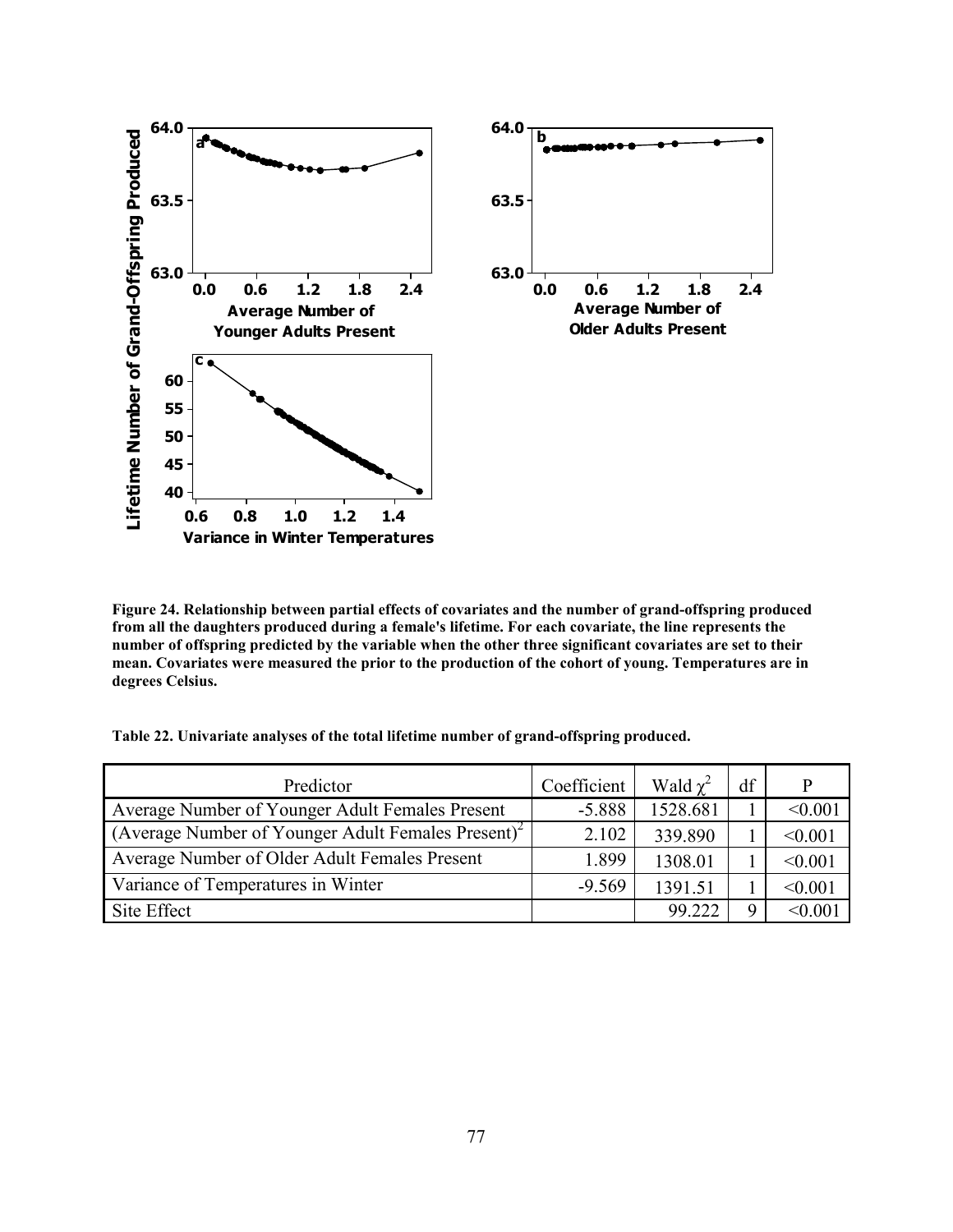**Figure 24. Relationship between partial effects of covariates and the number of grand-offspring produced from all the daughters produced during a female's lifetime. For each covariate, the line represents the number of offspring predicted by the variable when the other three significant covariates are set to their mean. Covariates were measured the prior to the production of the cohort of young. Temperatures are in degrees Celsius.**

**Table 22. Univariate analyses of the total lifetime number of grand-offspring produced.**

| Predictor | Coefficient | Wald $\chi^2$ | df | P |
|---|---|---|---|---|
| Average Number of Younger Adult Females Present | -5.888 | 1528.681 | 1 | <0.001 |
| (Average Number of Younger Adult Females Present)$^2$ | 2.102 | 339.890 | 1 | <0.001 |
| Average Number of Older Adult Females Present | 1.899 | 1308.01 | 1 | <0.001 |
| Variance of Temperatures in Winter | -9.569 | 1391.51 | 1 | <0.001 |
| Site Effect | | 99.222 | 9 | <0.001 |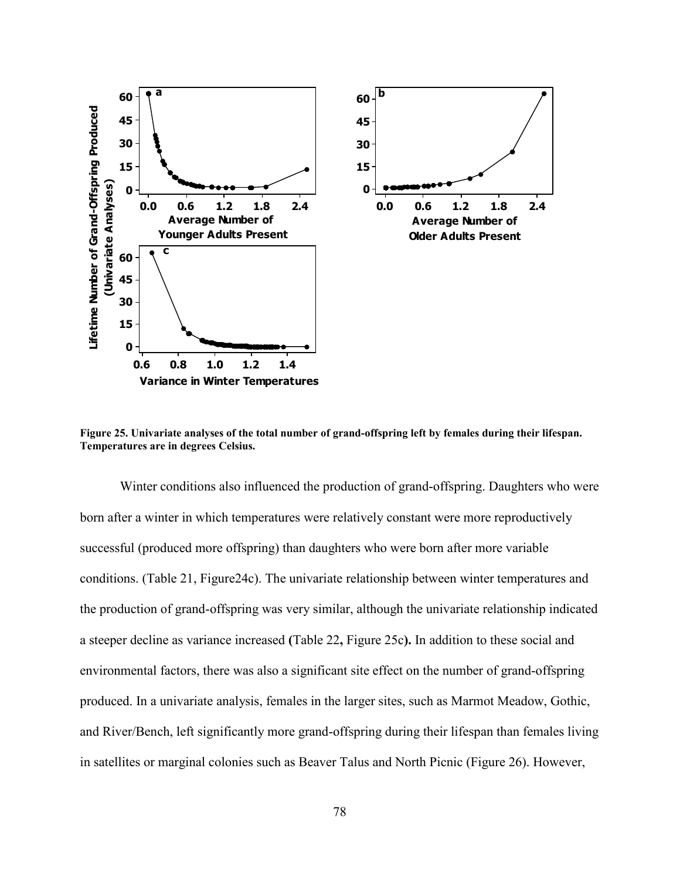**Figure 25. Univariate analyses of the total number of grand-offspring left by females during their lifespan. Temperatures are in degrees Celsius.**

Winter conditions also influenced the production of grand-offspring. Daughters who were born after a winter in which temperatures were relatively constant were more reproductively successful (produced more offspring) than daughters who were born after more variable conditions. (Table 21, Figure24c). The univariate relationship between winter temperatures and the production of grand-offspring was very similar, although the univariate relationship indicated a steeper decline as variance increased **(**Table 22**,** Figure 25c**).** In addition to these social and environmental factors, there was also a significant site effect on the number of grand-offspring produced. In a univariate analysis, females in the larger sites, such as Marmot Meadow, Gothic, and River/Bench, left significantly more grand-offspring during their lifespan than females living in satellites or marginal colonies such as Beaver Talus and North Picnic (Figure 26). However,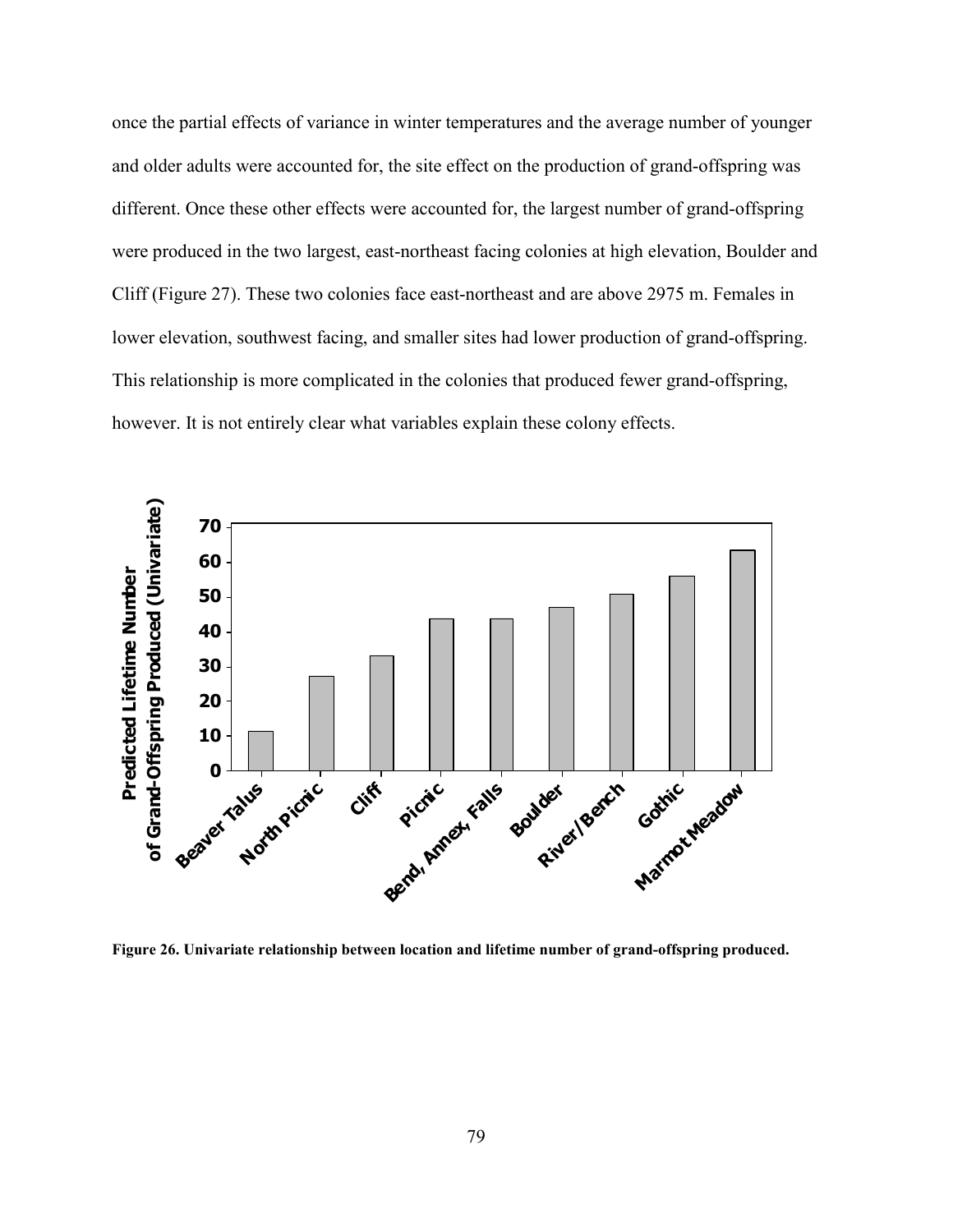once the partial effects of variance in winter temperatures and the average number of younger and older adults were accounted for, the site effect on the production of grand-offspring was different. Once these other effects were accounted for, the largest number of grand-offspring were produced in the two largest, east-northeast facing colonies at high elevation, Boulder and Cliff (Figure 27). These two colonies face east-northeast and are above 2975 m. Females in lower elevation, southwest facing, and smaller sites had lower production of grand-offspring. This relationship is more complicated in the colonies that produced fewer grand-offspring, however. It is not entirely clear what variables explain these colony effects.

**Figure 26. Univariate relationship between location and lifetime number of grand-offspring produced.**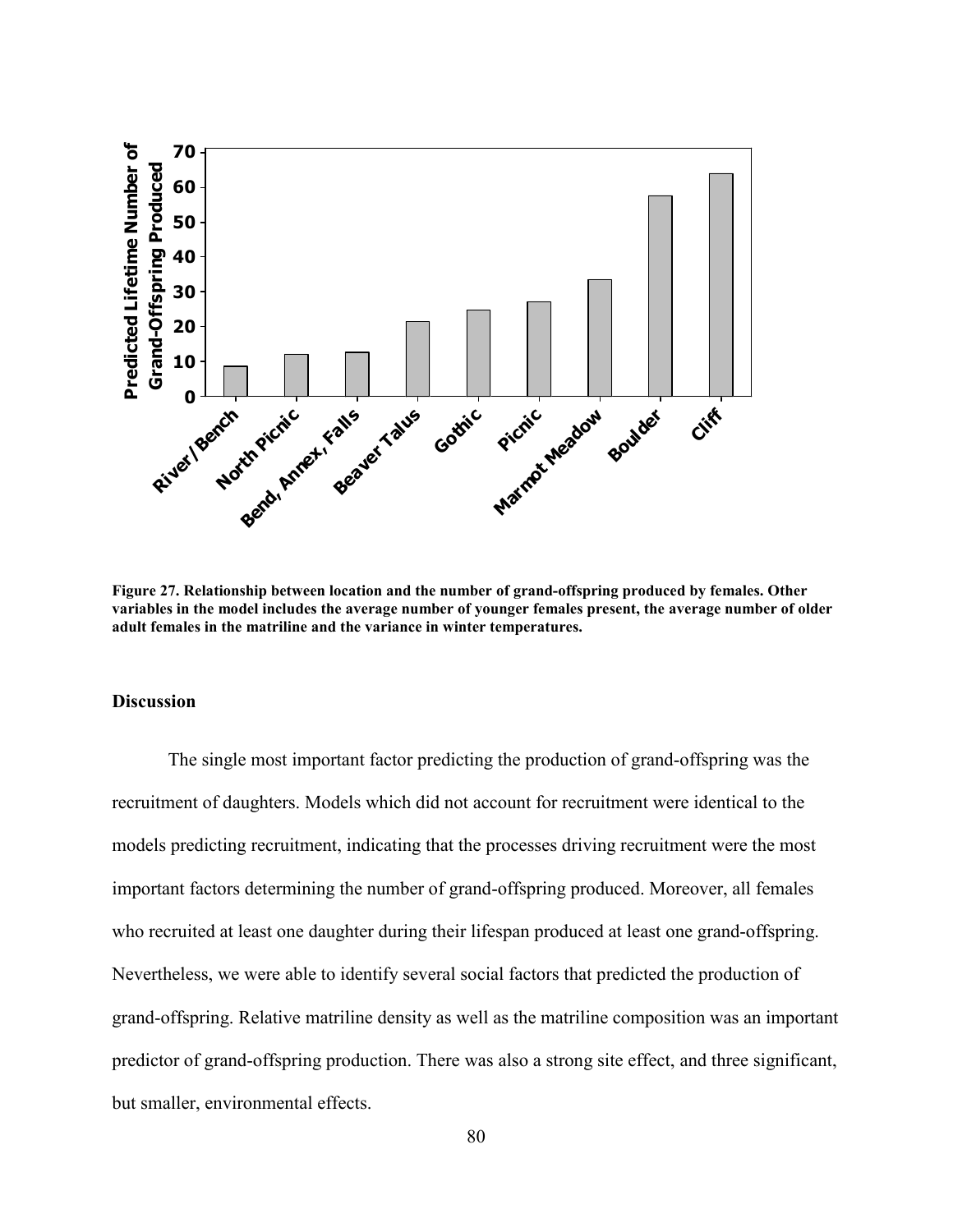Figure 27. Relationship between location and the number of grand-offspring produced by females. Other variables in the model includes the average number of younger females present, the average number of older adult females in the matriline and the variance in winter temperatures.

### Discussion

The single most important factor predicting the production of grand-offspring was the recruitment of daughters. Models which did not account for recruitment were identical to the models predicting recruitment, indicating that the processes driving recruitment were the most important factors determining the number of grand-offspring produced. Moreover, all females who recruited at least one daughter during their lifespan produced at least one grand-offspring. Nevertheless, we were able to identify several social factors that predicted the production of grand-offspring. Relative matriline density as well as the matriline composition was an important predictor of grand-offspring production. There was also a strong site effect, and three significant, but smaller, environmental effects.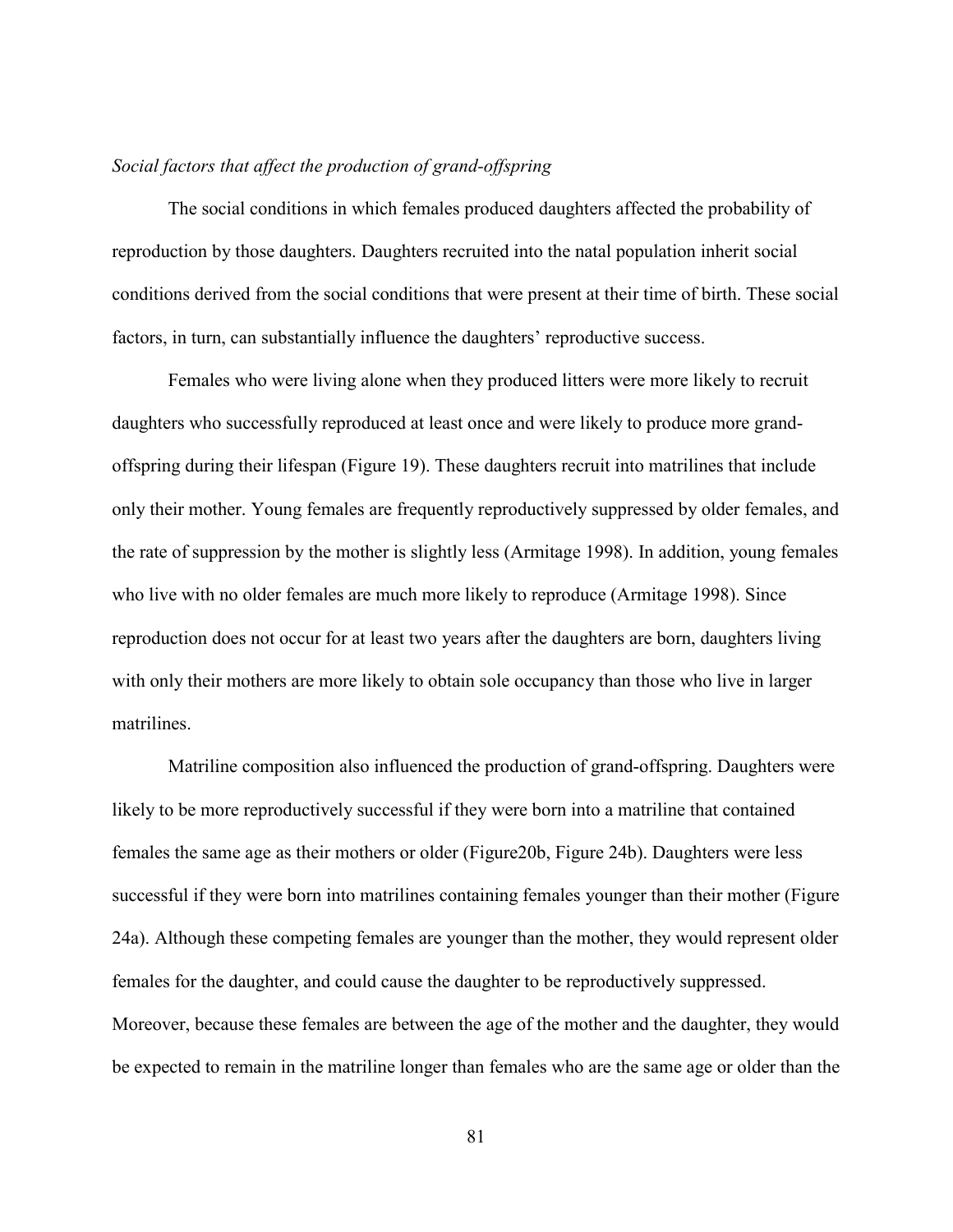*Social factors that affect the production of grand-offspring*

The social conditions in which females produced daughters affected the probability of reproduction by those daughters. Daughters recruited into the natal population inherit social conditions derived from the social conditions that were present at their time of birth. These social factors, in turn, can substantially influence the daughters' reproductive success.

Females who were living alone when they produced litters were more likely to recruit daughters who successfully reproduced at least once and were likely to produce more grand-offspring during their lifespan (Figure 19). These daughters recruit into matrilines that include only their mother. Young females are frequently reproductively suppressed by older females, and the rate of suppression by the mother is slightly less (Armitage 1998). In addition, young females who live with no older females are much more likely to reproduce (Armitage 1998). Since reproduction does not occur for at least two years after the daughters are born, daughters living with only their mothers are more likely to obtain sole occupancy than those who live in larger matrilines.

Matriline composition also influenced the production of grand-offspring. Daughters were likely to be more reproductively successful if they were born into a matriline that contained females the same age as their mothers or older (Figure20b, Figure 24b). Daughters were less successful if they were born into matrilines containing females younger than their mother (Figure 24a). Although these competing females are younger than the mother, they would represent older females for the daughter, and could cause the daughter to be reproductively suppressed. Moreover, because these females are between the age of the mother and the daughter, they would be expected to remain in the matriline longer than females who are the same age or older than the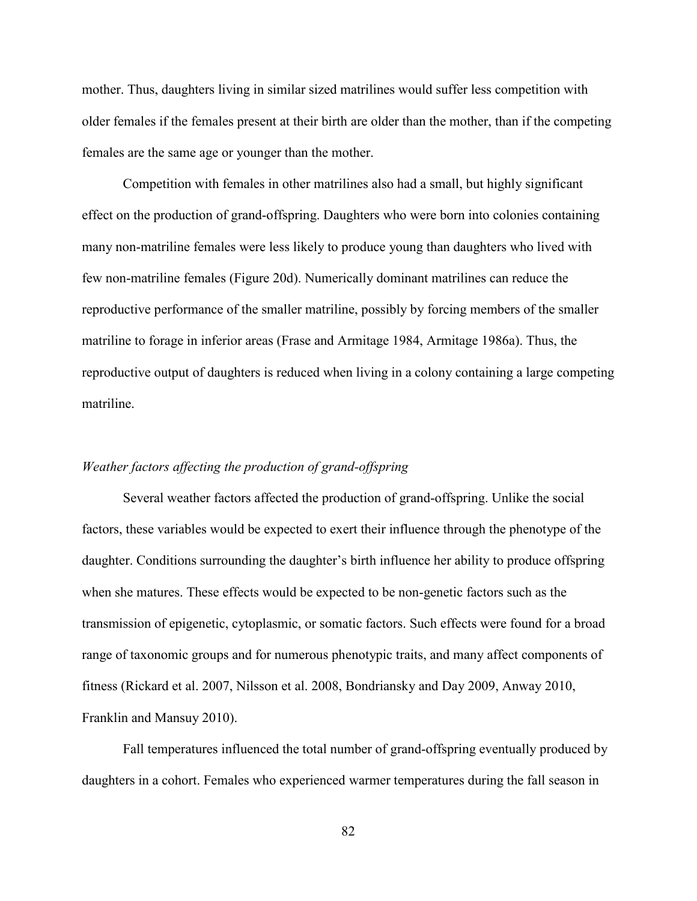mother. Thus, daughters living in similar sized matrilines would suffer less competition with older females if the females present at their birth are older than the mother, than if the competing females are the same age or younger than the mother.

Competition with females in other matrilines also had a small, but highly significant effect on the production of grand-offspring. Daughters who were born into colonies containing many non-matriline females were less likely to produce young than daughters who lived with few non-matriline females (Figure 20d). Numerically dominant matrilines can reduce the reproductive performance of the smaller matriline, possibly by forcing members of the smaller matriline to forage in inferior areas (Frase and Armitage 1984, Armitage 1986a). Thus, the reproductive output of daughters is reduced when living in a colony containing a large competing matriline.

### *Weather factors affecting the production of grand-offspring*

Several weather factors affected the production of grand-offspring. Unlike the social factors, these variables would be expected to exert their influence through the phenotype of the daughter. Conditions surrounding the daughter's birth influence her ability to produce offspring when she matures. These effects would be expected to be non-genetic factors such as the transmission of epigenetic, cytoplasmic, or somatic factors. Such effects were found for a broad range of taxonomic groups and for numerous phenotypic traits, and many affect components of fitness (Rickard et al. 2007, Nilsson et al. 2008, Bondriansky and Day 2009, Anway 2010, Franklin and Mansuy 2010).

Fall temperatures influenced the total number of grand-offspring eventually produced by daughters in a cohort. Females who experienced warmer temperatures during the fall season in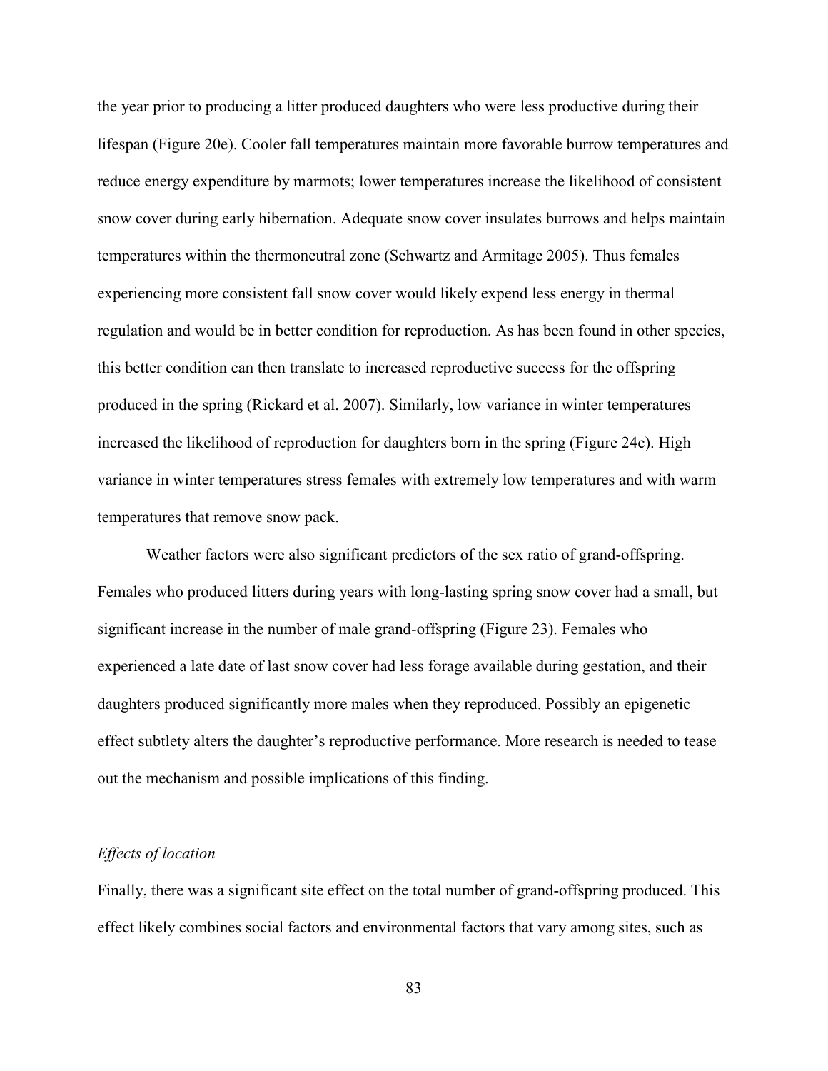the year prior to producing a litter produced daughters who were less productive during their lifespan (Figure 20e). Cooler fall temperatures maintain more favorable burrow temperatures and reduce energy expenditure by marmots; lower temperatures increase the likelihood of consistent snow cover during early hibernation. Adequate snow cover insulates burrows and helps maintain temperatures within the thermoneutral zone (Schwartz and Armitage 2005). Thus females experiencing more consistent fall snow cover would likely expend less energy in thermal regulation and would be in better condition for reproduction. As has been found in other species, this better condition can then translate to increased reproductive success for the offspring produced in the spring (Rickard et al. 2007). Similarly, low variance in winter temperatures increased the likelihood of reproduction for daughters born in the spring (Figure 24c). High variance in winter temperatures stress females with extremely low temperatures and with warm temperatures that remove snow pack.

Weather factors were also significant predictors of the sex ratio of grand-offspring. Females who produced litters during years with long-lasting spring snow cover had a small, but significant increase in the number of male grand-offspring (Figure 23). Females who experienced a late date of last snow cover had less forage available during gestation, and their daughters produced significantly more males when they reproduced. Possibly an epigenetic effect subtlety alters the daughter's reproductive performance. More research is needed to tease out the mechanism and possible implications of this finding.

*Effects of location*

Finally, there was a significant site effect on the total number of grand-offspring produced. This effect likely combines social factors and environmental factors that vary among sites, such as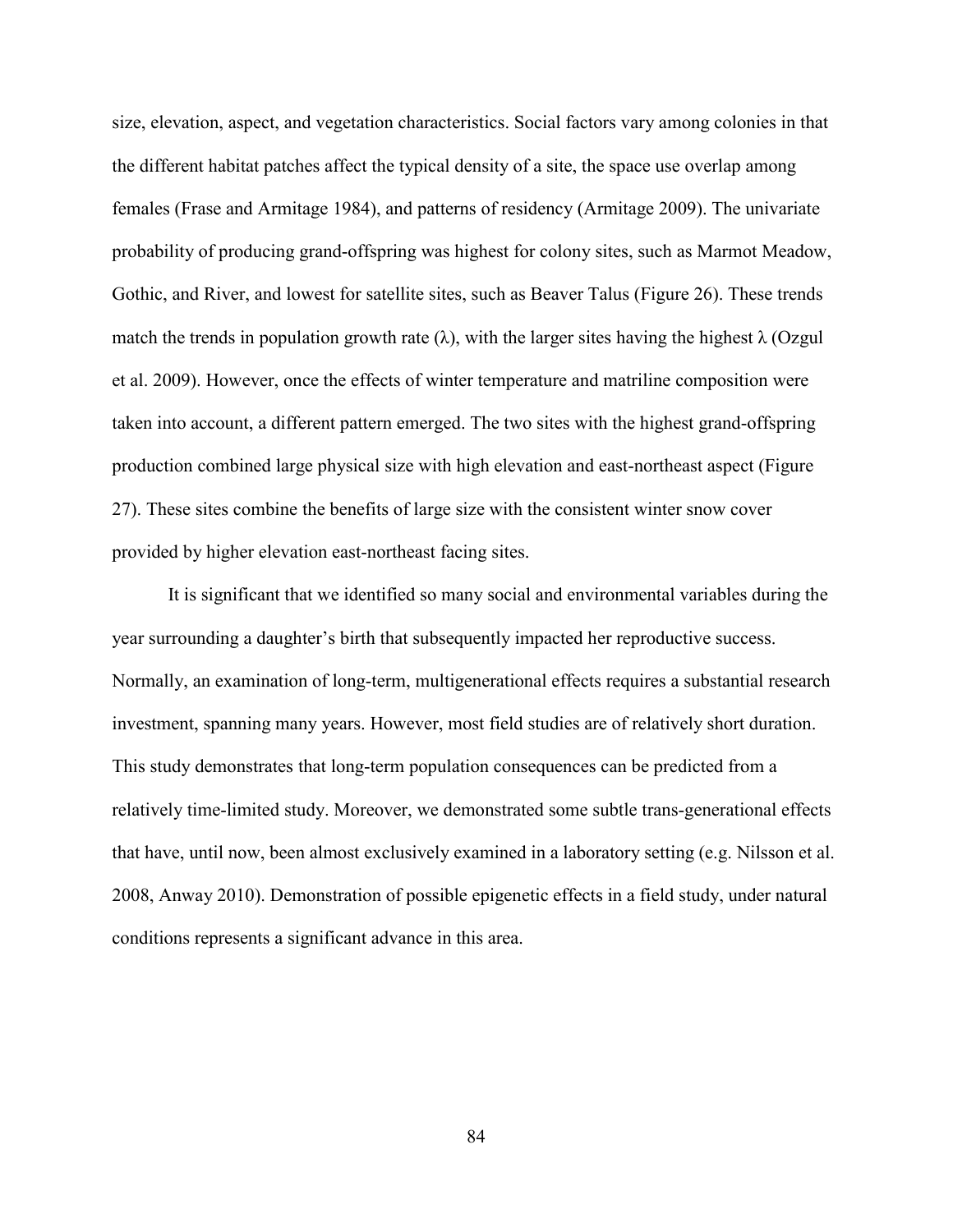size, elevation, aspect, and vegetation characteristics. Social factors vary among colonies in that the different habitat patches affect the typical density of a site, the space use overlap among females (Frase and Armitage 1984), and patterns of residency (Armitage 2009). The univariate probability of producing grand-offspring was highest for colony sites, such as Marmot Meadow, Gothic, and River, and lowest for satellite sites, such as Beaver Talus (Figure 26). These trends match the trends in population growth rate ($\lambda$), with the larger sites having the highest $\lambda$ (Ozgul et al. 2009). However, once the effects of winter temperature and matriline composition were taken into account, a different pattern emerged. The two sites with the highest grand-offspring production combined large physical size with high elevation and east-northeast aspect (Figure 27). These sites combine the benefits of large size with the consistent winter snow cover provided by higher elevation east-northeast facing sites.

It is significant that we identified so many social and environmental variables during the year surrounding a daughter's birth that subsequently impacted her reproductive success. Normally, an examination of long-term, multigenerational effects requires a substantial research investment, spanning many years. However, most field studies are of relatively short duration. This study demonstrates that long-term population consequences can be predicted from a relatively time-limited study. Moreover, we demonstrated some subtle trans-generational effects that have, until now, been almost exclusively examined in a laboratory setting (e.g. Nilsson et al. 2008, Anway 2010). Demonstration of possible epigenetic effects in a field study, under natural conditions represents a significant advance in this area.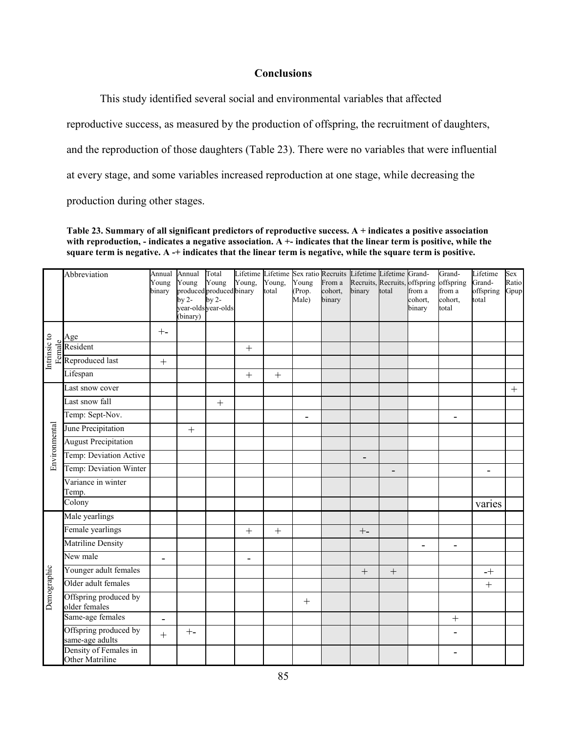## Conclusions

This study identified several social and environmental variables that affected reproductive success, as measured by the production of offspring, the recruitment of daughters, and the reproduction of those daughters (Table 23). There were no variables that were influential at every stage, and some variables increased reproduction at one stage, while decreasing the production during other stages.

**Table 23. Summary of all significant predictors of reproductive success. A + indicates a positive association with reproduction, - indicates a negative association. A +- indicates that the linear term is positive, while the square term is negative. A -+ indicates that the linear term is negative, while the square term is positive.**

| | Abbreviation | Annual Young binary | Annual Young produced by 2-year-olds (binary) | Total Young produced by 2-year-olds | Lifetime Young, binary | Lifetime Young, total | Sex ratio Young (Prop. Male) | Recruits From a cohort, binary | Lifetime Recruits, binary | Lifetime Recruits, total | Grand-offspring from a cohort, binary | Grand-offspring from a cohort, total | Lifetime Grand-offspring total | Sex Ratio Gpup |
|---|---|---|---|---|---|---|---|---|---|---|---|---|---|---|
| Intrinsic to Female | Age | +- | | | | | | | | | | | | |
| | Resident | | | | + | | | | | | | | | |
| | Reproduced last | + | | | | | | | | | | | | |
| | Lifespan | | | | + | + | | | | | | | | |
| Environmental | Last snow cover | | | | | | | | | | | | | + |
| | Last snow fall | | | + | | | | | | | | | | |
| | Temp: Sept-Nov. | | | | | | - | | | | | - | | |
| | June Precipitation | | + | | | | | | | | | | | |
| | August Precipitation | | | | | | | | | | | | | |
| | Temp: Deviation Active | | | | | | | | - | | | | | |
| | Temp: Deviation Winter | | | | | | | | | - | | | - | |
| | Variance in winter Temp. | | | | | | | | | | | | | |
| | Colony | | | | | | | | | | | | varies | |
| Demographic | Male yearlings | | | | | | | | | | | | | |
| | Female yearlings | | | | + | + | | | +- | | | | | |
| | Matriline Density | | | | | | | | | | - | - | | |
| | New male | - | | | - | | | | | | | | | |
| | Younger adult females | | | | | | | | + | + | | | -+ | |
| | Older adult females | | | | | | | | | | | | + | |
| | Offspring produced by older females | | | | | | + | | | | | | | |
| | Same-age females | - | | | | | | | | | | + | | |
| | Offspring produced by same-age adults | + | +- | | | | | | | | | - | | |
| | Density of Females in Other Matriline | | | | | | | | | | | - | | |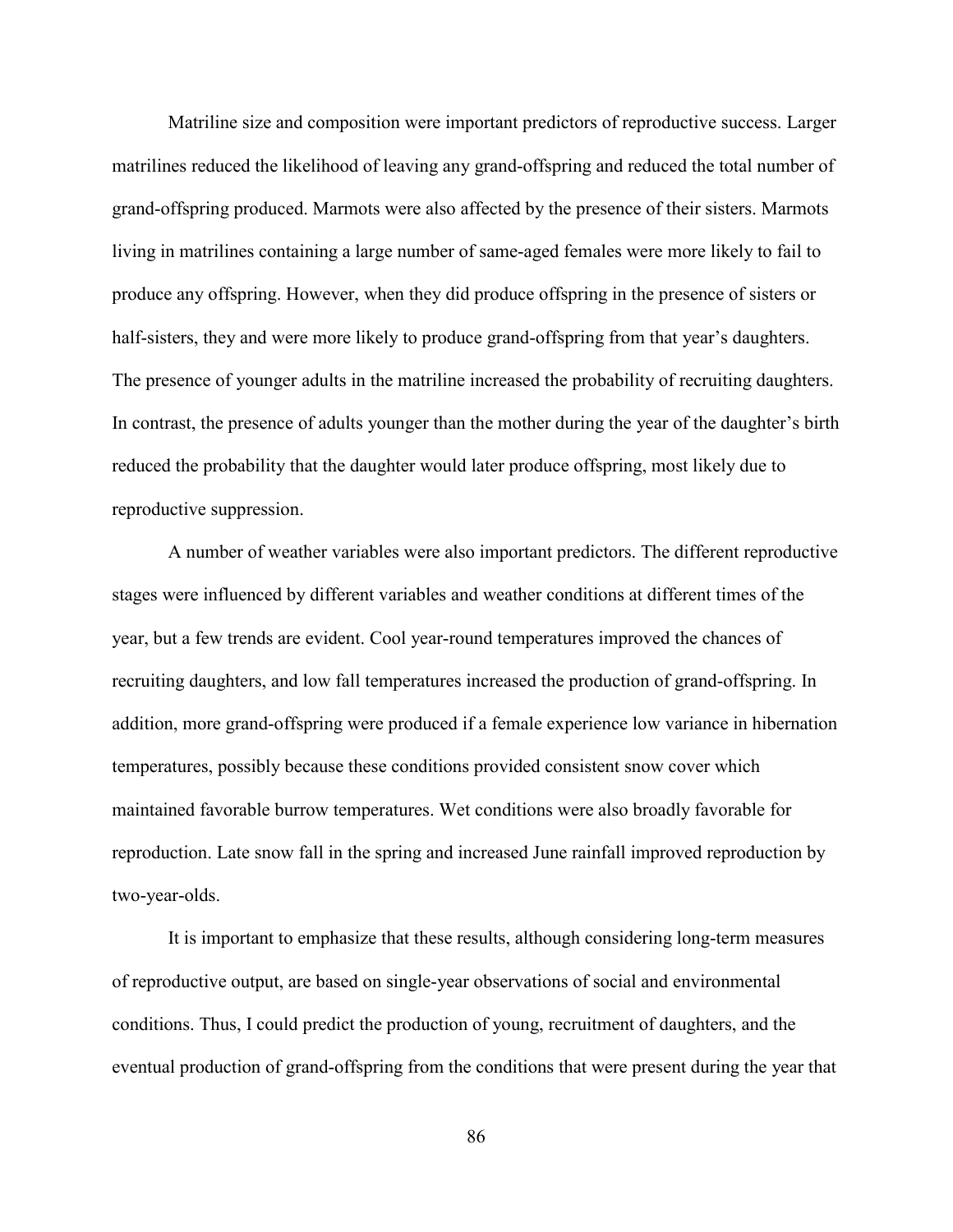Matriline size and composition were important predictors of reproductive success. Larger matrilines reduced the likelihood of leaving any grand-offspring and reduced the total number of grand-offspring produced. Marmots were also affected by the presence of their sisters. Marmots living in matrilines containing a large number of same-aged females were more likely to fail to produce any offspring. However, when they did produce offspring in the presence of sisters or half-sisters, they and were more likely to produce grand-offspring from that year's daughters. The presence of younger adults in the matriline increased the probability of recruiting daughters. In contrast, the presence of adults younger than the mother during the year of the daughter's birth reduced the probability that the daughter would later produce offspring, most likely due to reproductive suppression.

A number of weather variables were also important predictors. The different reproductive stages were influenced by different variables and weather conditions at different times of the year, but a few trends are evident. Cool year-round temperatures improved the chances of recruiting daughters, and low fall temperatures increased the production of grand-offspring. In addition, more grand-offspring were produced if a female experience low variance in hibernation temperatures, possibly because these conditions provided consistent snow cover which maintained favorable burrow temperatures. Wet conditions were also broadly favorable for reproduction. Late snow fall in the spring and increased June rainfall improved reproduction by two-year-olds.

It is important to emphasize that these results, although considering long-term measures of reproductive output, are based on single-year observations of social and environmental conditions. Thus, I could predict the production of young, recruitment of daughters, and the eventual production of grand-offspring from the conditions that were present during the year that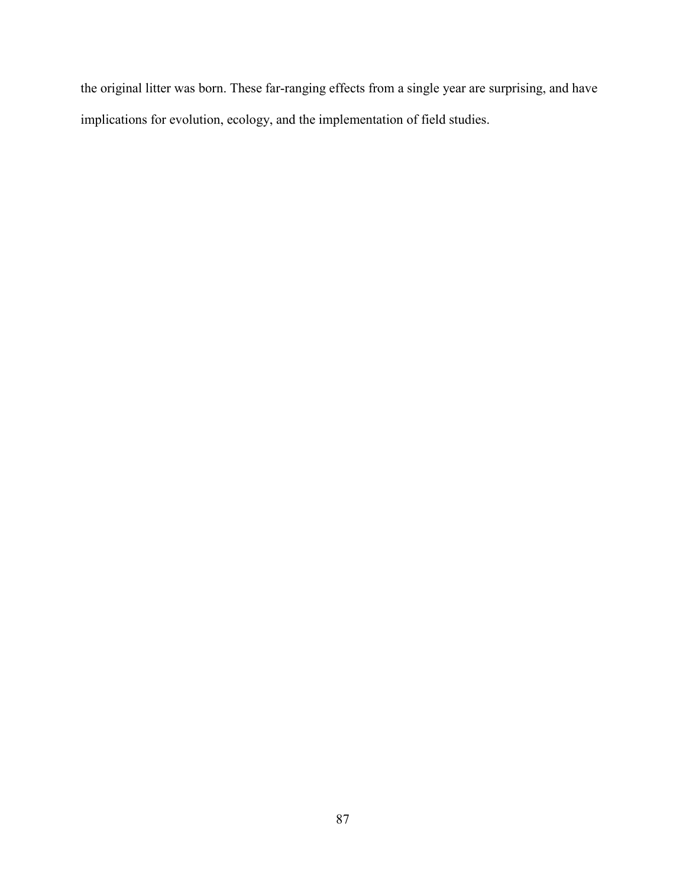the original litter was born. These far-ranging effects from a single year are surprising, and have implications for evolution, ecology, and the implementation of field studies.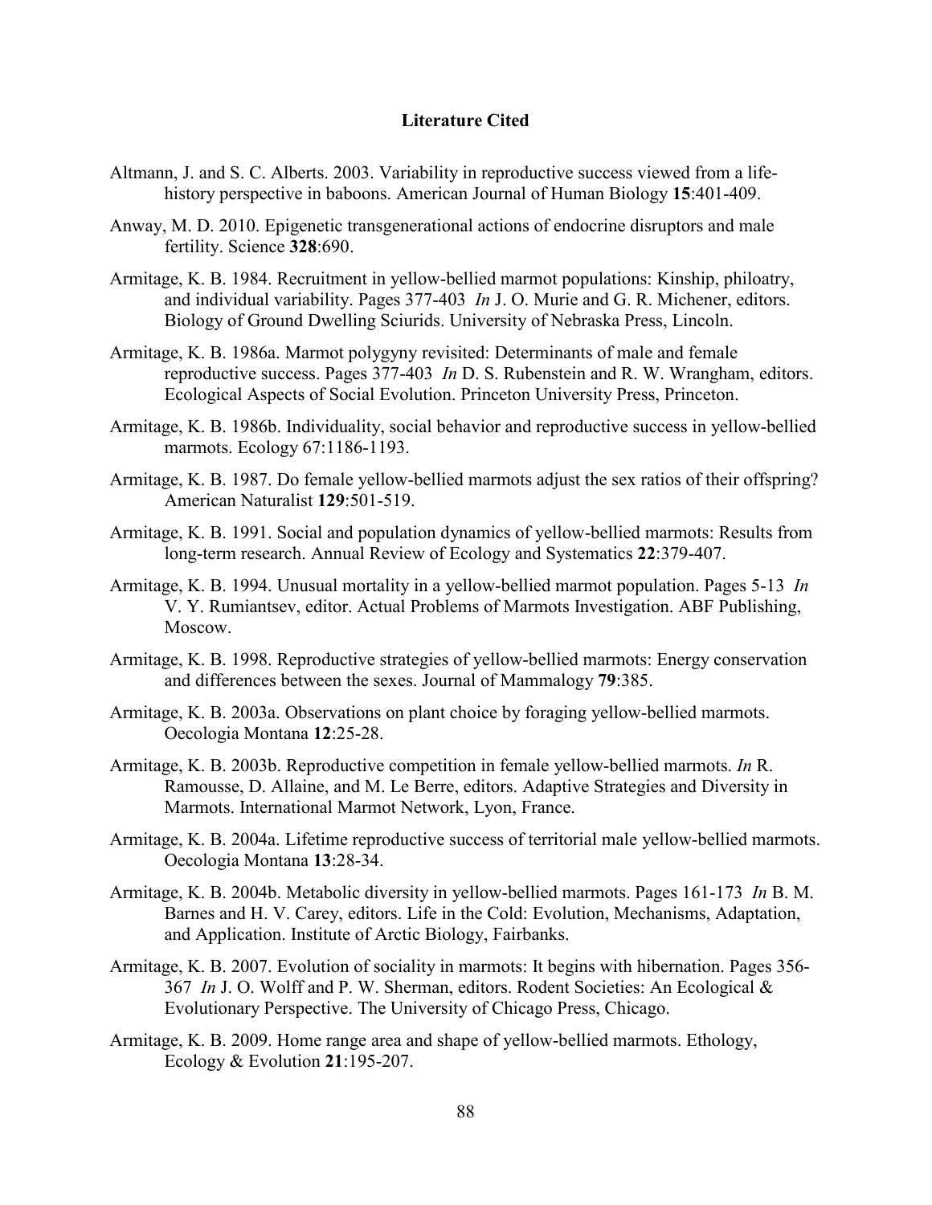## Literature Cited

Altmann, J. and S. C. Alberts. 2003. Variability in reproductive success viewed from a life-history perspective in baboons. American Journal of Human Biology **15**:401-409.

Anway, M. D. 2010. Epigenetic transgenerational actions of endocrine disruptors and male fertility. Science **328**:690.

Armitage, K. B. 1984. Recruitment in yellow-bellied marmot populations: Kinship, philoatry, and individual variability. Pages 377-403 *In* J. O. Murie and G. R. Michener, editors. Biology of Ground Dwelling Sciurids. University of Nebraska Press, Lincoln.

Armitage, K. B. 1986a. Marmot polygyny revisited: Determinants of male and female reproductive success. Pages 377-403 *In* D. S. Rubenstein and R. W. Wrangham, editors. Ecological Aspects of Social Evolution. Princeton University Press, Princeton.

Armitage, K. B. 1986b. Individuality, social behavior and reproductive success in yellow-bellied marmots. Ecology 67:1186-1193.

Armitage, K. B. 1987. Do female yellow-bellied marmots adjust the sex ratios of their offspring? American Naturalist **129**:501-519.

Armitage, K. B. 1991. Social and population dynamics of yellow-bellied marmots: Results from long-term research. Annual Review of Ecology and Systematics **22**:379-407.

Armitage, K. B. 1994. Unusual mortality in a yellow-bellied marmot population. Pages 5-13 *In* V. Y. Rumiantsev, editor. Actual Problems of Marmots Investigation. ABF Publishing, Moscow.

Armitage, K. B. 1998. Reproductive strategies of yellow-bellied marmots: Energy conservation and differences between the sexes. Journal of Mammalogy **79**:385.

Armitage, K. B. 2003a. Observations on plant choice by foraging yellow-bellied marmots. Oecologia Montana **12**:25-28.

Armitage, K. B. 2003b. Reproductive competition in female yellow-bellied marmots. *In* R. Ramousse, D. Allaine, and M. Le Berre, editors. Adaptive Strategies and Diversity in Marmots. International Marmot Network, Lyon, France.

Armitage, K. B. 2004a. Lifetime reproductive success of territorial male yellow-bellied marmots. Oecologia Montana **13**:28-34.

Armitage, K. B. 2004b. Metabolic diversity in yellow-bellied marmots. Pages 161-173 *In* B. M. Barnes and H. V. Carey, editors. Life in the Cold: Evolution, Mechanisms, Adaptation, and Application. Institute of Arctic Biology, Fairbanks.

Armitage, K. B. 2007. Evolution of sociality in marmots: It begins with hibernation. Pages 356-367 *In* J. O. Wolff and P. W. Sherman, editors. Rodent Societies: An Ecological & Evolutionary Perspective. The University of Chicago Press, Chicago.

Armitage, K. B. 2009. Home range area and shape of yellow-bellied marmots. Ethology, Ecology & Evolution **21**:195-207.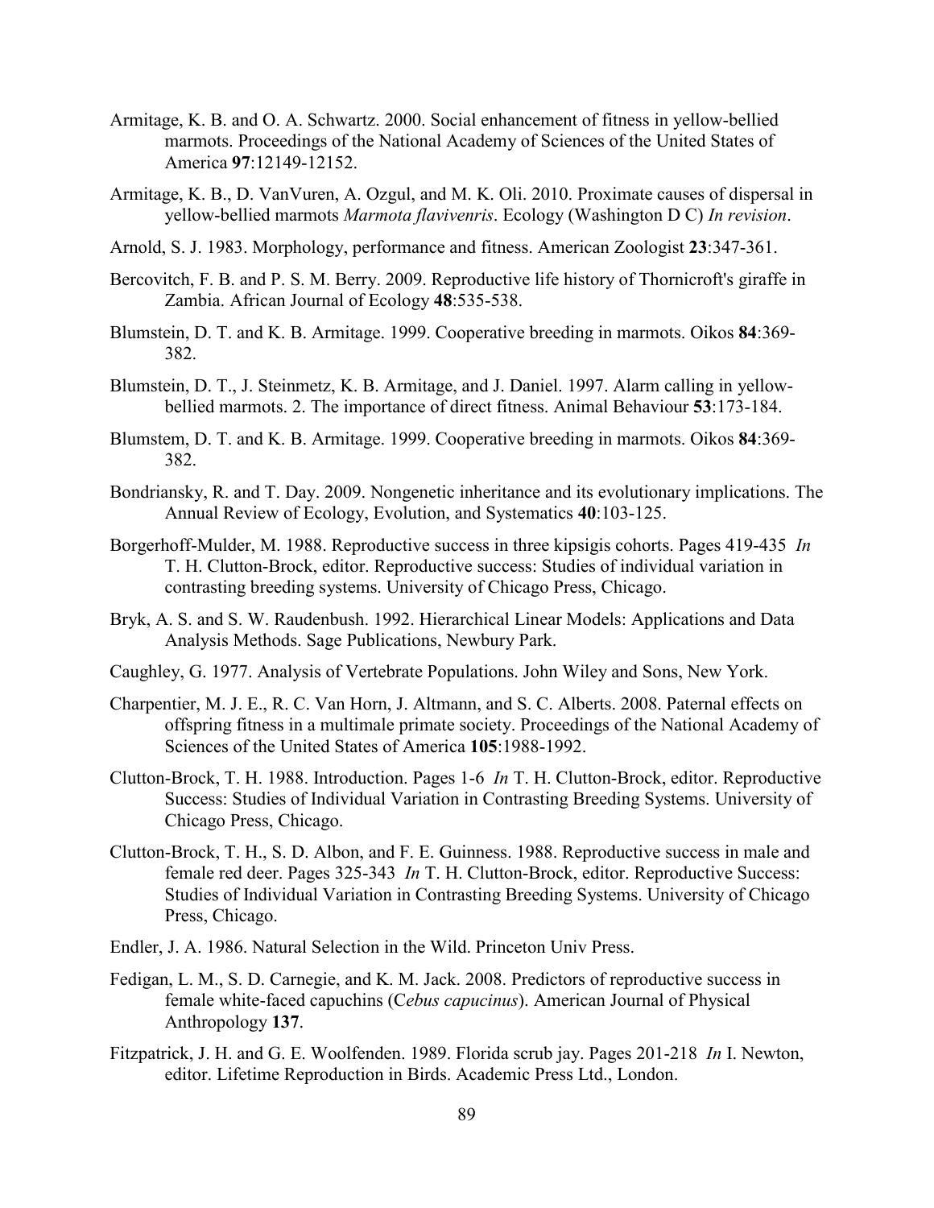Armitage, K. B. and O. A. Schwartz. 2000. Social enhancement of fitness in yellow-bellied marmots. Proceedings of the National Academy of Sciences of the United States of America **97**:12149-12152.

Armitage, K. B., D. VanVuren, A. Ozgul, and M. K. Oli. 2010. Proximate causes of dispersal in yellow-bellied marmots *Marmota flavivenris*. Ecology (Washington D C) *In revision*.

Arnold, S. J. 1983. Morphology, performance and fitness. American Zoologist **23**:347-361.

Bercovitch, F. B. and P. S. M. Berry. 2009. Reproductive life history of Thornicroft's giraffe in Zambia. African Journal of Ecology **48**:535-538.

Blumstein, D. T. and K. B. Armitage. 1999. Cooperative breeding in marmots. Oikos **84**:369-382.

Blumstein, D. T., J. Steinmetz, K. B. Armitage, and J. Daniel. 1997. Alarm calling in yellow-bellied marmots. 2. The importance of direct fitness. Animal Behaviour **53**:173-184.

Blumstem, D. T. and K. B. Armitage. 1999. Cooperative breeding in marmots. Oikos **84**:369-382.

Bondriansky, R. and T. Day. 2009. Nongenetic inheritance and its evolutionary implications. The Annual Review of Ecology, Evolution, and Systematics **40**:103-125.

Borgerhoff-Mulder, M. 1988. Reproductive success in three kipsigis cohorts. Pages 419-435 *In* T. H. Clutton-Brock, editor. Reproductive success: Studies of individual variation in contrasting breeding systems. University of Chicago Press, Chicago.

Bryk, A. S. and S. W. Raudenbush. 1992. Hierarchical Linear Models: Applications and Data Analysis Methods. Sage Publications, Newbury Park.

Caughley, G. 1977. Analysis of Vertebrate Populations. John Wiley and Sons, New York.

Charpentier, M. J. E., R. C. Van Horn, J. Altmann, and S. C. Alberts. 2008. Paternal effects on offspring fitness in a multimale primate society. Proceedings of the National Academy of Sciences of the United States of America **105**:1988-1992.

Clutton-Brock, T. H. 1988. Introduction. Pages 1-6 *In* T. H. Clutton-Brock, editor. Reproductive Success: Studies of Individual Variation in Contrasting Breeding Systems. University of Chicago Press, Chicago.

Clutton-Brock, T. H., S. D. Albon, and F. E. Guinness. 1988. Reproductive success in male and female red deer. Pages 325-343 *In* T. H. Clutton-Brock, editor. Reproductive Success: Studies of Individual Variation in Contrasting Breeding Systems. University of Chicago Press, Chicago.

Endler, J. A. 1986. Natural Selection in the Wild. Princeton Univ Press.

Fedigan, L. M., S. D. Carnegie, and K. M. Jack. 2008. Predictors of reproductive success in female white-faced capuchins (C*ebus capucinus*). American Journal of Physical Anthropology **137**.

Fitzpatrick, J. H. and G. E. Woolfenden. 1989. Florida scrub jay. Pages 201-218 *In* I. Newton, editor. Lifetime Reproduction in Birds. Academic Press Ltd., London.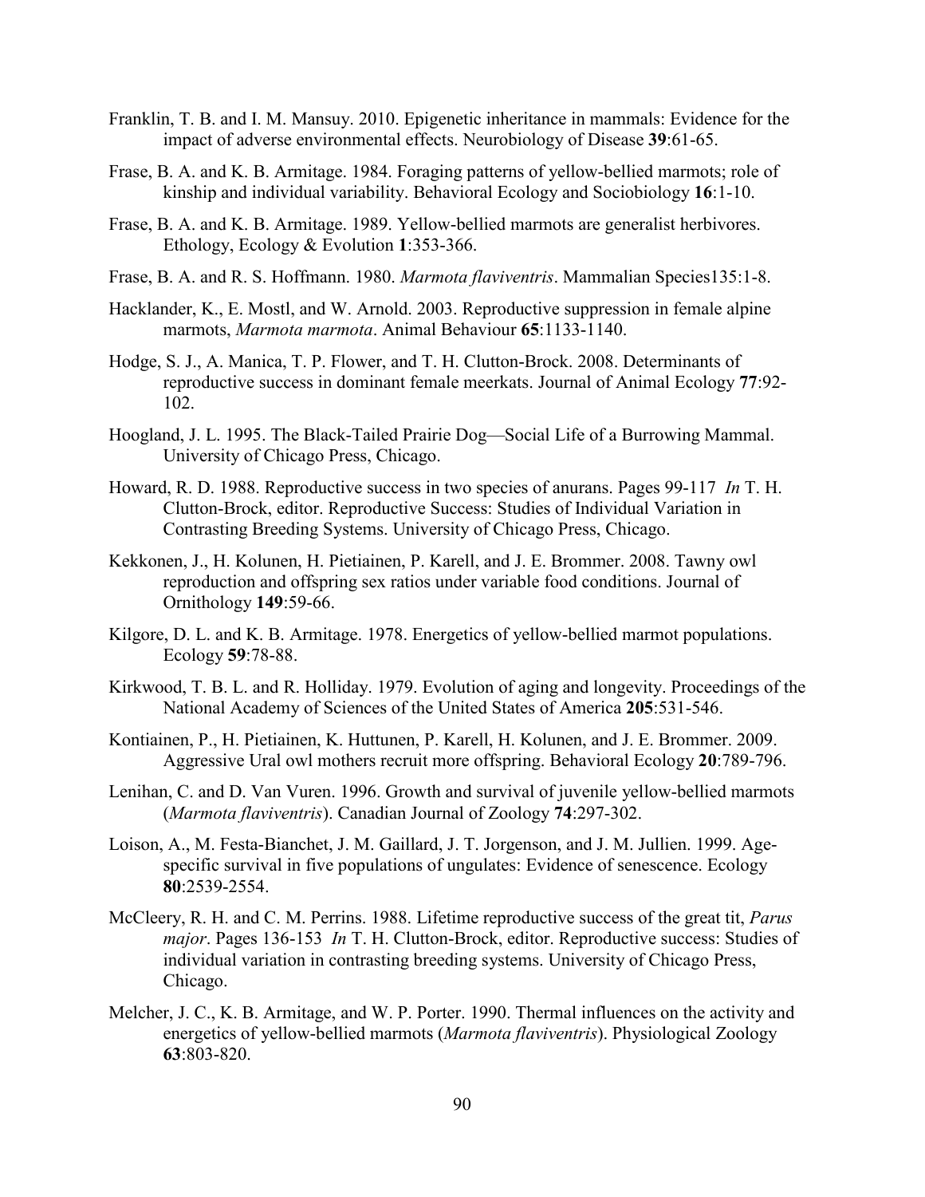Franklin, T. B. and I. M. Mansuy. 2010. Epigenetic inheritance in mammals: Evidence for the impact of adverse environmental effects. Neurobiology of Disease **39**:61-65.

Frase, B. A. and K. B. Armitage. 1984. Foraging patterns of yellow-bellied marmots; role of kinship and individual variability. Behavioral Ecology and Sociobiology **16**:1-10.

Frase, B. A. and K. B. Armitage. 1989. Yellow-bellied marmots are generalist herbivores. Ethology, Ecology & Evolution **1**:353-366.

Frase, B. A. and R. S. Hoffmann. 1980. *Marmota flaviventris*. Mammalian Species135:1-8.

Hacklander, K., E. Mostl, and W. Arnold. 2003. Reproductive suppression in female alpine marmots, *Marmota marmota*. Animal Behaviour **65**:1133-1140.

Hodge, S. J., A. Manica, T. P. Flower, and T. H. Clutton-Brock. 2008. Determinants of reproductive success in dominant female meerkats. Journal of Animal Ecology **77**:92-102.

Hoogland, J. L. 1995. The Black-Tailed Prairie Dog—Social Life of a Burrowing Mammal. University of Chicago Press, Chicago.

Howard, R. D. 1988. Reproductive success in two species of anurans. Pages 99-117 *In* T. H. Clutton-Brock, editor. Reproductive Success: Studies of Individual Variation in Contrasting Breeding Systems. University of Chicago Press, Chicago.

Kekkonen, J., H. Kolunen, H. Pietiainen, P. Karell, and J. E. Brommer. 2008. Tawny owl reproduction and offspring sex ratios under variable food conditions. Journal of Ornithology **149**:59-66.

Kilgore, D. L. and K. B. Armitage. 1978. Energetics of yellow-bellied marmot populations. Ecology **59**:78-88.

Kirkwood, T. B. L. and R. Holliday. 1979. Evolution of aging and longevity. Proceedings of the National Academy of Sciences of the United States of America **205**:531-546.

Kontiainen, P., H. Pietiainen, K. Huttunen, P. Karell, H. Kolunen, and J. E. Brommer. 2009. Aggressive Ural owl mothers recruit more offspring. Behavioral Ecology **20**:789-796.

Lenihan, C. and D. Van Vuren. 1996. Growth and survival of juvenile yellow-bellied marmots (*Marmota flaviventris*). Canadian Journal of Zoology **74**:297-302.

Loison, A., M. Festa-Bianchet, J. M. Gaillard, J. T. Jorgenson, and J. M. Jullien. 1999. Age-specific survival in five populations of ungulates: Evidence of senescence. Ecology **80**:2539-2554.

McCleery, R. H. and C. M. Perrins. 1988. Lifetime reproductive success of the great tit, *Parus major*. Pages 136-153 *In* T. H. Clutton-Brock, editor. Reproductive success: Studies of individual variation in contrasting breeding systems. University of Chicago Press, Chicago.

Melcher, J. C., K. B. Armitage, and W. P. Porter. 1990. Thermal influences on the activity and energetics of yellow-bellied marmots (*Marmota flaviventris*). Physiological Zoology **63**:803-820.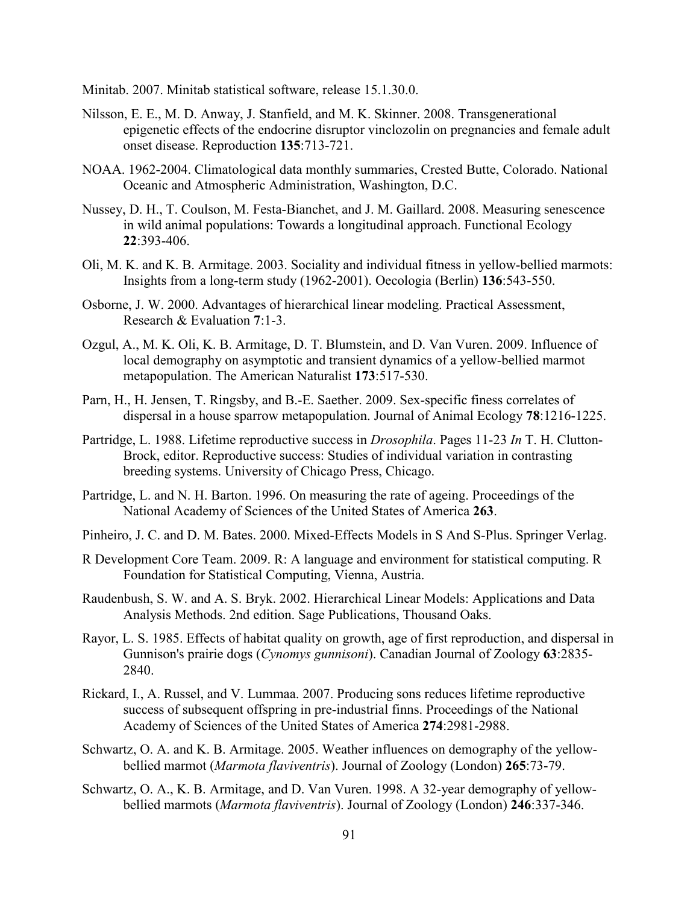Minitab. 2007. Minitab statistical software, release 15.1.30.0.

Nilsson, E. E., M. D. Anway, J. Stanfield, and M. K. Skinner. 2008. Transgenerational epigenetic effects of the endocrine disruptor vinclozolin on pregnancies and female adult onset disease. Reproduction **135**:713-721.

NOAA. 1962-2004. Climatological data monthly summaries, Crested Butte, Colorado. National Oceanic and Atmospheric Administration, Washington, D.C.

Nussey, D. H., T. Coulson, M. Festa-Bianchet, and J. M. Gaillard. 2008. Measuring senescence in wild animal populations: Towards a longitudinal approach. Functional Ecology **22**:393-406.

Oli, M. K. and K. B. Armitage. 2003. Sociality and individual fitness in yellow-bellied marmots: Insights from a long-term study (1962-2001). Oecologia (Berlin) **136**:543-550.

Osborne, J. W. 2000. Advantages of hierarchical linear modeling. Practical Assessment, Research & Evaluation **7**:1-3.

Ozgul, A., M. K. Oli, K. B. Armitage, D. T. Blumstein, and D. Van Vuren. 2009. Influence of local demography on asymptotic and transient dynamics of a yellow-bellied marmot metapopulation. The American Naturalist **173**:517-530.

Parn, H., H. Jensen, T. Ringsby, and B.-E. Saether. 2009. Sex-specific finess correlates of dispersal in a house sparrow metapopulation. Journal of Animal Ecology **78**:1216-1225.

Partridge, L. 1988. Lifetime reproductive success in *Drosophila*. Pages 11-23 *In* T. H. Clutton-Brock, editor. Reproductive success: Studies of individual variation in contrasting breeding systems. University of Chicago Press, Chicago.

Partridge, L. and N. H. Barton. 1996. On measuring the rate of ageing. Proceedings of the National Academy of Sciences of the United States of America **263**.

Pinheiro, J. C. and D. M. Bates. 2000. Mixed-Effects Models in S And S-Plus. Springer Verlag.

R Development Core Team. 2009. R: A language and environment for statistical computing. R Foundation for Statistical Computing, Vienna, Austria.

Raudenbush, S. W. and A. S. Bryk. 2002. Hierarchical Linear Models: Applications and Data Analysis Methods. 2nd edition. Sage Publications, Thousand Oaks.

Rayor, L. S. 1985. Effects of habitat quality on growth, age of first reproduction, and dispersal in Gunnison's prairie dogs (*Cynomys gunnisoni*). Canadian Journal of Zoology **63**:2835-2840.

Rickard, I., A. Russel, and V. Lummaa. 2007. Producing sons reduces lifetime reproductive success of subsequent offspring in pre-industrial finns. Proceedings of the National Academy of Sciences of the United States of America **274**:2981-2988.

Schwartz, O. A. and K. B. Armitage. 2005. Weather influences on demography of the yellow-bellied marmot (*Marmota flaviventris*). Journal of Zoology (London) **265**:73-79.

Schwartz, O. A., K. B. Armitage, and D. Van Vuren. 1998. A 32-year demography of yellow-bellied marmots (*Marmota flaviventris*). Journal of Zoology (London) **246**:337-346.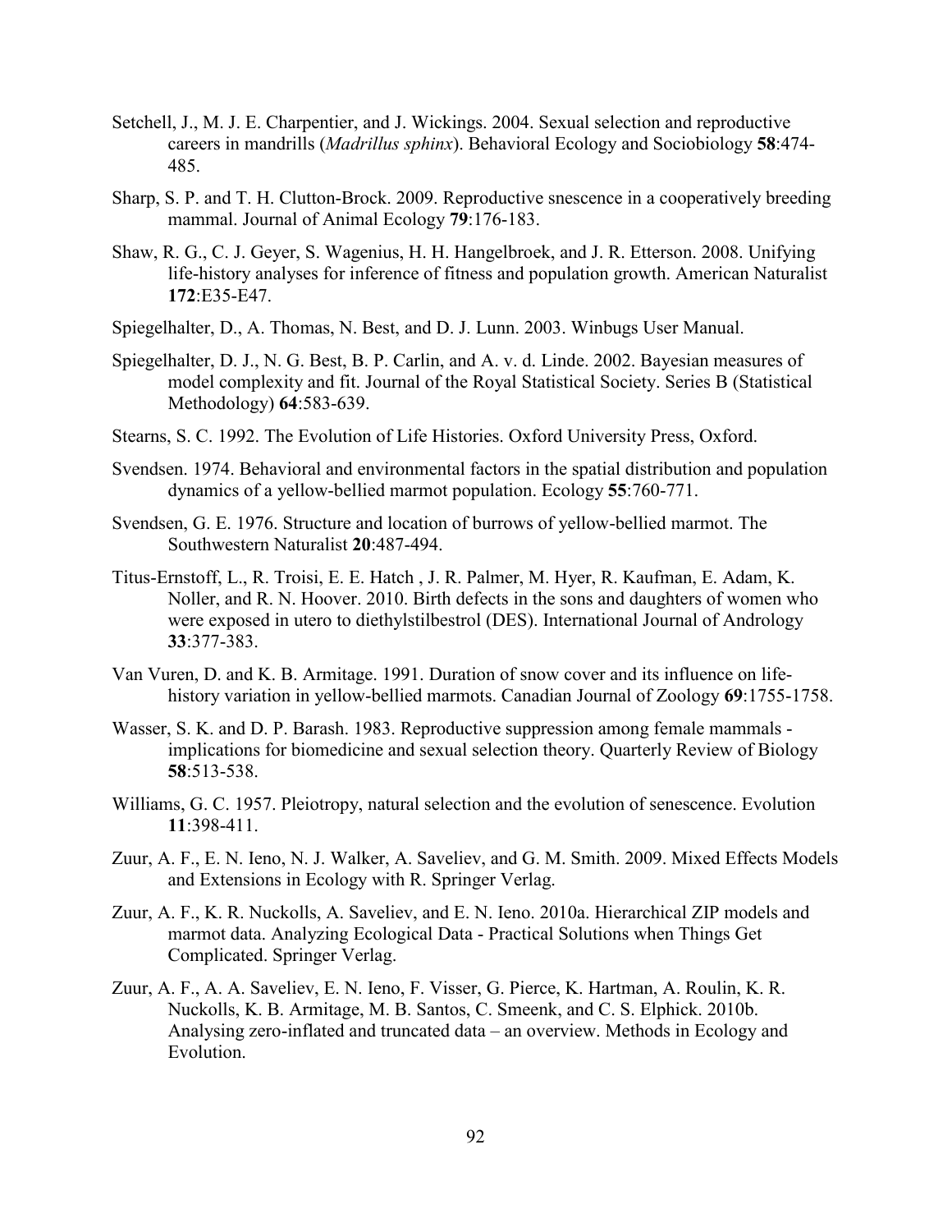Setchell, J., M. J. E. Charpentier, and J. Wickings. 2004. Sexual selection and reproductive careers in mandrills (*Madrillus sphinx*). Behavioral Ecology and Sociobiology **58**:474-485.

Sharp, S. P. and T. H. Clutton-Brock. 2009. Reproductive snescence in a cooperatively breeding mammal. Journal of Animal Ecology **79**:176-183.

Shaw, R. G., C. J. Geyer, S. Wagenius, H. H. Hangelbroek, and J. R. Etterson. 2008. Unifying life-history analyses for inference of fitness and population growth. American Naturalist **172**:E35-E47.

Spiegelhalter, D., A. Thomas, N. Best, and D. J. Lunn. 2003. Winbugs User Manual.

Spiegelhalter, D. J., N. G. Best, B. P. Carlin, and A. v. d. Linde. 2002. Bayesian measures of model complexity and fit. Journal of the Royal Statistical Society. Series B (Statistical Methodology) **64**:583-639.

Stearns, S. C. 1992. The Evolution of Life Histories. Oxford University Press, Oxford.

Svendsen. 1974. Behavioral and environmental factors in the spatial distribution and population dynamics of a yellow-bellied marmot population. Ecology **55**:760-771.

Svendsen, G. E. 1976. Structure and location of burrows of yellow-bellied marmot. The Southwestern Naturalist **20**:487-494.

Titus-Ernstoff, L., R. Troisi, E. E. Hatch , J. R. Palmer, M. Hyer, R. Kaufman, E. Adam, K. Noller, and R. N. Hoover. 2010. Birth defects in the sons and daughters of women who were exposed in utero to diethylstilbestrol (DES). International Journal of Andrology **33**:377-383.

Van Vuren, D. and K. B. Armitage. 1991. Duration of snow cover and its influence on life-history variation in yellow-bellied marmots. Canadian Journal of Zoology **69**:1755-1758.

Wasser, S. K. and D. P. Barash. 1983. Reproductive suppression among female mammals - implications for biomedicine and sexual selection theory. Quarterly Review of Biology **58**:513-538.

Williams, G. C. 1957. Pleiotropy, natural selection and the evolution of senescence. Evolution **11**:398-411.

Zuur, A. F., E. N. Ieno, N. J. Walker, A. Saveliev, and G. M. Smith. 2009. Mixed Effects Models and Extensions in Ecology with R. Springer Verlag.

Zuur, A. F., K. R. Nuckolls, A. Saveliev, and E. N. Ieno. 2010a. Hierarchical ZIP models and marmot data. Analyzing Ecological Data - Practical Solutions when Things Get Complicated. Springer Verlag.

Zuur, A. F., A. A. Saveliev, E. N. Ieno, F. Visser, G. Pierce, K. Hartman, A. Roulin, K. R. Nuckolls, K. B. Armitage, M. B. Santos, C. Smeenk, and C. S. Elphick. 2010b. Analysing zero-inflated and truncated data – an overview. Methods in Ecology and Evolution.